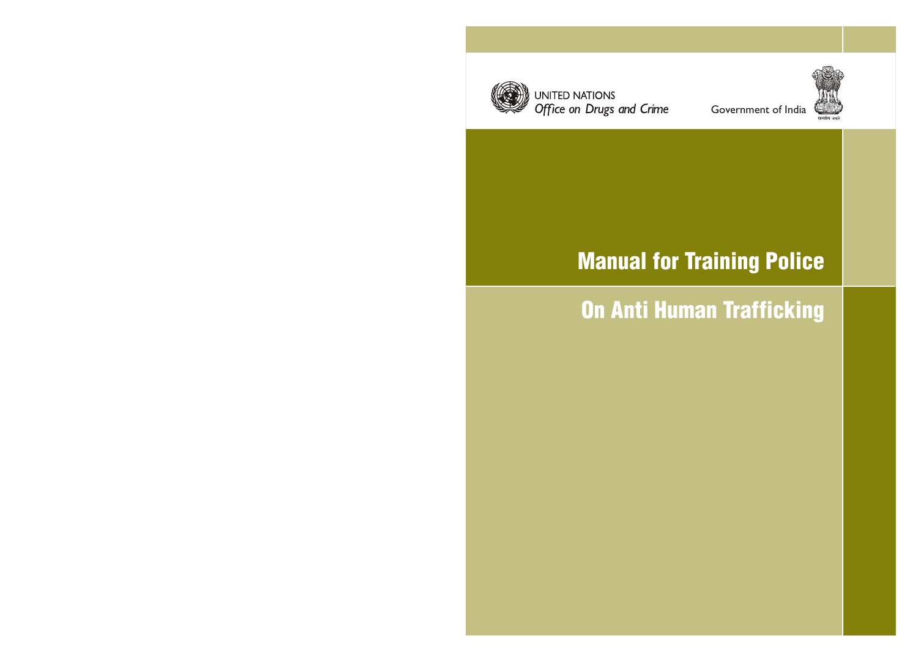UNITED NATIONS
*Office on Drugs and Crime*

Government of India

# Manual for Training Police

# On Anti Human Trafficking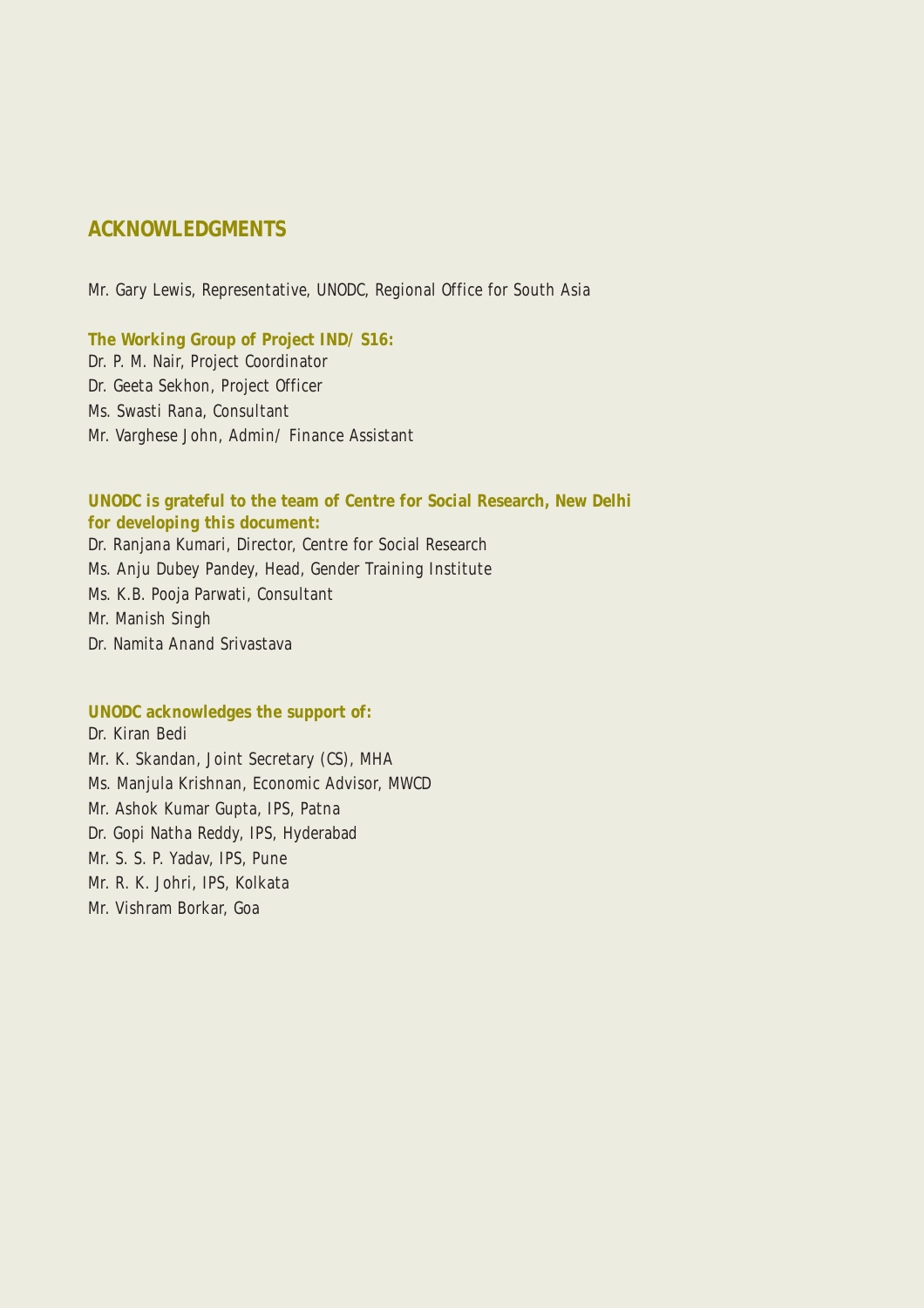## ACKNOWLEDGMENTS

Mr. Gary Lewis, Representative, UNODC, Regional Office for South Asia

**The Working Group of Project IND/ S16:**

Dr. P. M. Nair, Project Coordinator
Dr. Geeta Sekhon, Project Officer
Ms. Swasti Rana, Consultant
Mr. Varghese John, Admin/ Finance Assistant

**UNODC is grateful to the team of Centre for Social Research, New Delhi for developing this document:**

Dr. Ranjana Kumari, Director, Centre for Social Research
Ms. Anju Dubey Pandey, Head, Gender Training Institute
Ms. K.B. Pooja Parwati, Consultant
Mr. Manish Singh
Dr. Namita Anand Srivastava

**UNODC acknowledges the support of:**

Dr. Kiran Bedi
Mr. K. Skandan, Joint Secretary (CS), MHA
Ms. Manjula Krishnan, Economic Advisor, MWCD
Mr. Ashok Kumar Gupta, IPS, Patna
Dr. Gopi Natha Reddy, IPS, Hyderabad
Mr. S. S. P. Yadav, IPS, Pune
Mr. R. K. Johri, IPS, Kolkata
Mr. Vishram Borkar, Goa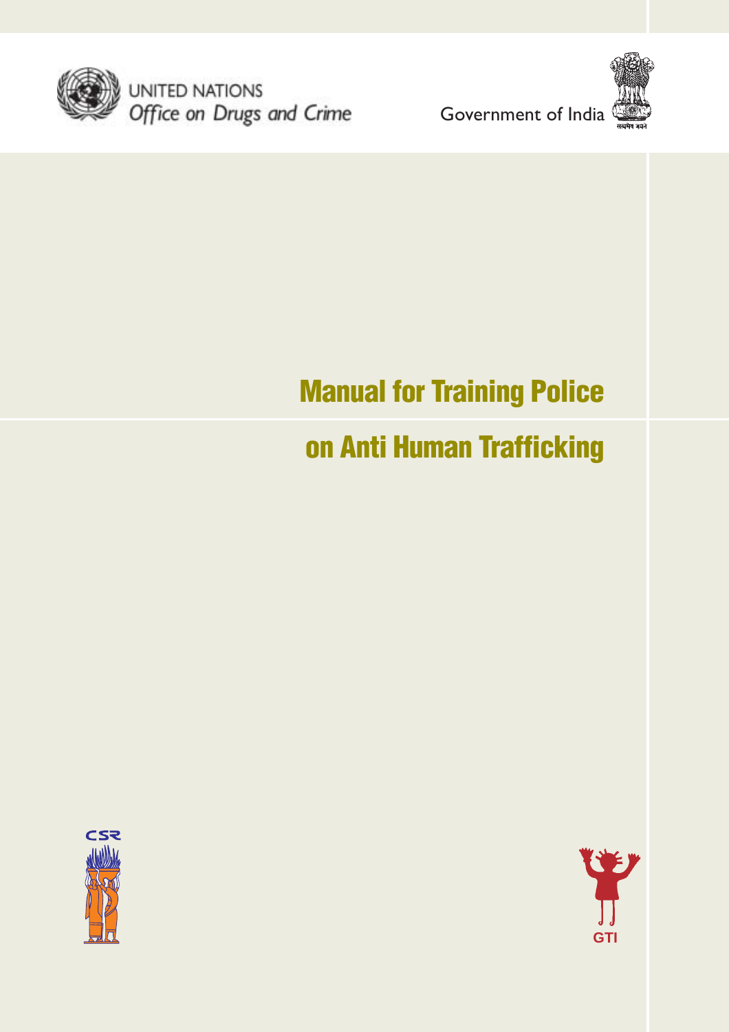UNITED NATIONS
*Office on Drugs and Crime*

Government of India

# Manual for Training Police on Anti Human Trafficking

CSR

GTI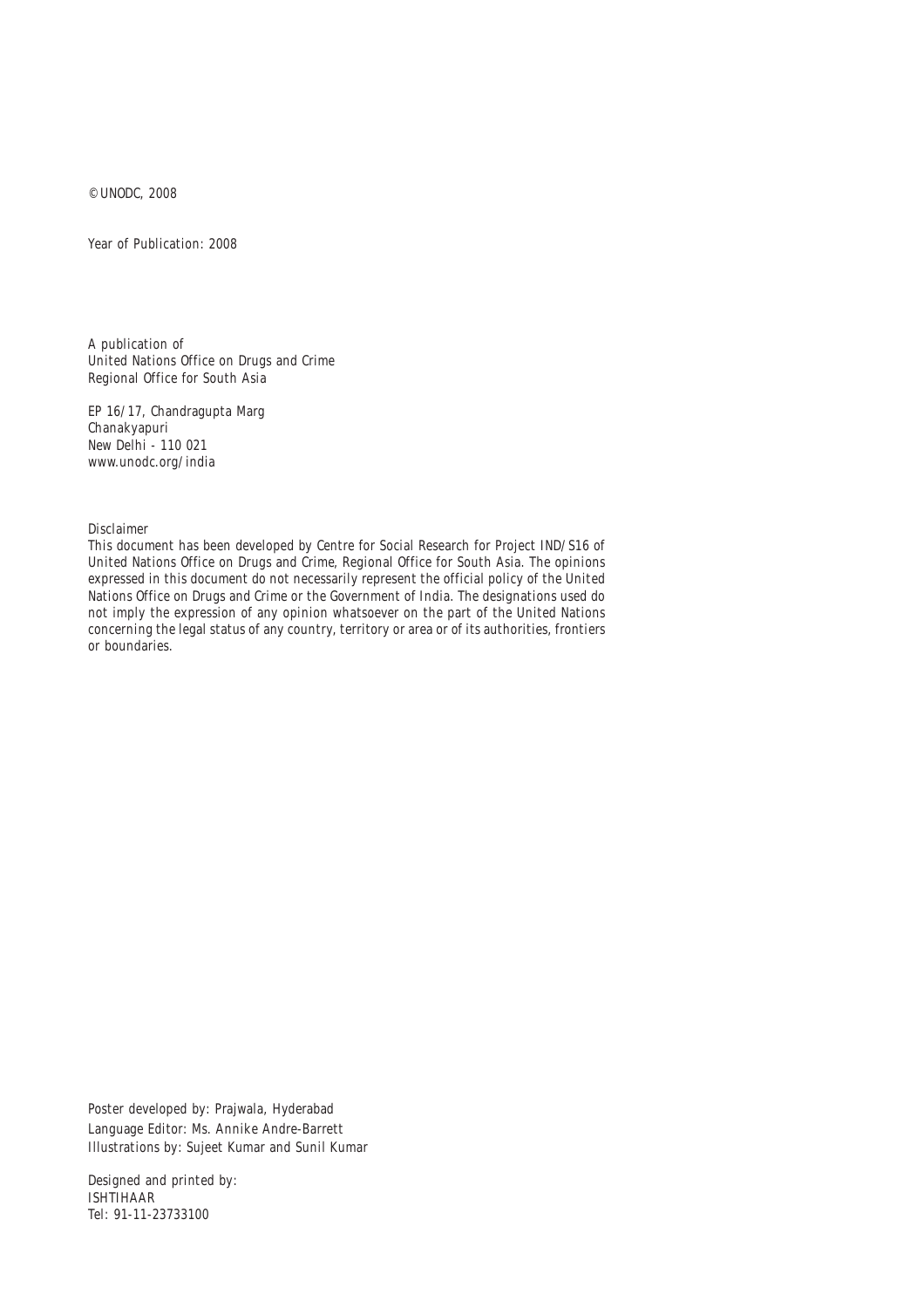© UNODC, 2008

Year of Publication: 2008

A publication of
United Nations Office on Drugs and Crime
Regional Office for South Asia

EP 16/17, Chandragupta Marg
Chanakyapuri
New Delhi - 110 021
www.unodc.org/india

Disclaimer
This document has been developed by Centre for Social Research for Project IND/S16 of United Nations Office on Drugs and Crime, Regional Office for South Asia. The opinions expressed in this document do not necessarily represent the official policy of the United Nations Office on Drugs and Crime or the Government of India. The designations used do not imply the expression of any opinion whatsoever on the part of the United Nations concerning the legal status of any country, territory or area or of its authorities, frontiers or boundaries.

Poster developed by: Prajwala, Hyderabad
Language Editor: Ms. Annike Andre-Barrett
Illustrations by: Sujeet Kumar and Sunil Kumar

Designed and printed by:
ISHTIHAAR
Tel: 91-11-23733100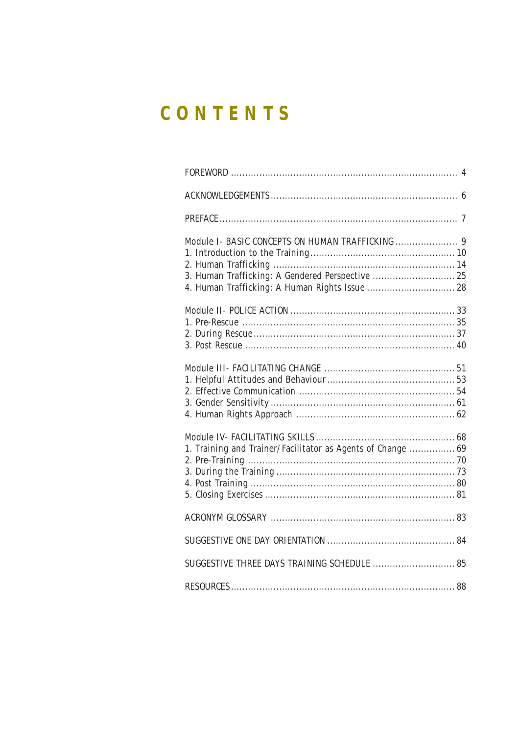# CONTENTS

FOREWORD ........................................................................................ 4

ACKNOWLEDGEMENTS ........................................................................ 6

PREFACE ........................................................................................... 7

Module I- BASIC CONCEPTS ON HUMAN TRAFFICKING ....................... 9
1. Introduction to the Training .................................................... 10
2. Human Trafficking ................................................................. 14
3. Human Trafficking: A Gendered Perspective ............................. 25
4. Human Trafficking: A Human Rights Issue ............................... 28

Module II- POLICE ACTION .......................................................... 33
1. Pre-Rescue ........................................................................... 35
2. During Rescue ....................................................................... 37
3. Post Rescue .......................................................................... 40

Module III- FACILITATING CHANGE .............................................. 51
1. Helpful Attitudes and Behaviour ............................................. 53
2. Effective Communication ....................................................... 54
3. Gender Sensitivity ................................................................. 61
4. Human Rights Approach ........................................................ 62

Module IV- FACILITATING SKILLS ................................................. 68
1. Training and Trainer/Facilitator as Agents of Change ................ 69
2. Pre-Training ......................................................................... 70
3. During the Training ............................................................... 73
4. Post Training ........................................................................ 80
5. Closing Exercises .................................................................. 81

ACRONYM GLOSSARY ................................................................. 83

SUGGESTIVE ONE DAY ORIENTATION ............................................ 84

SUGGESTIVE THREE DAYS TRAINING SCHEDULE ............................. 85

RESOURCES ............................................................................... 88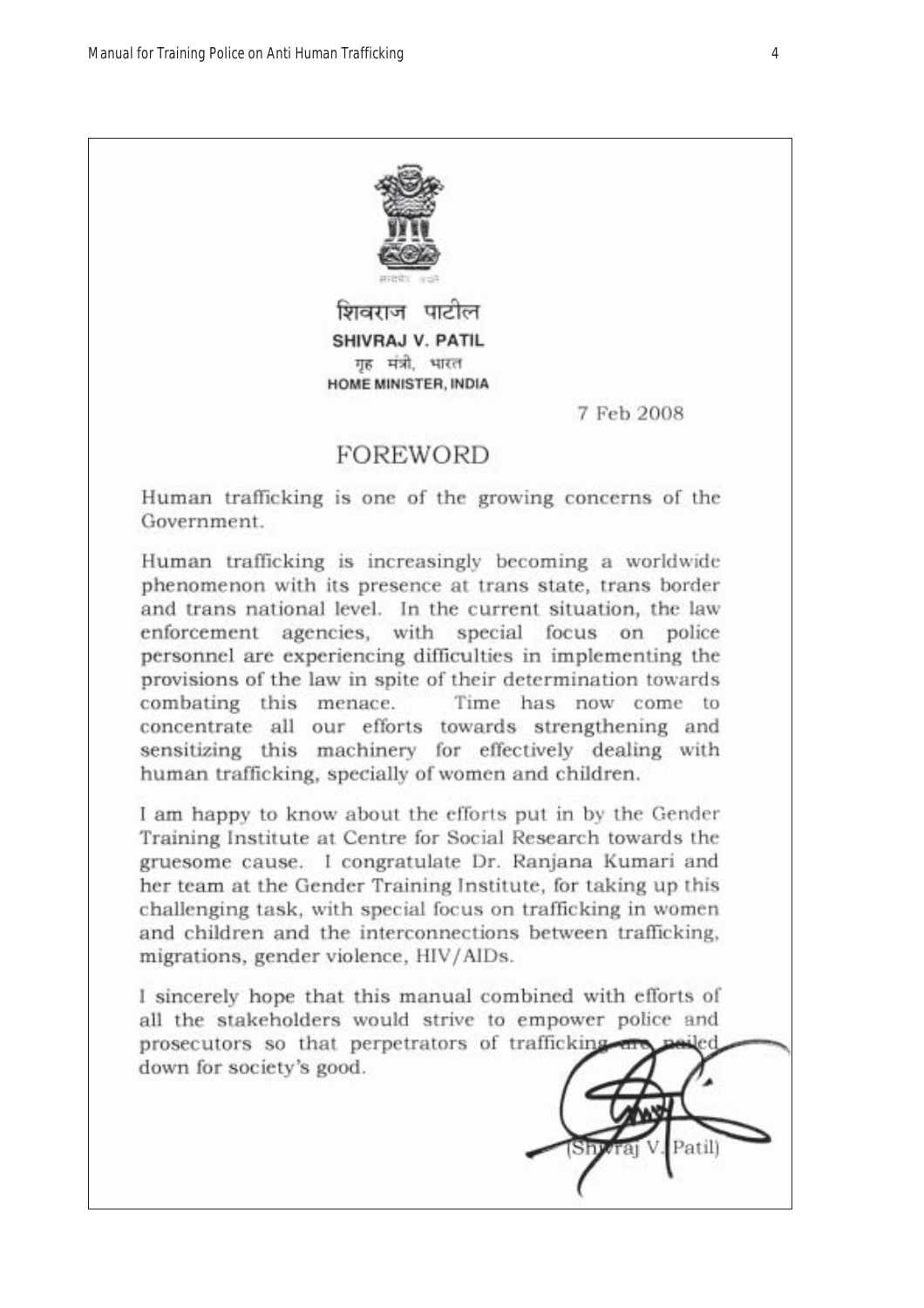शिवराज पाटील
**SHIVRAJ V. PATIL**
गृह मंत्री, भारत
**HOME MINISTER, INDIA**

7 Feb 2008

# FOREWORD

Human trafficking is one of the growing concerns of the Government.

Human trafficking is increasingly becoming a worldwide phenomenon with its presence at trans state, trans border and trans national level. In the current situation, the law enforcement agencies, with special focus on police personnel are experiencing difficulties in implementing the provisions of the law in spite of their determination towards combating this menace. Time has now come to concentrate all our efforts towards strengthening and sensitizing this machinery for effectively dealing with human trafficking, specially of women and children.

I am happy to know about the efforts put in by the Gender Training Institute at Centre for Social Research towards the gruesome cause. I congratulate Dr. Ranjana Kumari and her team at the Gender Training Institute, for taking up this challenging task, with special focus on trafficking in women and children and the interconnections between trafficking, migrations, gender violence, HIV/AIDs.

I sincerely hope that this manual combined with efforts of all the stakeholders would strive to empower police and prosecutors so that perpetrators of trafficking are nailed down for society's good.

(Shivraj V. Patil)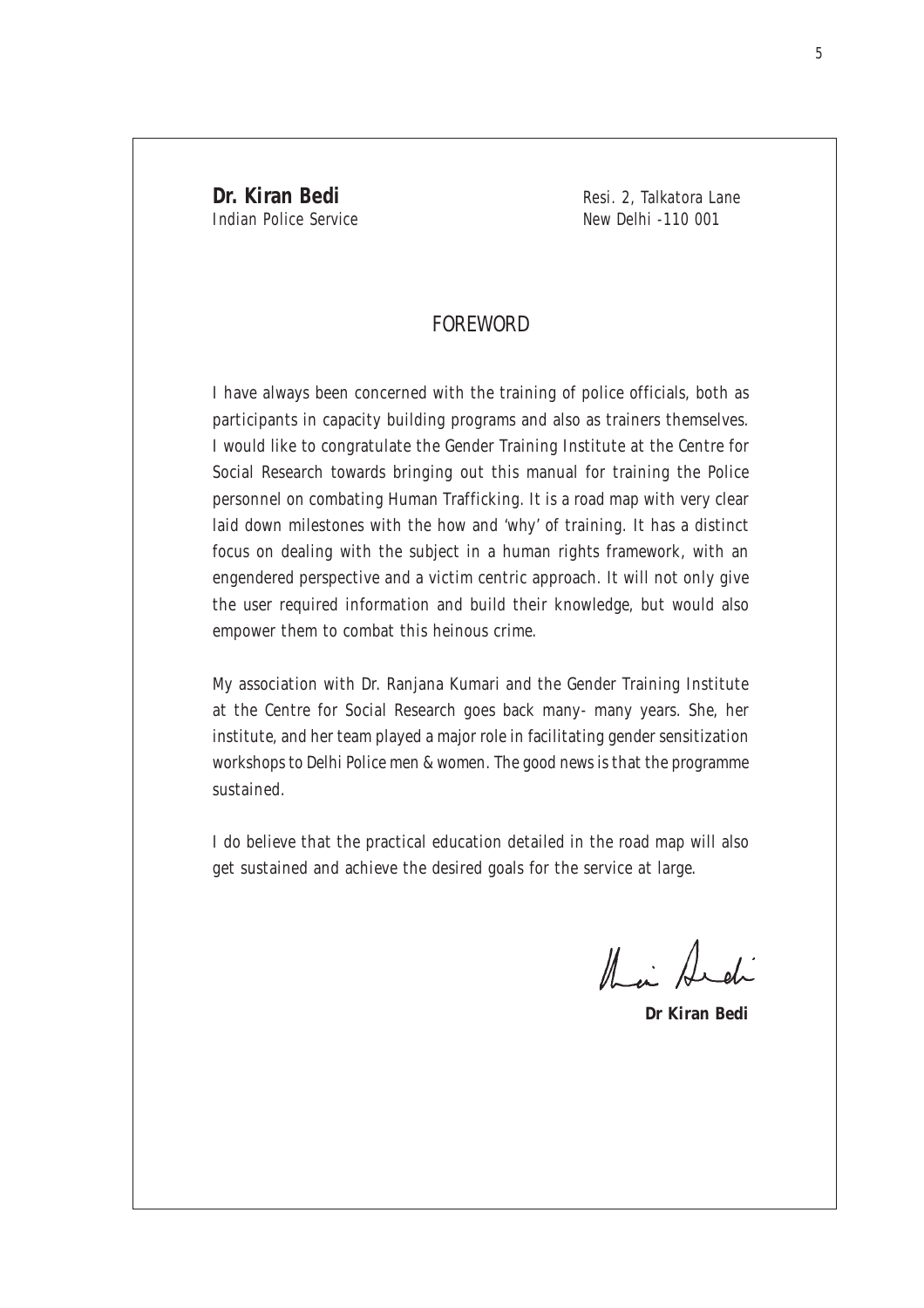**Dr. Kiran Bedi**
Indian Police Service

Resi. 2, Talkatora Lane
New Delhi -110 001

## FOREWORD

I have always been concerned with the training of police officials, both as participants in capacity building programs and also as trainers themselves. I would like to congratulate the Gender Training Institute at the Centre for Social Research towards bringing out this manual for training the Police personnel on combating Human Trafficking. It is a road map with very clear laid down milestones with the how and 'why' of training. It has a distinct focus on dealing with the subject in a human rights framework, with an engendered perspective and a victim centric approach. It will not only give the user required information and build their knowledge, but would also empower them to combat this heinous crime.

My association with Dr. Ranjana Kumari and the Gender Training Institute at the Centre for Social Research goes back many- many years. She, her institute, and her team played a major role in facilitating gender sensitization workshops to Delhi Police men & women. The good news is that the programme sustained.

I do believe that the practical education detailed in the road map will also get sustained and achieve the desired goals for the service at large.

**Dr Kiran Bedi**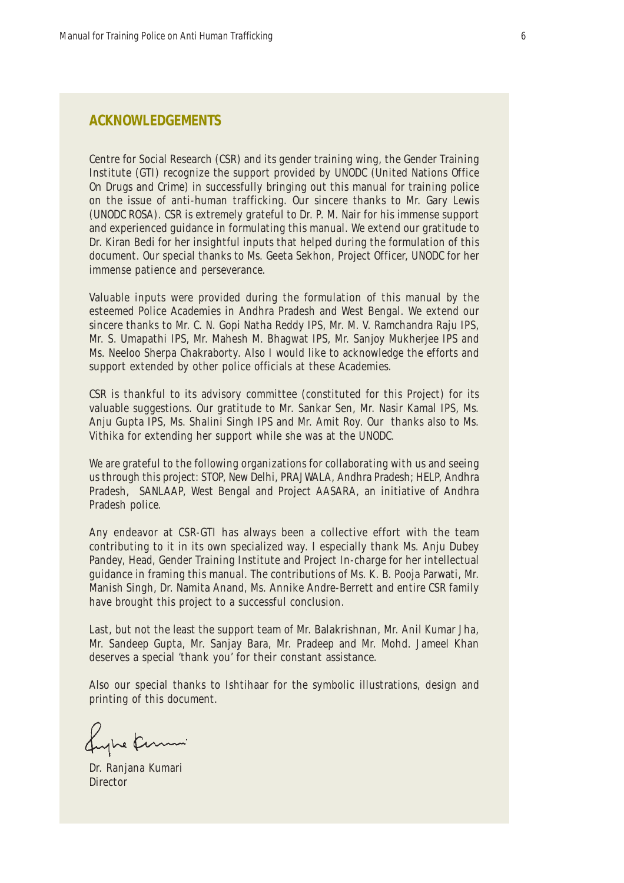## ACKNOWLEDGEMENTS

Centre for Social Research (CSR) and its gender training wing, the Gender Training Institute (GTI) recognize the support provided by UNODC (United Nations Office On Drugs and Crime) in successfully bringing out this manual for training police on the issue of anti-human trafficking. Our sincere thanks to Mr. Gary Lewis (UNODC ROSA). CSR is extremely grateful to Dr. P. M. Nair for his immense support and experienced guidance in formulating this manual. We extend our gratitude to Dr. Kiran Bedi for her insightful inputs that helped during the formulation of this document. Our special thanks to Ms. Geeta Sekhon, Project Officer, UNODC for her immense patience and perseverance.

Valuable inputs were provided during the formulation of this manual by the esteemed Police Academies in Andhra Pradesh and West Bengal. We extend our sincere thanks to Mr. C. N. Gopi Natha Reddy IPS, Mr. M. V. Ramchandra Raju IPS, Mr. S. Umapathi IPS, Mr. Mahesh M. Bhagwat IPS, Mr. Sanjoy Mukherjee IPS and Ms. Neeloo Sherpa Chakraborty. Also I would like to acknowledge the efforts and support extended by other police officials at these Academies.

CSR is thankful to its advisory committee (constituted for this Project) for its valuable suggestions. Our gratitude to Mr. Sankar Sen, Mr. Nasir Kamal IPS, Ms. Anju Gupta IPS, Ms. Shalini Singh IPS and Mr. Amit Roy. Our thanks also to Ms. Vithika for extending her support while she was at the UNODC.

We are grateful to the following organizations for collaborating with us and seeing us through this project: STOP, New Delhi, PRAJWALA, Andhra Pradesh; HELP, Andhra Pradesh, SANLAAP, West Bengal and Project AASARA, an initiative of Andhra Pradesh police.

Any endeavor at CSR-GTI has always been a collective effort with the team contributing to it in its own specialized way. I especially thank Ms. Anju Dubey Pandey, Head, Gender Training Institute and Project In-charge for her intellectual guidance in framing this manual. The contributions of Ms. K. B. Pooja Parwati, Mr. Manish Singh, Dr. Namita Anand, Ms. Annike Andre-Berrett and entire CSR family have brought this project to a successful conclusion.

Last, but not the least the support team of Mr. Balakrishnan, Mr. Anil Kumar Jha, Mr. Sandeep Gupta, Mr. Sanjay Bara, Mr. Pradeep and Mr. Mohd. Jameel Khan deserves a special 'thank you' for their constant assistance.

Also our special thanks to Ishtihaar for the symbolic illustrations, design and printing of this document.

Dr. Ranjana Kumari
Director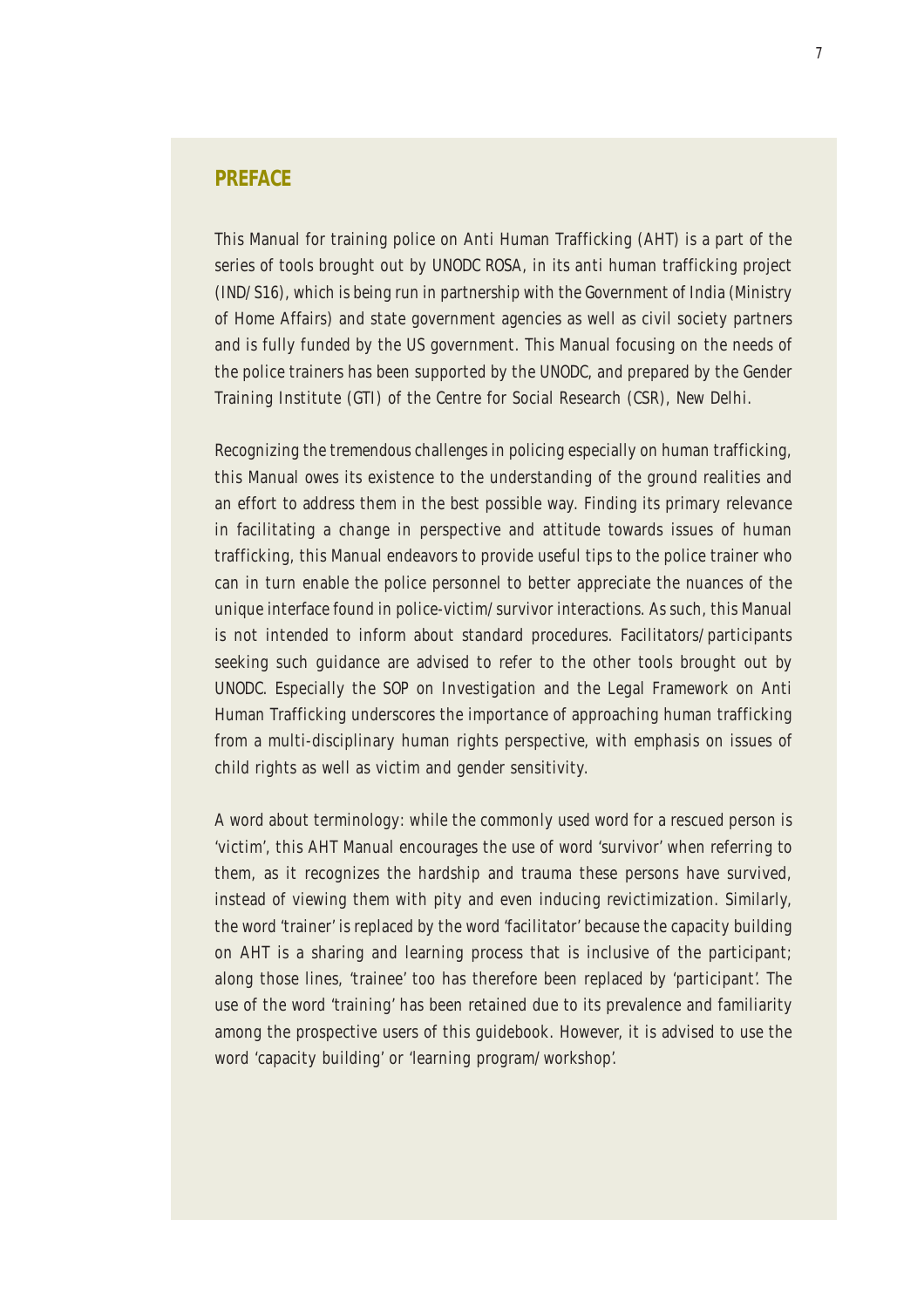## PREFACE

This Manual for training police on Anti Human Trafficking (AHT) is a part of the series of tools brought out by UNODC ROSA, in its anti human trafficking project (IND/S16), which is being run in partnership with the Government of India (Ministry of Home Affairs) and state government agencies as well as civil society partners and is fully funded by the US government. This Manual focusing on the needs of the police trainers has been supported by the UNODC, and prepared by the Gender Training Institute (GTI) of the Centre for Social Research (CSR), New Delhi.

Recognizing the tremendous challenges in policing especially on human trafficking, this Manual owes its existence to the understanding of the ground realities and an effort to address them in the best possible way. Finding its primary relevance in facilitating a change in perspective and attitude towards issues of human trafficking, this Manual endeavors to provide useful tips to the police trainer who can in turn enable the police personnel to better appreciate the nuances of the unique interface found in police-victim/survivor interactions. As such, this Manual is not intended to inform about standard procedures. Facilitators/participants seeking such guidance are advised to refer to the other tools brought out by UNODC. Especially the SOP on Investigation and the Legal Framework on Anti Human Trafficking underscores the importance of approaching human trafficking from a multi-disciplinary human rights perspective, with emphasis on issues of child rights as well as victim and gender sensitivity.

A word about terminology: while the commonly used word for a rescued person is 'victim', this AHT Manual encourages the use of word 'survivor' when referring to them, as it recognizes the hardship and trauma these persons have survived, instead of viewing them with pity and even inducing revictimization. Similarly, the word 'trainer' is replaced by the word 'facilitator' because the capacity building on AHT is a sharing and learning process that is inclusive of the participant; along those lines, 'trainee' too has therefore been replaced by 'participant'. The use of the word 'training' has been retained due to its prevalence and familiarity among the prospective users of this guidebook. However, it is advised to use the word 'capacity building' or 'learning program/workshop'.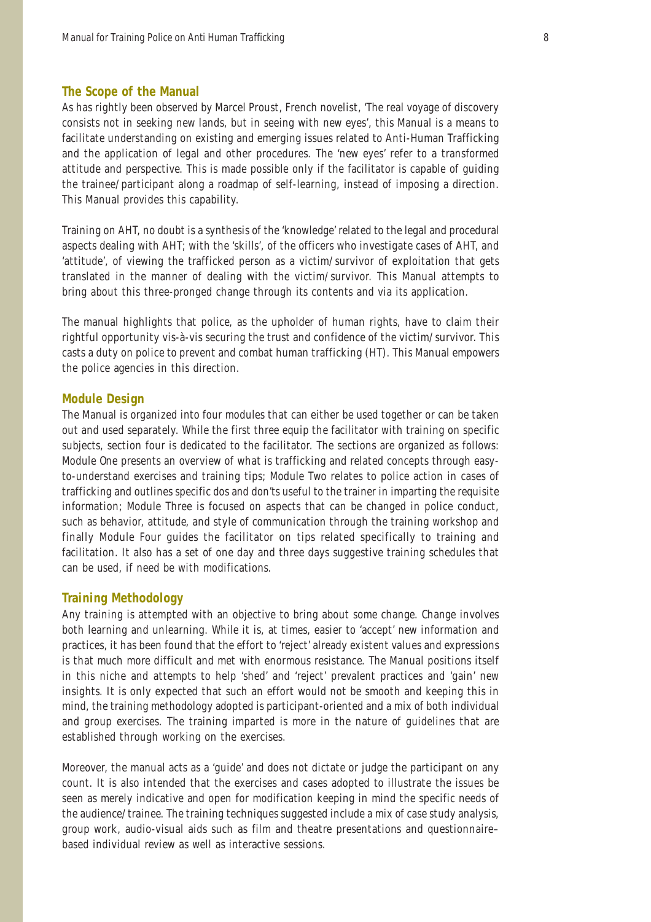## The Scope of the Manual

As has rightly been observed by Marcel Proust, French novelist, 'The real voyage of discovery consists not in seeking new lands, but in seeing with new eyes', this Manual is a means to facilitate understanding on existing and emerging issues related to Anti-Human Trafficking and the application of legal and other procedures. The 'new eyes' refer to a transformed attitude and perspective. This is made possible only if the facilitator is capable of guiding the trainee/participant along a roadmap of self-learning, instead of imposing a direction. This Manual provides this capability.

Training on AHT, no doubt is a synthesis of the 'knowledge' related to the legal and procedural aspects dealing with AHT; with the 'skills', of the officers who investigate cases of AHT, and 'attitude', of viewing the trafficked person as a victim/survivor of exploitation that gets translated in the manner of dealing with the victim/survivor. This Manual attempts to bring about this three-pronged change through its contents and via its application.

The manual highlights that police, as the upholder of human rights, have to claim their rightful opportunity vis-à-vis securing the trust and confidence of the victim/survivor. This casts a duty on police to prevent and combat human trafficking (HT). This Manual empowers the police agencies in this direction.

## Module Design

The Manual is organized into four modules that can either be used together or can be taken out and used separately. While the first three equip the facilitator with training on specific subjects, section four is dedicated to the facilitator. The sections are organized as follows: Module One presents an overview of what is trafficking and related concepts through easy-to-understand exercises and training tips; Module Two relates to police action in cases of trafficking and outlines specific dos and don'ts useful to the trainer in imparting the requisite information; Module Three is focused on aspects that can be changed in police conduct, such as behavior, attitude, and style of communication through the training workshop and finally Module Four guides the facilitator on tips related specifically to training and facilitation. It also has a set of one day and three days suggestive training schedules that can be used, if need be with modifications.

## Training Methodology

Any training is attempted with an objective to bring about some change. Change involves both learning and unlearning. While it is, at times, easier to 'accept' new information and practices, it has been found that the effort to 'reject' already existent values and expressions is that much more difficult and met with enormous resistance. The Manual positions itself in this niche and attempts to help 'shed' and 'reject' prevalent practices and 'gain' new insights. It is only expected that such an effort would not be smooth and keeping this in mind, the training methodology adopted is participant-oriented and a mix of both individual and group exercises. The training imparted is more in the nature of guidelines that are established through working on the exercises.

Moreover, the manual acts as a 'guide' and does not dictate or judge the participant on any count. It is also intended that the exercises and cases adopted to illustrate the issues be seen as merely indicative and open for modification keeping in mind the specific needs of the audience/trainee. The training techniques suggested include a mix of case study analysis, group work, audio-visual aids such as film and theatre presentations and questionnaire–based individual review as well as interactive sessions.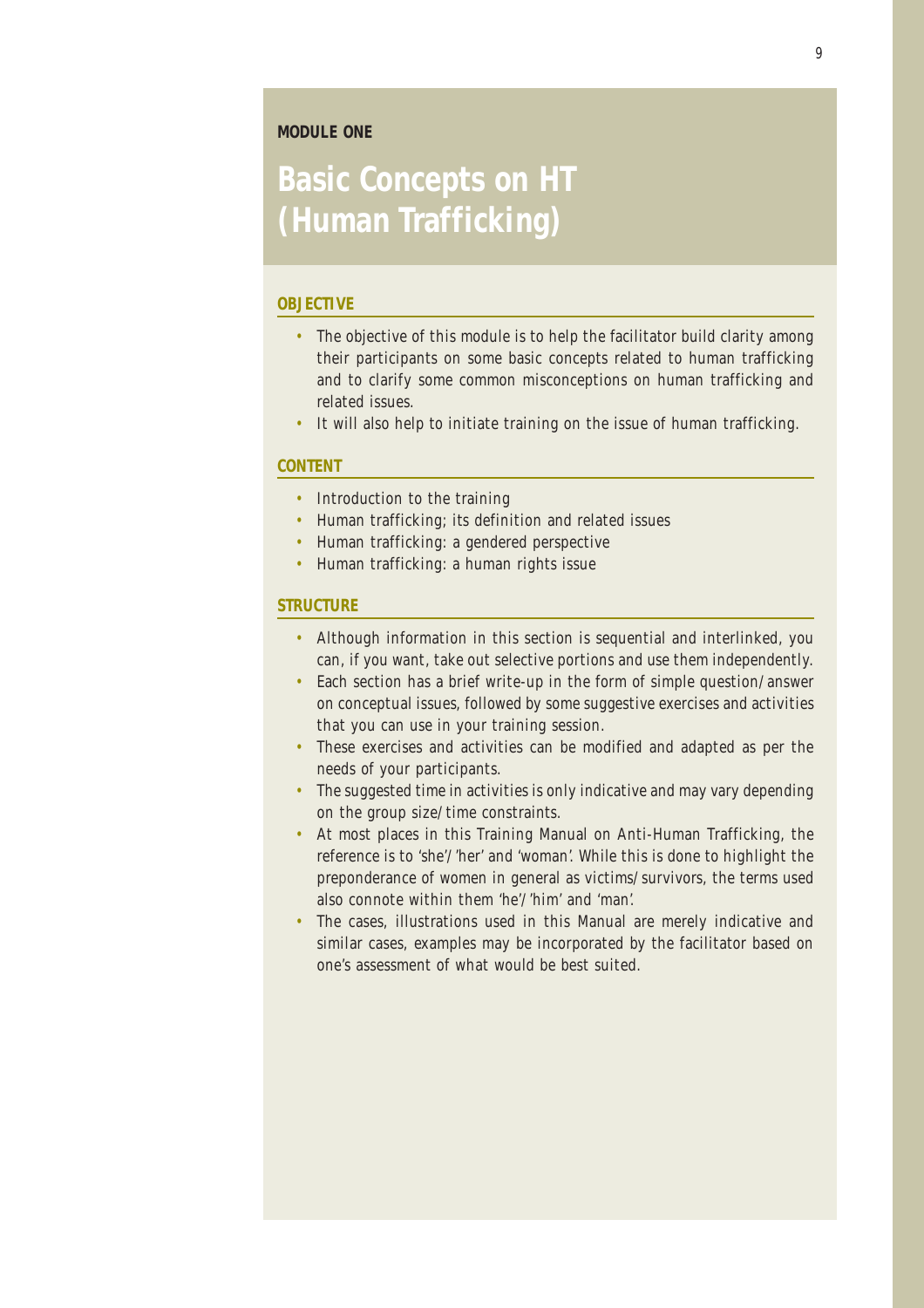**MODULE ONE**

# Basic Concepts on HT (Human Trafficking)

## OBJECTIVE

- The objective of this module is to help the facilitator build clarity among their participants on some basic concepts related to human trafficking and to clarify some common misconceptions on human trafficking and related issues.
- It will also help to initiate training on the issue of human trafficking.

## CONTENT

- Introduction to the training
- Human trafficking; its definition and related issues
- Human trafficking: a gendered perspective
- Human trafficking: a human rights issue

## STRUCTURE

- Although information in this section is sequential and interlinked, you can, if you want, take out selective portions and use them independently.
- Each section has a brief write-up in the form of simple question/answer on conceptual issues, followed by some suggestive exercises and activities that you can use in your training session.
- These exercises and activities can be modified and adapted as per the needs of your participants.
- The suggested time in activities is only indicative and may vary depending on the group size/time constraints.
- At most places in this Training Manual on Anti-Human Trafficking, the reference is to 'she'/'her' and 'woman'. While this is done to highlight the preponderance of women in general as victims/survivors, the terms used also connote within them 'he'/'him' and 'man'.
- The cases, illustrations used in this Manual are merely indicative and similar cases, examples may be incorporated by the facilitator based on one's assessment of what would be best suited.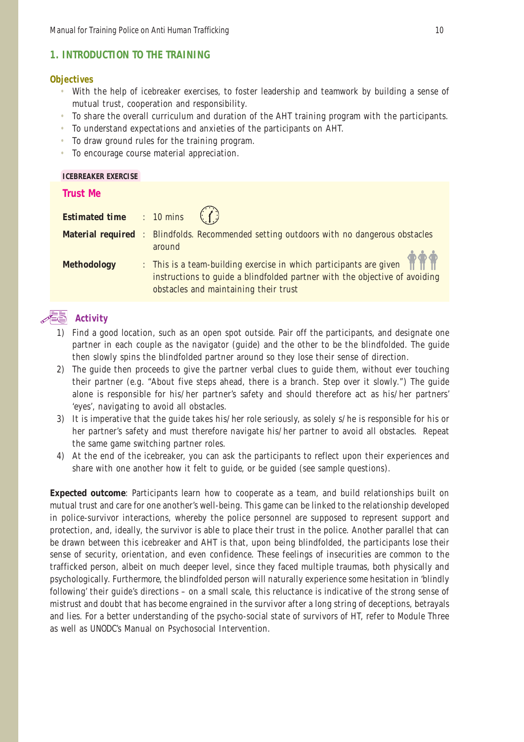## 1. INTRODUCTION TO THE TRAINING

### Objectives

- With the help of icebreaker exercises, to foster leadership and teamwork by building a sense of mutual trust, cooperation and responsibility.
- To share the overall curriculum and duration of the AHT training program with the participants.
- To understand expectations and anxieties of the participants on AHT.
- To draw ground rules for the training program.
- To encourage course material appreciation.

**ICEBREAKER EXERCISE**

### Trust Me

**Estimated time** : 10 mins

**Material required** : Blindfolds. Recommended setting outdoors with no dangerous obstacles around

**Methodology** : This is a team-building exercise in which participants are given instructions to guide a blindfolded partner with the objective of avoiding obstacles and maintaining their trust

### Activity

1) Find a good location, such as an open spot outside. Pair off the participants, and designate one partner in each couple as the navigator (guide) and the other to be the blindfolded. The guide then slowly spins the blindfolded partner around so they lose their sense of direction.
2) The guide then proceeds to give the partner verbal clues to guide them, without ever touching their partner (e.g. "About five steps ahead, there is a branch. Step over it slowly.") The guide alone is responsible for his/her partner's safety and should therefore act as his/her partners' 'eyes', navigating to avoid all obstacles.
3) It is imperative that the guide takes his/her role seriously, as solely s/he is responsible for his or her partner's safety and must therefore navigate his/her partner to avoid all obstacles. Repeat the same game switching partner roles.
4) At the end of the icebreaker, you can ask the participants to reflect upon their experiences and share with one another how it felt to guide, or be guided (see sample questions).

**Expected outcome**: Participants learn how to cooperate as a team, and build relationships built on mutual trust and care for one another's well-being. This game can be linked to the relationship developed in police-survivor interactions, whereby the police personnel are supposed to represent support and protection, and, ideally, the survivor is able to place their trust in the police. Another parallel that can be drawn between this icebreaker and AHT is that, upon being blindfolded, the participants lose their sense of security, orientation, and even confidence. These feelings of insecurities are common to the trafficked person, albeit on much deeper level, since they faced multiple traumas, both physically and psychologically. Furthermore, the blindfolded person will naturally experience some hesitation in 'blindly following' their guide's directions – on a small scale, this reluctance is indicative of the strong sense of mistrust and doubt that has become engrained in the survivor after a long string of deceptions, betrayals and lies. For a better understanding of the psycho-social state of survivors of HT, refer to Module Three as well as UNODC's Manual on Psychosocial Intervention.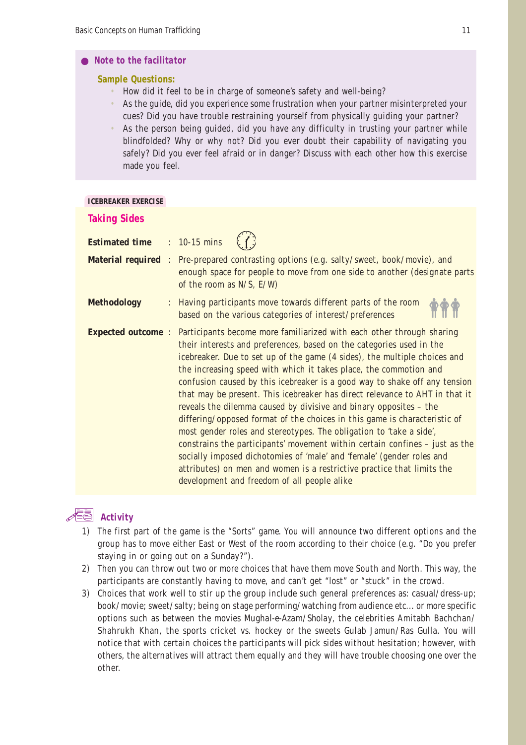**Note to the facilitator**

**Sample Questions:**

- How did it feel to be in charge of someone's safety and well-being?
- As the guide, did you experience some frustration when your partner misinterpreted your cues? Did you have trouble restraining yourself from physically guiding your partner?
- As the person being guided, did you have any difficulty in trusting your partner while blindfolded? Why or why not? Did you ever doubt their capability of navigating you safely? Did you ever feel afraid or in danger? Discuss with each other how this exercise made you feel.

**ICEBREAKER EXERCISE**

## Taking Sides

**Estimated time** : 10-15 mins

**Material required** : Pre-prepared contrasting options (e.g. salty/sweet, book/movie), and enough space for people to move from one side to another (designate parts of the room as N/S, E/W)

**Methodology** : Having participants move towards different parts of the room based on the various categories of interest/preferences

**Expected outcome** : Participants become more familiarized with each other through sharing their interests and preferences, based on the categories used in the icebreaker. Due to set up of the game (4 sides), the multiple choices and the increasing speed with which it takes place, the commotion and confusion caused by this icebreaker is a good way to shake off any tension that may be present. This icebreaker has direct relevance to AHT in that it reveals the dilemma caused by divisive and binary opposites – the differing/opposed format of the choices in this game is characteristic of most gender roles and stereotypes. The obligation to 'take a side', constrains the participants' movement within certain confines – just as the socially imposed dichotomies of 'male' and 'female' (gender roles and attributes) on men and women is a restrictive practice that limits the development and freedom of all people alike

### Activity

1) The first part of the game is the "Sorts" game. You will announce two different options and the group has to move either East or West of the room according to their choice (e.g. "Do you prefer staying in or going out on a Sunday?").
2) Then you can throw out two or more choices that have them move South and North. This way, the participants are constantly having to move, and can't get "lost" or "stuck" in the crowd.
3) Choices that work well to stir up the group include such general preferences as: casual/dress-up; book/movie; sweet/salty; being on stage performing/watching from audience etc... or more specific options such as between the movies Mughal-e-Azam/Sholay, the celebrities Amitabh Bachchan/ Shahrukh Khan, the sports cricket vs. hockey or the sweets Gulab Jamun/Ras Gulla. You will notice that with certain choices the participants will pick sides without hesitation; however, with others, the alternatives will attract them equally and they will have trouble choosing one over the other.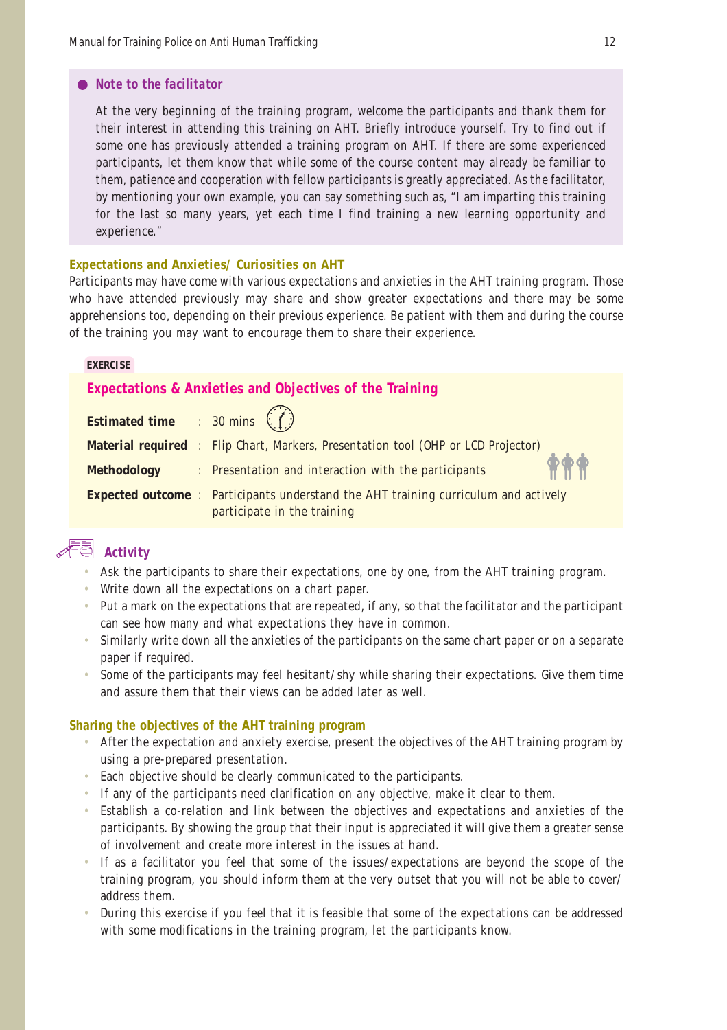- **Note to the facilitator**

At the very beginning of the training program, welcome the participants and thank them for their interest in attending this training on AHT. Briefly introduce yourself. Try to find out if some one has previously attended a training program on AHT. If there are some experienced participants, let them know that while some of the course content may already be familiar to them, patience and cooperation with fellow participants is greatly appreciated. As the facilitator, by mentioning your own example, you can say something such as, "I am imparting this training for the last so many years, yet each time I find training a new learning opportunity and experience."

### Expectations and Anxieties/ Curiosities on AHT

Participants may have come with various expectations and anxieties in the AHT training program. Those who have attended previously may share and show greater expectations and there may be some apprehensions too, depending on their previous experience. Be patient with them and during the course of the training you may want to encourage them to share their experience.

**EXERCISE**

### Expectations & Anxieties and Objectives of the Training

**Estimated time** : 30 mins

**Material required** : Flip Chart, Markers, Presentation tool (OHP or LCD Projector)

**Methodology** : Presentation and interaction with the participants

**Expected outcome** : Participants understand the AHT training curriculum and actively participate in the training

### Activity

- Ask the participants to share their expectations, one by one, from the AHT training program.
- Write down all the expectations on a chart paper.
- Put a mark on the expectations that are repeated, if any, so that the facilitator and the participant can see how many and what expectations they have in common.
- Similarly write down all the anxieties of the participants on the same chart paper or on a separate paper if required.
- Some of the participants may feel hesitant/shy while sharing their expectations. Give them time and assure them that their views can be added later as well.

### Sharing the objectives of the AHT training program

- After the expectation and anxiety exercise, present the objectives of the AHT training program by using a pre-prepared presentation.
- Each objective should be clearly communicated to the participants.
- If any of the participants need clarification on any objective, make it clear to them.
- Establish a co-relation and link between the objectives and expectations and anxieties of the participants. By showing the group that their input is appreciated it will give them a greater sense of involvement and create more interest in the issues at hand.
- If as a facilitator you feel that some of the issues/expectations are beyond the scope of the training program, you should inform them at the very outset that you will not be able to cover/ address them.
- During this exercise if you feel that it is feasible that some of the expectations can be addressed with some modifications in the training program, let the participants know.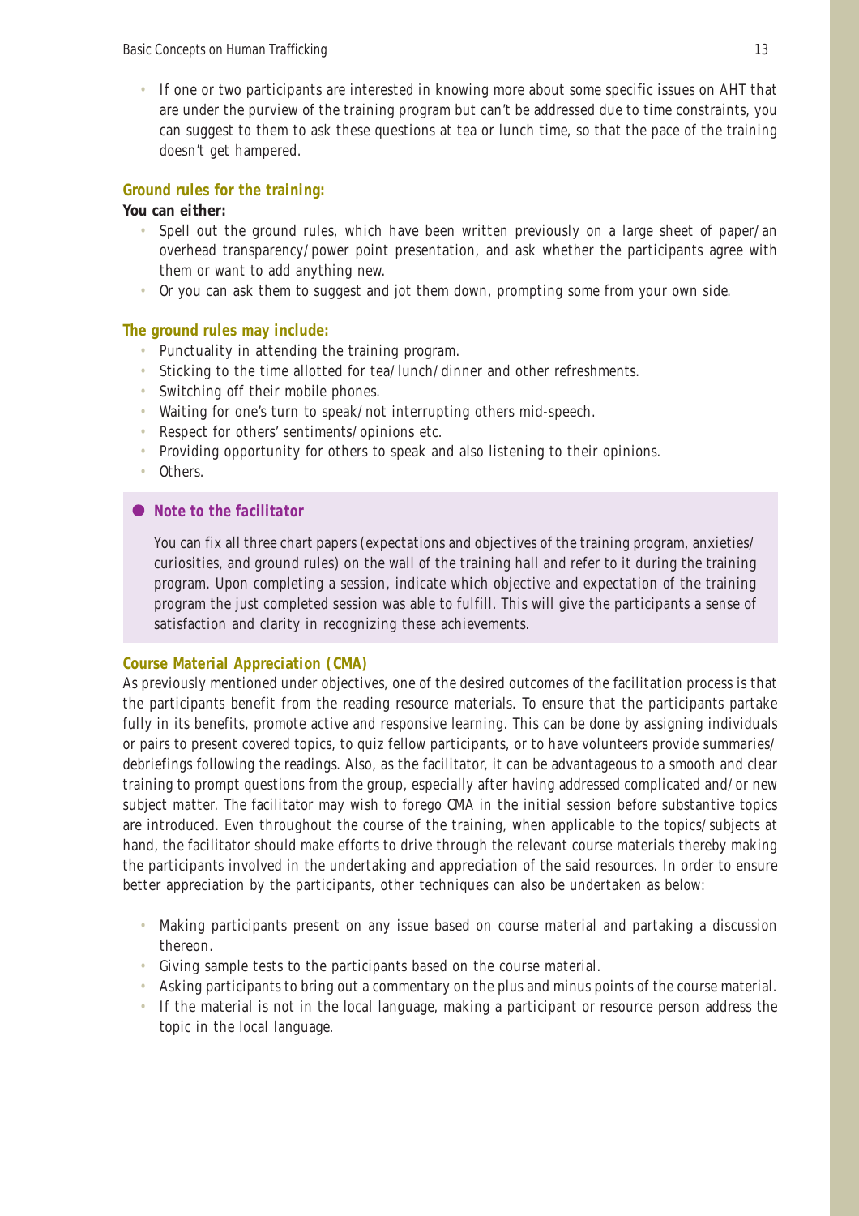- If one or two participants are interested in knowing more about some specific issues on AHT that are under the purview of the training program but can't be addressed due to time constraints, you can suggest to them to ask these questions at tea or lunch time, so that the pace of the training doesn't get hampered.

### Ground rules for the training:

**You can either:**

- Spell out the ground rules, which have been written previously on a large sheet of paper/an overhead transparency/power point presentation, and ask whether the participants agree with them or want to add anything new.
- Or you can ask them to suggest and jot them down, prompting some from your own side.

### The ground rules may include:

- Punctuality in attending the training program.
- Sticking to the time allotted for tea/lunch/dinner and other refreshments.
- Switching off their mobile phones.
- Waiting for one's turn to speak/not interrupting others mid-speech.
- Respect for others' sentiments/opinions etc.
- Providing opportunity for others to speak and also listening to their opinions.
- Others.

> **● *Note to the facilitator***
>
> You can fix all three chart papers (expectations and objectives of the training program, anxieties/curiosities, and ground rules) on the wall of the training hall and refer to it during the training program. Upon completing a session, indicate which objective and expectation of the training program the just completed session was able to fulfill. This will give the participants a sense of satisfaction and clarity in recognizing these achievements.

### Course Material Appreciation (CMA)

As previously mentioned under objectives, one of the desired outcomes of the facilitation process is that the participants benefit from the reading resource materials. To ensure that the participants partake fully in its benefits, promote active and responsive learning. This can be done by assigning individuals or pairs to present covered topics, to quiz fellow participants, or to have volunteers provide summaries/debriefings following the readings. Also, as the facilitator, it can be advantageous to a smooth and clear training to prompt questions from the group, especially after having addressed complicated and/or new subject matter. The facilitator may wish to forego CMA in the initial session before substantive topics are introduced. Even throughout the course of the training, when applicable to the topics/subjects at hand, the facilitator should make efforts to drive through the relevant course materials thereby making the participants involved in the undertaking and appreciation of the said resources. In order to ensure better appreciation by the participants, other techniques can also be undertaken as below:

- Making participants present on any issue based on course material and partaking a discussion thereon.
- Giving sample tests to the participants based on the course material.
- Asking participants to bring out a commentary on the plus and minus points of the course material.
- If the material is not in the local language, making a participant or resource person address the topic in the local language.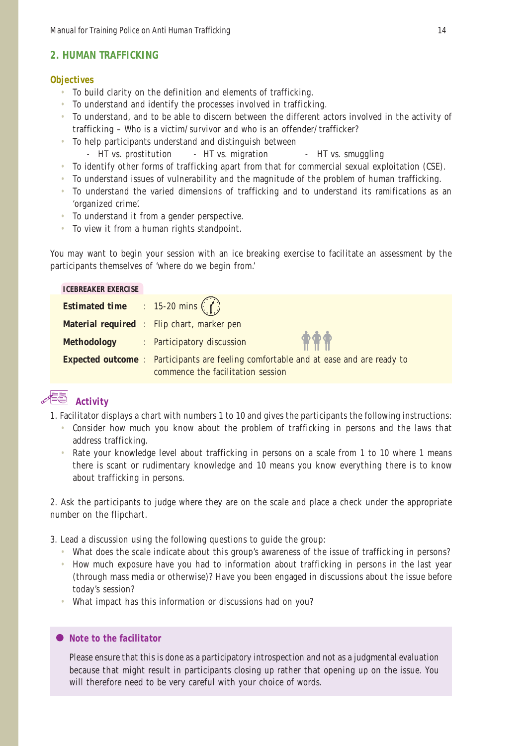## 2. HUMAN TRAFFICKING

### Objectives

- To build clarity on the definition and elements of trafficking.
- To understand and identify the processes involved in trafficking.
- To understand, and to be able to discern between the different actors involved in the activity of trafficking – Who is a victim/survivor and who is an offender/trafficker?
- To help participants understand and distinguish between
  - HT vs. prostitution
  - HT vs. migration
  - HT vs. smuggling
- To identify other forms of trafficking apart from that for commercial sexual exploitation (CSE).
- To understand issues of vulnerability and the magnitude of the problem of human trafficking.
- To understand the varied dimensions of trafficking and to understand its ramifications as an 'organized crime'.
- To understand it from a gender perspective.
- To view it from a human rights standpoint.

You may want to begin your session with an ice breaking exercise to facilitate an assessment by the participants themselves of 'where do we begin from.'

**ICEBREAKER EXERCISE**

| | |
|---|---|
| **Estimated time** | : 15-20 mins |
| **Material required** | : Flip chart, marker pen |
| **Methodology** | : Participatory discussion |
| **Expected outcome** | : Participants are feeling comfortable and at ease and are ready to commence the facilitation session |

### Activity

1. Facilitator displays a chart with numbers 1 to 10 and gives the participants the following instructions:
   - Consider how much you know about the problem of trafficking in persons and the laws that address trafficking.
   - Rate your knowledge level about trafficking in persons on a scale from 1 to 10 where 1 means there is scant or rudimentary knowledge and 10 means you know everything there is to know about trafficking in persons.

2. Ask the participants to judge where they are on the scale and place a check under the appropriate number on the flipchart.

3. Lead a discussion using the following questions to guide the group:
   - What does the scale indicate about this group's awareness of the issue of trafficking in persons?
   - How much exposure have you had to information about trafficking in persons in the last year (through mass media or otherwise)? Have you been engaged in discussions about the issue before today's session?
   - What impact has this information or discussions had on you?

**Note to the facilitator**

Please ensure that this is done as a participatory introspection and not as a judgmental evaluation because that might result in participants closing up rather that opening up on the issue. You will therefore need to be very careful with your choice of words.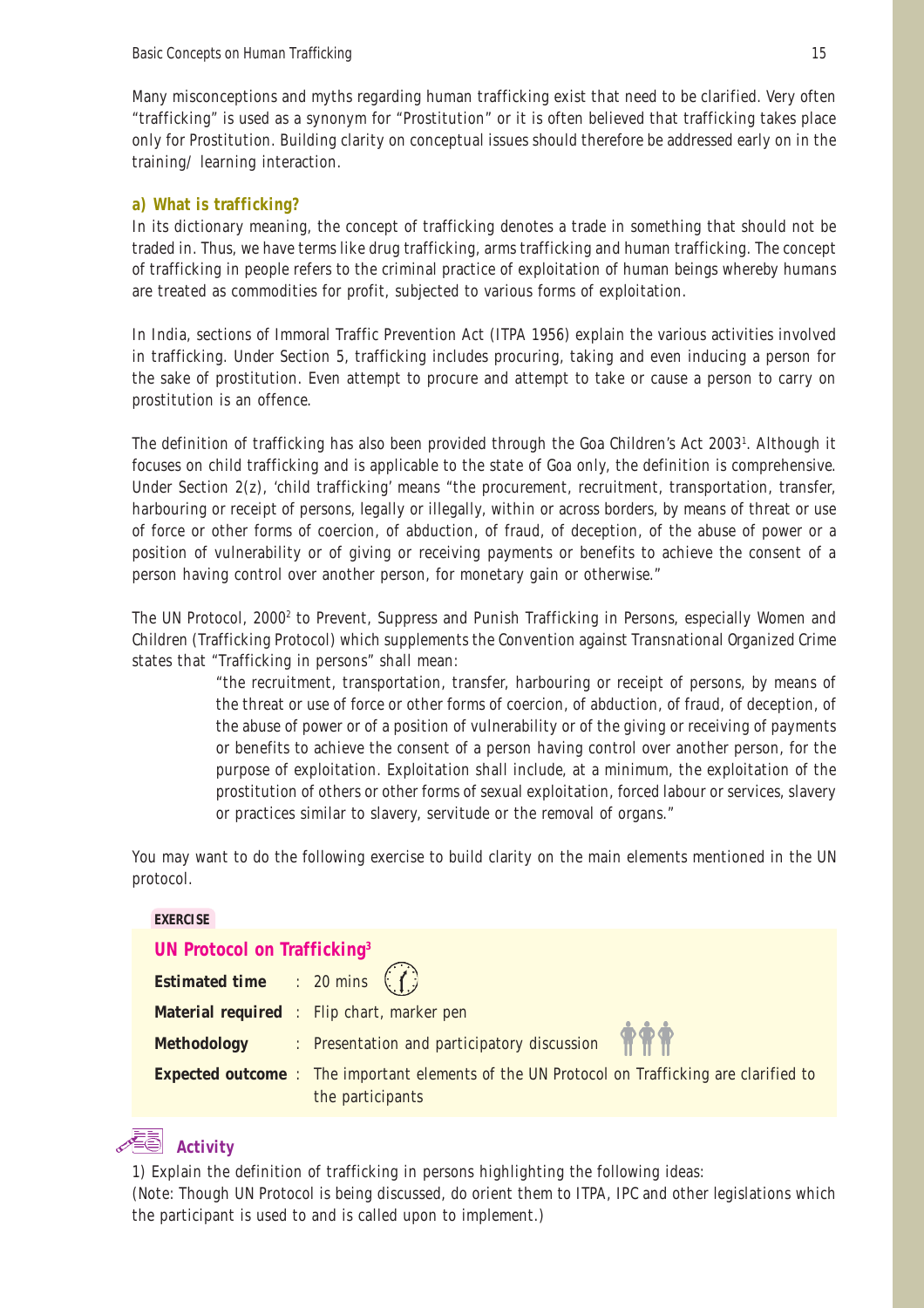Many misconceptions and myths regarding human trafficking exist that need to be clarified. Very often "trafficking" is used as a synonym for "Prostitution" or it is often believed that trafficking takes place only for Prostitution. Building clarity on conceptual issues should therefore be addressed early on in the training/ learning interaction.

### a) What is trafficking?

In its dictionary meaning, the concept of trafficking denotes a trade in something that should not be traded in. Thus, we have terms like drug trafficking, arms trafficking and human trafficking. The concept of trafficking in people refers to the criminal practice of exploitation of human beings whereby humans are treated as commodities for profit, subjected to various forms of exploitation.

In India, sections of Immoral Traffic Prevention Act (ITPA 1956) explain the various activities involved in trafficking. Under Section 5, trafficking includes procuring, taking and even inducing a person for the sake of prostitution. Even attempt to procure and attempt to take or cause a person to carry on prostitution is an offence.

The definition of trafficking has also been provided through the Goa Children's Act 2003[1]. Although it focuses on child trafficking and is applicable to the state of Goa only, the definition is comprehensive. Under Section 2(z), 'child trafficking' means "the procurement, recruitment, transportation, transfer, harbouring or receipt of persons, legally or illegally, within or across borders, by means of threat or use of force or other forms of coercion, of abduction, of fraud, of deception, of the abuse of power or a position of vulnerability or of giving or receiving payments or benefits to achieve the consent of a person having control over another person, for monetary gain or otherwise."

The UN Protocol, 2000[2] to Prevent, Suppress and Punish Trafficking in Persons, especially Women and Children (Trafficking Protocol) which supplements the Convention against Transnational Organized Crime states that "Trafficking in persons" shall mean:

> "the recruitment, transportation, transfer, harbouring or receipt of persons, by means of the threat or use of force or other forms of coercion, of abduction, of fraud, of deception, of the abuse of power or of a position of vulnerability or of the giving or receiving of payments or benefits to achieve the consent of a person having control over another person, for the purpose of exploitation. Exploitation shall include, at a minimum, the exploitation of the prostitution of others or other forms of sexual exploitation, forced labour or services, slavery or practices similar to slavery, servitude or the removal of organs."

You may want to do the following exercise to build clarity on the main elements mentioned in the UN protocol.

**EXERCISE**

**UN Protocol on Trafficking[3]**

**Estimated time** : 20 mins

**Material required** : Flip chart, marker pen

**Methodology** : Presentation and participatory discussion

**Expected outcome** : The important elements of the UN Protocol on Trafficking are clarified to the participants

**Activity**

1) Explain the definition of trafficking in persons highlighting the following ideas:
(Note: Though UN Protocol is being discussed, do orient them to ITPA, IPC and other legislations which the participant is used to and is called upon to implement.)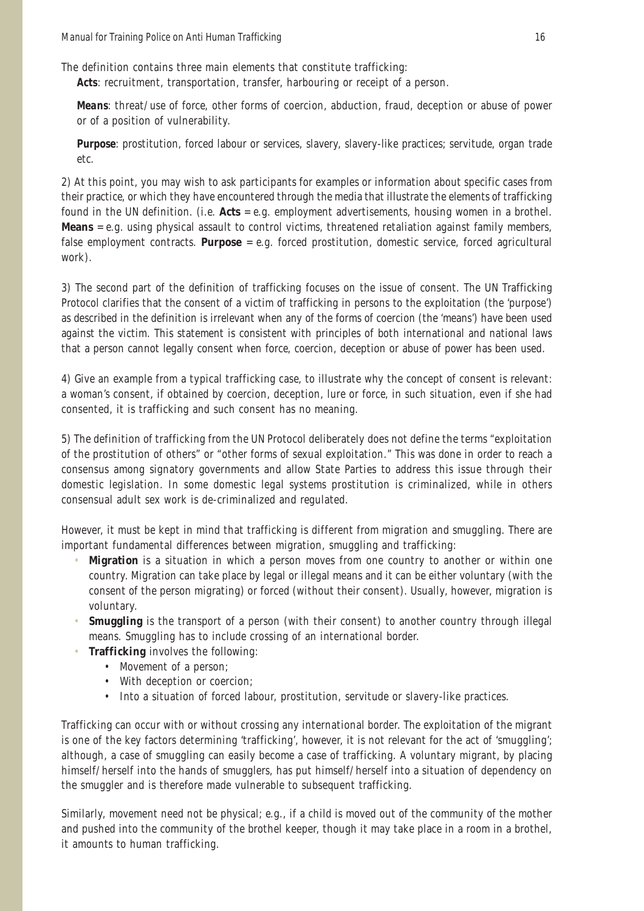The definition contains three main elements that constitute trafficking:

**Acts**: recruitment, transportation, transfer, harbouring or receipt of a person.

***Means***: threat/use of force, other forms of coercion, abduction, fraud, deception or abuse of power or of a position of vulnerability.

**Purpose**: prostitution, forced labour or services, slavery, slavery-like practices; servitude, organ trade etc.

2) At this point, you may wish to ask participants for examples or information about specific cases from their practice, or which they have encountered through the media that illustrate the elements of trafficking found in the UN definition. (i.e. **Acts** = e.g. employment advertisements, housing women in a brothel. **Means** = e.g. using physical assault to control victims, threatened retaliation against family members, false employment contracts. **Purpose** = e.g. forced prostitution, domestic service, forced agricultural work).

3) The second part of the definition of trafficking focuses on the issue of consent. The UN Trafficking Protocol clarifies that the consent of a victim of trafficking in persons to the exploitation (the 'purpose') as described in the definition is irrelevant when any of the forms of coercion (the 'means') have been used against the victim. This statement is consistent with principles of both international and national laws that a person cannot legally consent when force, coercion, deception or abuse of power has been used.

4) Give an example from a typical trafficking case, to illustrate why the concept of consent is relevant: a woman's consent, if obtained by coercion, deception, lure or force, in such situation, even if she had consented, it is trafficking and such consent has no meaning.

5) The definition of trafficking from the UN Protocol deliberately does not define the terms "exploitation of the prostitution of others" or "other forms of sexual exploitation." This was done in order to reach a consensus among signatory governments and allow State Parties to address this issue through their domestic legislation. In some domestic legal systems prostitution is criminalized, while in others consensual adult sex work is de-criminalized and regulated.

However, it must be kept in mind that trafficking is different from migration and smuggling. There are important fundamental differences between migration, smuggling and trafficking:

- ***Migration*** is a situation in which a person moves from one country to another or within one country. Migration can take place by legal or illegal means and it can be either voluntary (with the consent of the person migrating) or forced (without their consent). Usually, however, migration is voluntary.
- ***Smuggling*** is the transport of a person (with their consent) to another country through illegal means. Smuggling has to include crossing of an international border.
- ***Trafficking*** involves the following:
  - Movement of a person;
  - With deception or coercion;
  - Into a situation of forced labour, prostitution, servitude or slavery-like practices.

Trafficking can occur with or without crossing any international border. The exploitation of the migrant is one of the key factors determining 'trafficking', however, it is not relevant for the act of 'smuggling'; although, a case of smuggling can easily become a case of trafficking. A voluntary migrant, by placing himself/herself into the hands of smugglers, has put himself/herself into a situation of dependency on the smuggler and is therefore made vulnerable to subsequent trafficking.

Similarly, movement need not be physical; e.g., if a child is moved out of the community of the mother and pushed into the community of the brothel keeper, though it may take place in a room in a brothel, it amounts to human trafficking.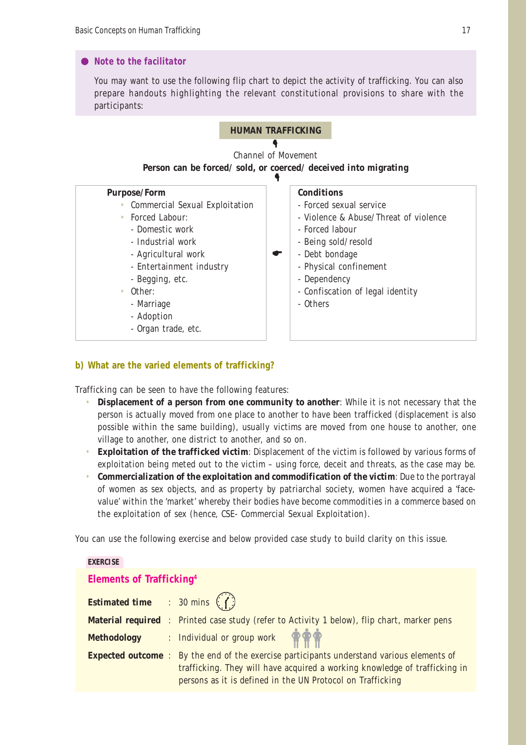**Note to the facilitator**

You may want to use the following flip chart to depict the activity of trafficking. You can also prepare handouts highlighting the relevant constitutional provisions to share with the participants:

**HUMAN TRAFFICKING**

Channel of Movement

**Person can be forced/ sold, or coerced/ deceived into migrating**

| **Purpose/Form** | **Conditions** |
| --- | --- |
| • Commercial Sexual Exploitation<br>• Forced Labour:<br>- Domestic work<br>- Industrial work<br>- Agricultural work<br>- Entertainment industry<br>- Begging, etc.<br>• Other:<br>- Marriage<br>- Adoption<br>- Organ trade, etc. | - Forced sexual service<br>- Violence & Abuse/Threat of violence<br>- Forced labour<br>- Being sold/resold<br>- Debt bondage<br>- Physical confinement<br>- Dependency<br>- Confiscation of legal identity<br>- Others |

### b) What are the varied elements of trafficking?

Trafficking can be seen to have the following features:

- **Displacement of a person from one community to another**: While it is not necessary that the person is actually moved from one place to another to have been trafficked (displacement is also possible within the same building), usually victims are moved from one house to another, one village to another, one district to another, and so on.
- **Exploitation of the trafficked victim**: Displacement of the victim is followed by various forms of exploitation being meted out to the victim – using force, deceit and threats, as the case may be.
- **Commercialization of the exploitation and commodification of the victim**: Due to the portrayal of women as sex objects, and as property by patriarchal society, women have acquired a 'face-value' within the 'market' whereby their bodies have become commodities in a commerce based on the exploitation of sex (hence, CSE- Commercial Sexual Exploitation).

You can use the following exercise and below provided case study to build clarity on this issue.

**EXERCISE**

### Elements of Trafficking[4]

**Estimated time** : 30 mins

**Material required** : Printed case study (refer to Activity 1 below), flip chart, marker pens

**Methodology** : Individual or group work

**Expected outcome** : By the end of the exercise participants understand various elements of trafficking. They will have acquired a working knowledge of trafficking in persons as it is defined in the UN Protocol on Trafficking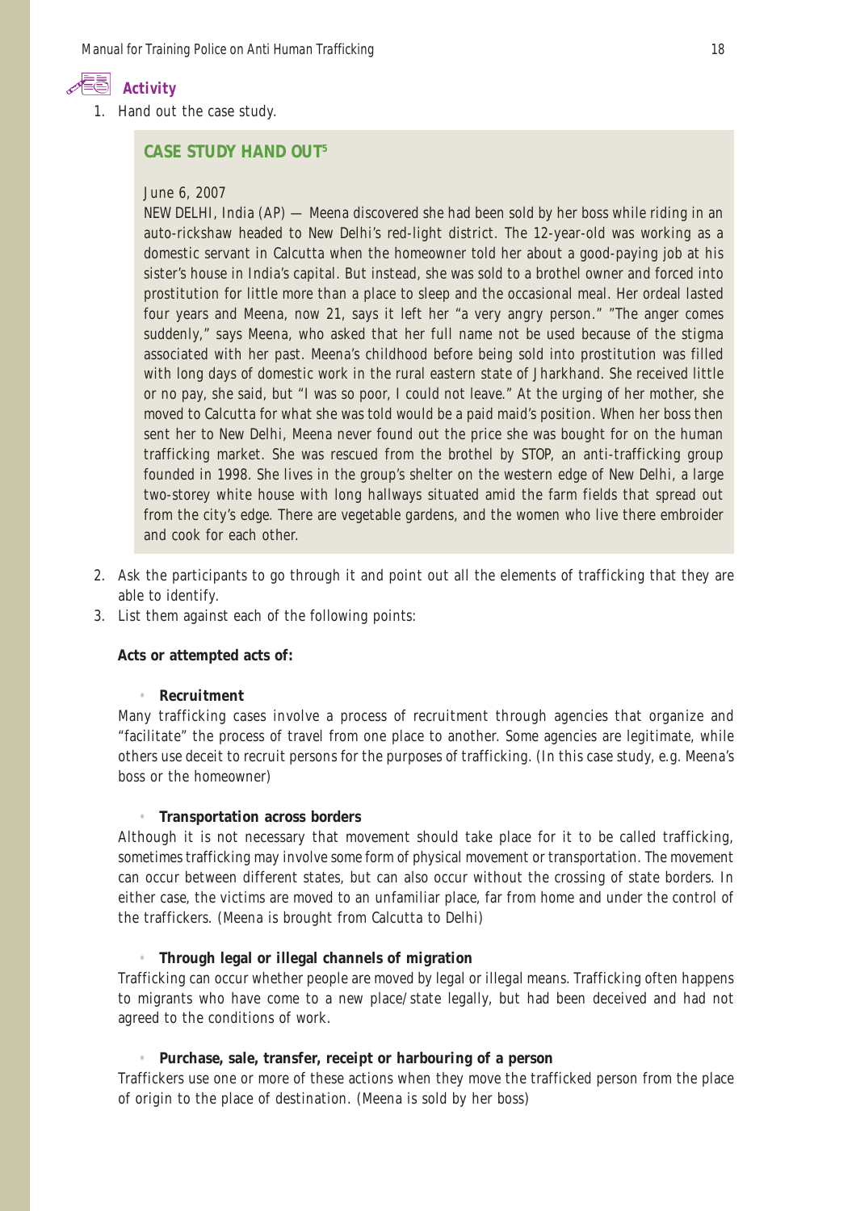### Activity

1. Hand out the case study.

> **CASE STUDY HAND OUT**[5]
>
> June 6, 2007
>
> NEW DELHI, India (AP) — Meena discovered she had been sold by her boss while riding in an auto-rickshaw headed to New Delhi's red-light district. The 12-year-old was working as a domestic servant in Calcutta when the homeowner told her about a good-paying job at his sister's house in India's capital. But instead, she was sold to a brothel owner and forced into prostitution for little more than a place to sleep and the occasional meal. Her ordeal lasted four years and Meena, now 21, says it left her "a very angry person." "The anger comes suddenly," says Meena, who asked that her full name not be used because of the stigma associated with her past. Meena's childhood before being sold into prostitution was filled with long days of domestic work in the rural eastern state of Jharkhand. She received little or no pay, she said, but "I was so poor, I could not leave." At the urging of her mother, she moved to Calcutta for what she was told would be a paid maid's position. When her boss then sent her to New Delhi, Meena never found out the price she was bought for on the human trafficking market. She was rescued from the brothel by STOP, an anti-trafficking group founded in 1998. She lives in the group's shelter on the western edge of New Delhi, a large two-storey white house with long hallways situated amid the farm fields that spread out from the city's edge. There are vegetable gardens, and the women who live there embroider and cook for each other.

2. Ask the participants to go through it and point out all the elements of trafficking that they are able to identify.
3. List them against each of the following points:

**Acts or attempted acts of:**

- **Recruitment**

Many trafficking cases involve a process of recruitment through agencies that organize and "facilitate" the process of travel from one place to another. Some agencies are legitimate, while others use deceit to recruit persons for the purposes of trafficking. (In this case study, e.g. Meena's boss or the homeowner)

- **Transportation across borders**

Although it is not necessary that movement should take place for it to be called trafficking, sometimes trafficking may involve some form of physical movement or transportation. The movement can occur between different states, but can also occur without the crossing of state borders. In either case, the victims are moved to an unfamiliar place, far from home and under the control of the traffickers. (Meena is brought from Calcutta to Delhi)

- **Through legal or illegal channels of migration**

Trafficking can occur whether people are moved by legal or illegal means. Trafficking often happens to migrants who have come to a new place/state legally, but had been deceived and had not agreed to the conditions of work.

- **Purchase, sale, transfer, receipt or harbouring of a person**

Traffickers use one or more of these actions when they move the trafficked person from the place of origin to the place of destination. (Meena is sold by her boss)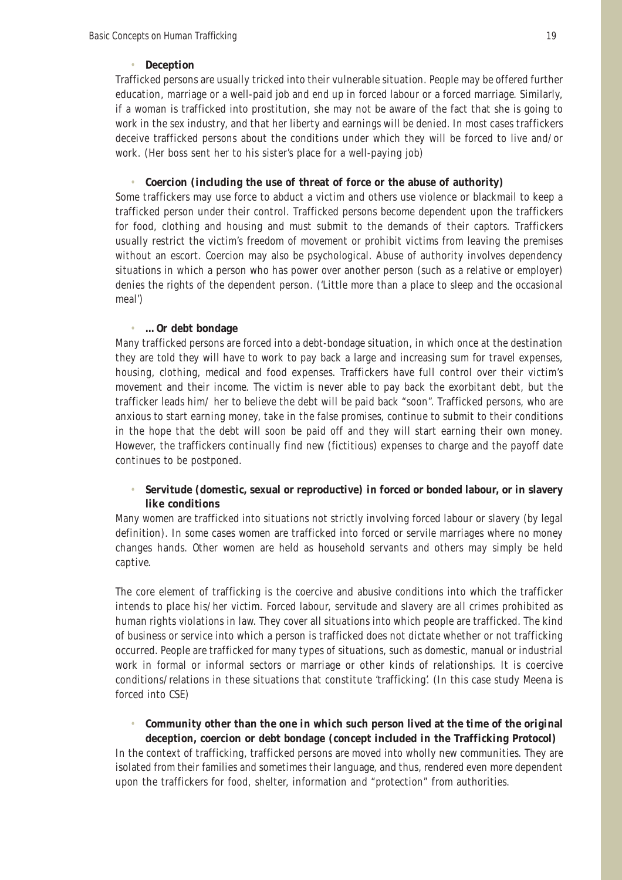- **Deception**

Trafficked persons are usually tricked into their vulnerable situation. People may be offered further education, marriage or a well-paid job and end up in forced labour or a forced marriage. Similarly, if a woman is trafficked into prostitution, she may not be aware of the fact that she is going to work in the sex industry, and that her liberty and earnings will be denied. In most cases traffickers deceive trafficked persons about the conditions under which they will be forced to live and/or work. (Her boss sent her to his sister's place for a well-paying job)

- **Coercion (including the use of threat of force or the abuse of authority)**

Some traffickers may use force to abduct a victim and others use violence or blackmail to keep a trafficked person under their control. Trafficked persons become dependent upon the traffickers for food, clothing and housing and must submit to the demands of their captors. Traffickers usually restrict the victim's freedom of movement or prohibit victims from leaving the premises without an escort. Coercion may also be psychological. Abuse of authority involves dependency situations in which a person who has power over another person (such as a relative or employer) denies the rights of the dependent person. ('Little more than a place to sleep and the occasional meal')

- **… Or debt bondage**

Many trafficked persons are forced into a debt-bondage situation, in which once at the destination they are told they will have to work to pay back a large and increasing sum for travel expenses, housing, clothing, medical and food expenses. Traffickers have full control over their victim's movement and their income. The victim is never able to pay back the exorbitant debt, but the trafficker leads him/ her to believe the debt will be paid back "soon". Trafficked persons, who are anxious to start earning money, take in the false promises, continue to submit to their conditions in the hope that the debt will soon be paid off and they will start earning their own money. However, the traffickers continually find new (fictitious) expenses to charge and the payoff date continues to be postponed.

- **Servitude (domestic, sexual or reproductive) in forced or bonded labour, or in slavery like conditions**

Many women are trafficked into situations not strictly involving forced labour or slavery (by legal definition). In some cases women are trafficked into forced or servile marriages where no money changes hands. Other women are held as household servants and others may simply be held captive.

The core element of trafficking is the coercive and abusive conditions into which the trafficker intends to place his/her victim. Forced labour, servitude and slavery are all crimes prohibited as human rights violations in law. They cover all situations into which people are trafficked. The kind of business or service into which a person is trafficked does not dictate whether or not trafficking occurred. People are trafficked for many types of situations, such as domestic, manual or industrial work in formal or informal sectors or marriage or other kinds of relationships. It is coercive conditions/relations in these situations that constitute 'trafficking'. (In this case study Meena is forced into CSE)

- **Community other than the one in which such person lived at the time of the original deception, coercion or debt bondage (concept included in the Trafficking Protocol)**

In the context of trafficking, trafficked persons are moved into wholly new communities. They are isolated from their families and sometimes their language, and thus, rendered even more dependent upon the traffickers for food, shelter, information and "protection" from authorities.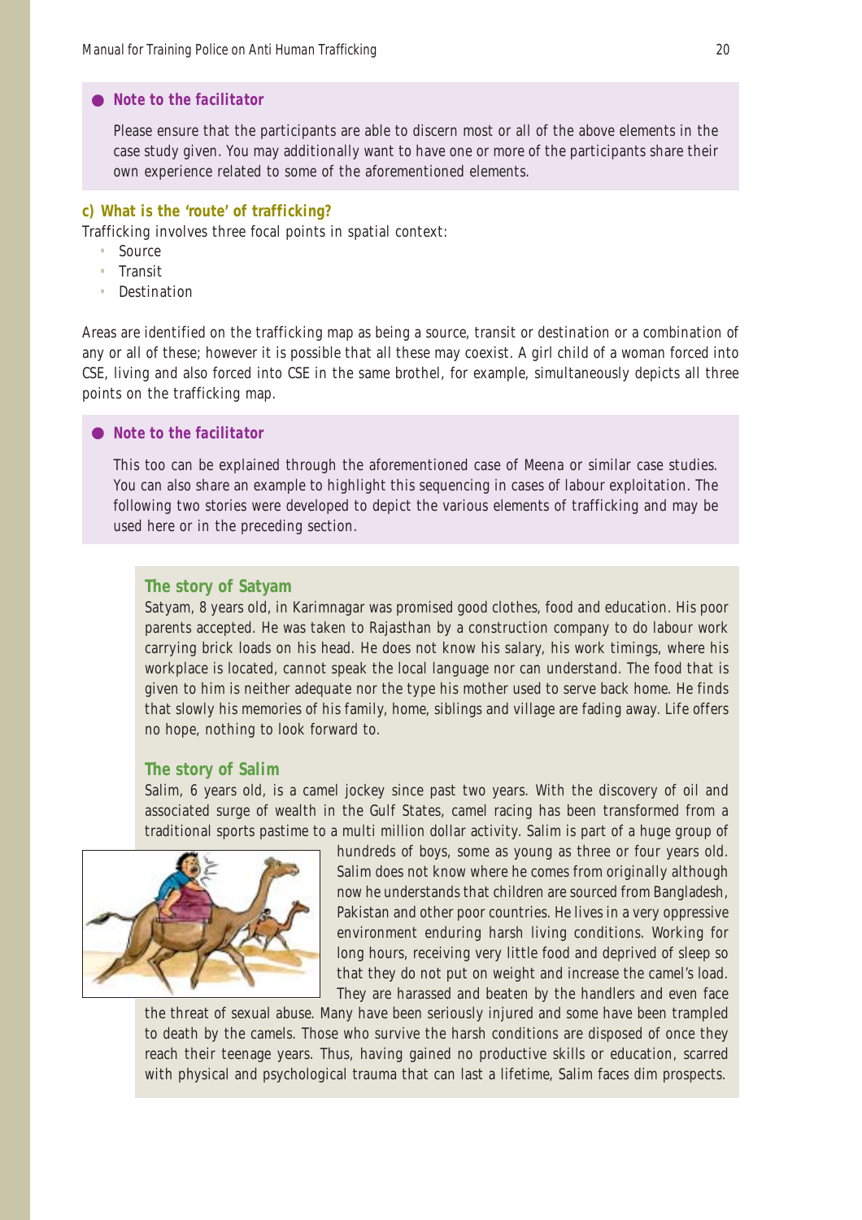**Note to the facilitator**

Please ensure that the participants are able to discern most or all of the above elements in the case study given. You may additionally want to have one or more of the participants share their own experience related to some of the aforementioned elements.

### c) What is the 'route' of trafficking?

Trafficking involves three focal points in spatial context:

- Source
- Transit
- Destination

Areas are identified on the trafficking map as being a source, transit or destination or a combination of any or all of these; however it is possible that all these may coexist. A girl child of a woman forced into CSE, living and also forced into CSE in the same brothel, for example, simultaneously depicts all three points on the trafficking map.

**Note to the facilitator**

This too can be explained through the aforementioned case of Meena or similar case studies. You can also share an example to highlight this sequencing in cases of labour exploitation. The following two stories were developed to depict the various elements of trafficking and may be used here or in the preceding section.

#### The story of Satyam

Satyam, 8 years old, in Karimnagar was promised good clothes, food and education. His poor parents accepted. He was taken to Rajasthan by a construction company to do labour work carrying brick loads on his head. He does not know his salary, his work timings, where his workplace is located, cannot speak the local language nor can understand. The food that is given to him is neither adequate nor the type his mother used to serve back home. He finds that slowly his memories of his family, home, siblings and village are fading away. Life offers no hope, nothing to look forward to.

#### The story of Salim

Salim, 6 years old, is a camel jockey since past two years. With the discovery of oil and associated surge of wealth in the Gulf States, camel racing has been transformed from a traditional sports pastime to a multi million dollar activity. Salim is part of a huge group of hundreds of boys, some as young as three or four years old. Salim does not know where he comes from originally although now he understands that children are sourced from Bangladesh, Pakistan and other poor countries. He lives in a very oppressive environment enduring harsh living conditions. Working for long hours, receiving very little food and deprived of sleep so that they do not put on weight and increase the camel's load. They are harassed and beaten by the handlers and even face the threat of sexual abuse. Many have been seriously injured and some have been trampled to death by the camels. Those who survive the harsh conditions are disposed of once they reach their teenage years. Thus, having gained no productive skills or education, scarred with physical and psychological trauma that can last a lifetime, Salim faces dim prospects.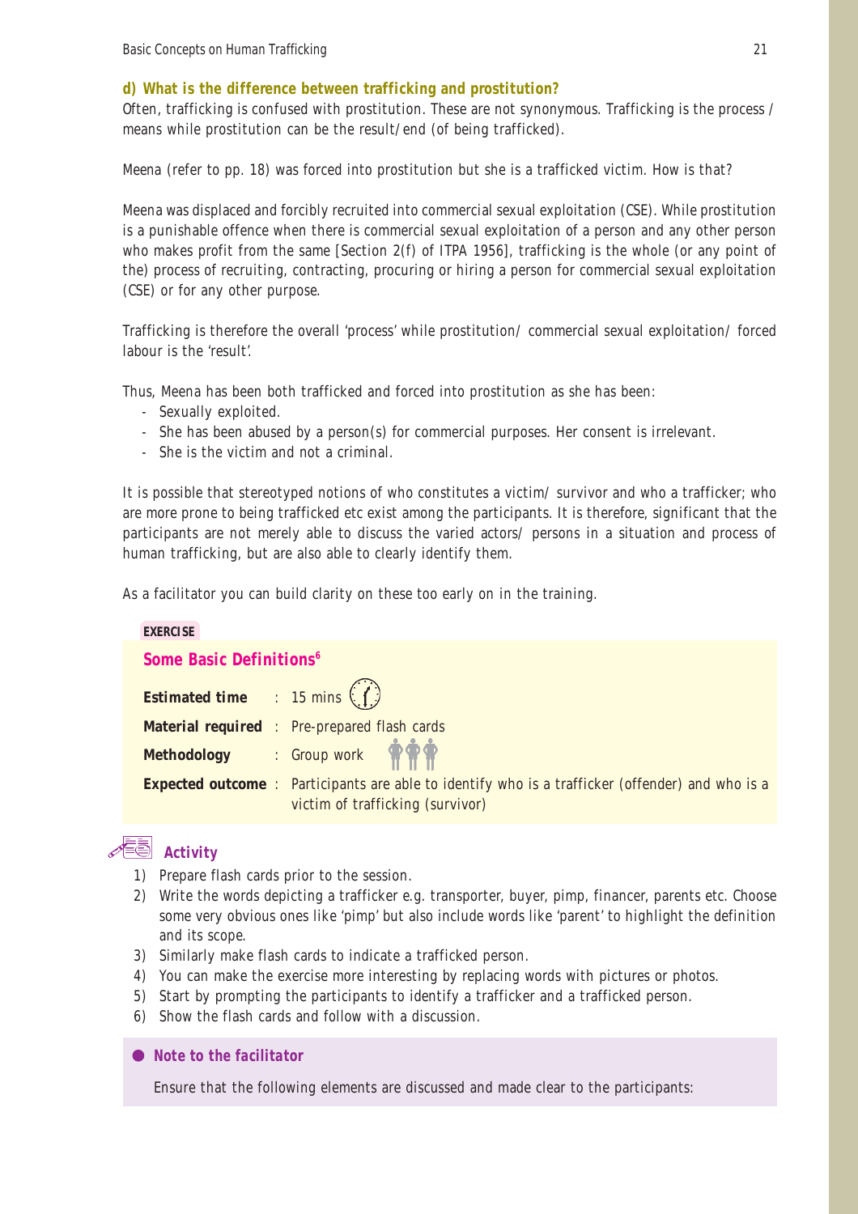### d) What is the difference between trafficking and prostitution?

Often, trafficking is confused with prostitution. These are not synonymous. Trafficking is the process / means while prostitution can be the result/end (of being trafficked).

Meena (refer to pp. 18) was forced into prostitution but she is a trafficked victim. How is that?

Meena was displaced and forcibly recruited into commercial sexual exploitation (CSE). While prostitution is a punishable offence when there is commercial sexual exploitation of a person and any other person who makes profit from the same [Section 2(f) of ITPA 1956], trafficking is the whole (or any point of the) process of recruiting, contracting, procuring or hiring a person for commercial sexual exploitation (CSE) or for any other purpose.

Trafficking is therefore the overall 'process' while prostitution/ commercial sexual exploitation/ forced labour is the 'result'.

Thus, Meena has been both trafficked and forced into prostitution as she has been:

- Sexually exploited.
- She has been abused by a person(s) for commercial purposes. Her consent is irrelevant.
- She is the victim and not a criminal.

It is possible that stereotyped notions of who constitutes a victim/ survivor and who a trafficker; who are more prone to being trafficked etc exist among the participants. It is therefore, significant that the participants are not merely able to discuss the varied actors/ persons in a situation and process of human trafficking, but are also able to clearly identify them.

As a facilitator you can build clarity on these too early on in the training.

**EXERCISE**

### Some Basic Definitions[6]

**Estimated time** : 15 mins

**Material required** : Pre-prepared flash cards

**Methodology** : Group work

**Expected outcome** : Participants are able to identify who is a trafficker (offender) and who is a victim of trafficking (survivor)

***Activity***

1) Prepare flash cards prior to the session.
2) Write the words depicting a trafficker e.g. transporter, buyer, pimp, financer, parents etc. Choose some very obvious ones like 'pimp' but also include words like 'parent' to highlight the definition and its scope.
3) Similarly make flash cards to indicate a trafficked person.
4) You can make the exercise more interesting by replacing words with pictures or photos.
5) Start by prompting the participants to identify a trafficker and a trafficked person.
6) Show the flash cards and follow with a discussion.

***Note to the facilitator***

Ensure that the following elements are discussed and made clear to the participants: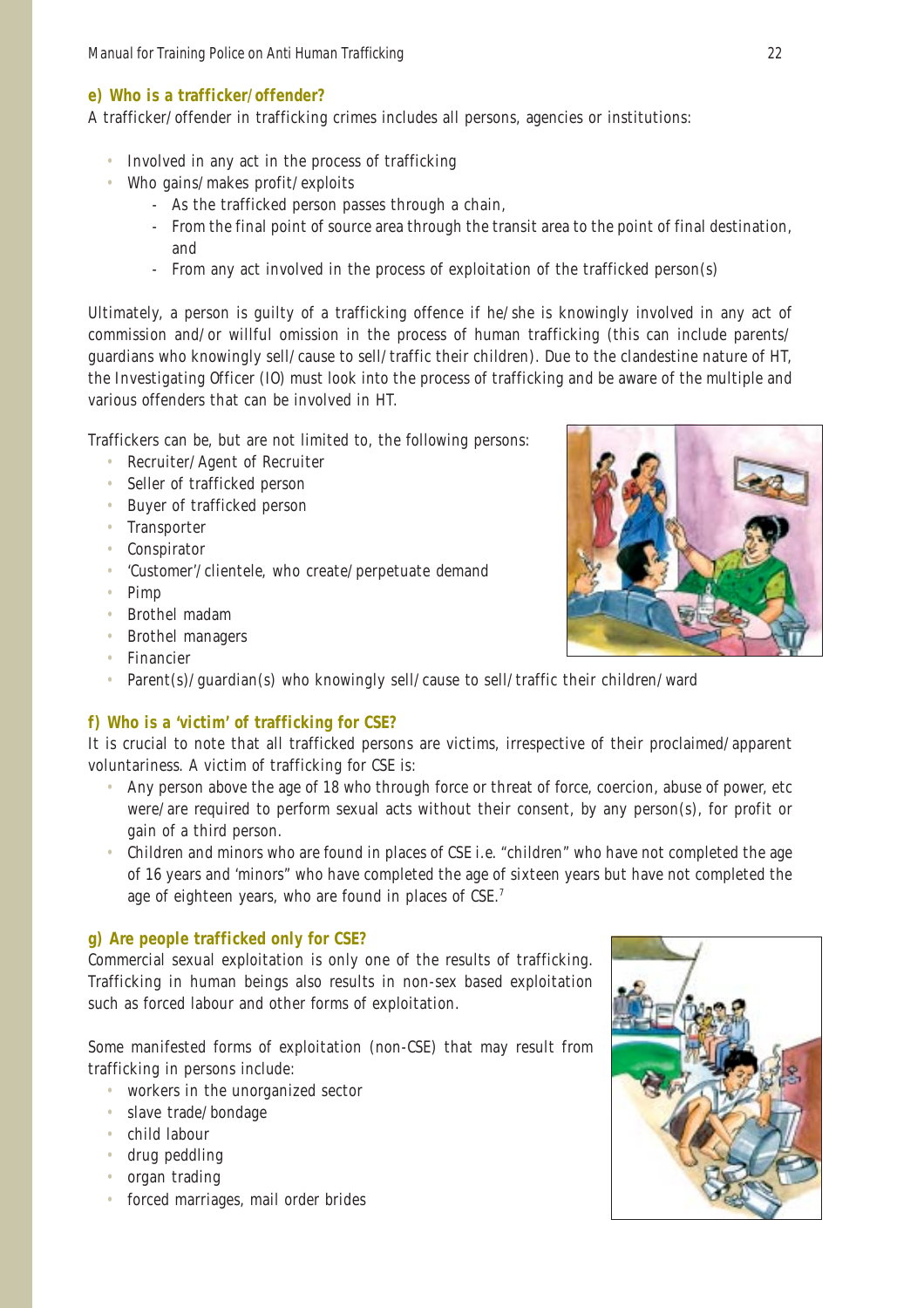### e) Who is a trafficker/offender?

A trafficker/offender in trafficking crimes includes all persons, agencies or institutions:

- Involved in any act in the process of trafficking
- Who gains/makes profit/exploits
  - As the trafficked person passes through a chain,
  - From the final point of source area through the transit area to the point of final destination, and
  - From any act involved in the process of exploitation of the trafficked person(s)

Ultimately, a person is guilty of a trafficking offence if he/she is knowingly involved in any act of commission and/or willful omission in the process of human trafficking (this can include parents/guardians who knowingly sell/cause to sell/traffic their children). Due to the clandestine nature of HT, the Investigating Officer (IO) must look into the process of trafficking and be aware of the multiple and various offenders that can be involved in HT.

Traffickers can be, but are not limited to, the following persons:

- Recruiter/Agent of Recruiter
- Seller of trafficked person
- Buyer of trafficked person
- Transporter
- Conspirator
- 'Customer'/clientele, who create/perpetuate demand
- Pimp
- Brothel madam
- Brothel managers
- Financier
- Parent(s)/guardian(s) who knowingly sell/cause to sell/traffic their children/ward

### f) Who is a 'victim' of trafficking for CSE?

It is crucial to note that all trafficked persons are victims, irrespective of their proclaimed/apparent voluntariness. A victim of trafficking for CSE is:

- Any person above the age of 18 who through force or threat of force, coercion, abuse of power, etc were/are required to perform sexual acts without their consent, by any person(s), for profit or gain of a third person.
- Children and minors who are found in places of CSE i.e. "children" who have not completed the age of 16 years and 'minors" who have completed the age of sixteen years but have not completed the age of eighteen years, who are found in places of CSE.[7]

### g) Are people trafficked only for CSE?

Commercial sexual exploitation is only one of the results of trafficking. Trafficking in human beings also results in non-sex based exploitation such as forced labour and other forms of exploitation.

Some manifested forms of exploitation (non-CSE) that may result from trafficking in persons include:

- workers in the unorganized sector
- slave trade/bondage
- child labour
- drug peddling
- organ trading
- forced marriages, mail order brides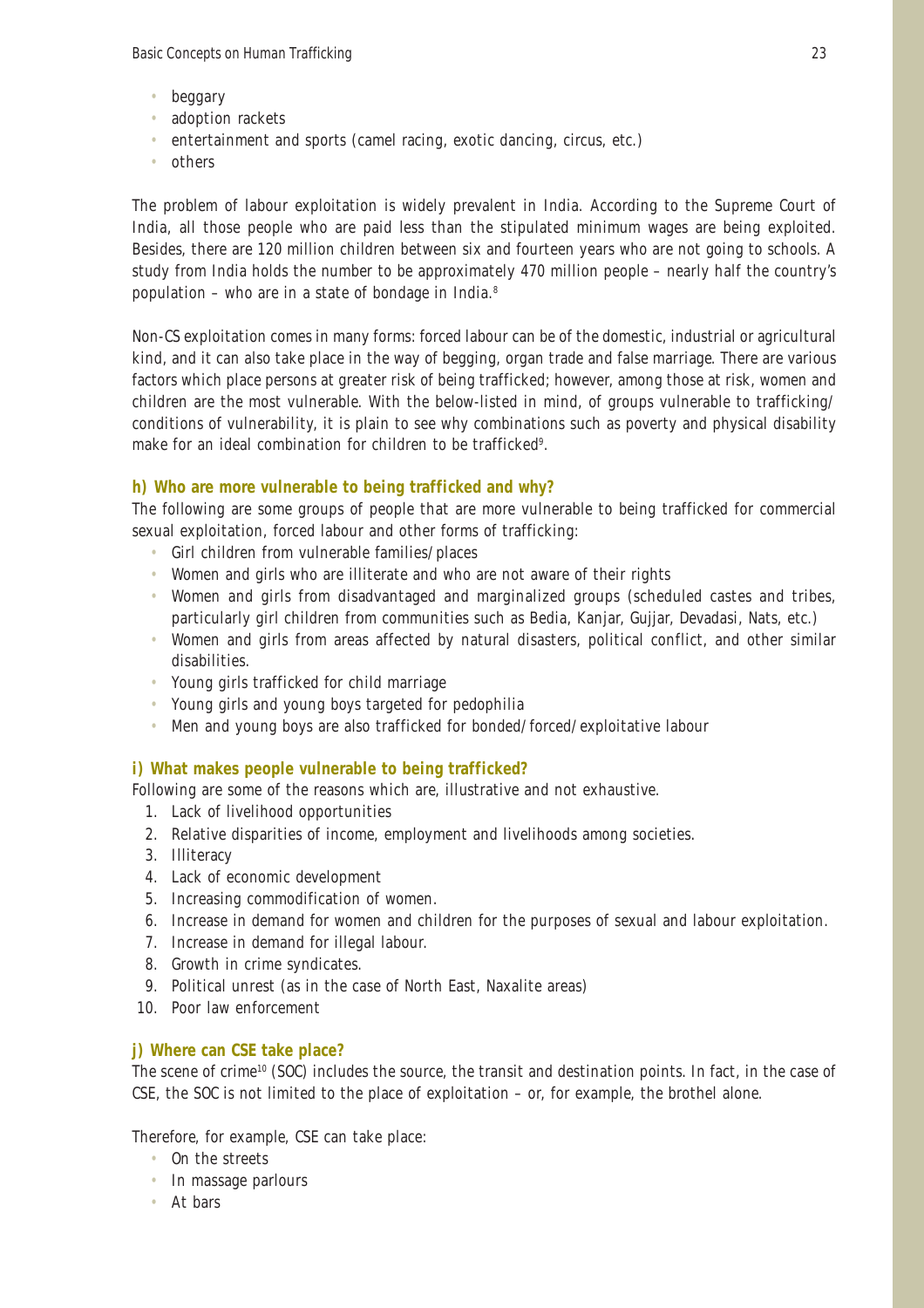- beggary
- adoption rackets
- entertainment and sports (camel racing, exotic dancing, circus, etc.)
- others

The problem of labour exploitation is widely prevalent in India. According to the Supreme Court of India, all those people who are paid less than the stipulated minimum wages are being exploited. Besides, there are 120 million children between six and fourteen years who are not going to schools. A study from India holds the number to be approximately 470 million people – nearly half the country's population – who are in a state of bondage in India.[8]

Non-CS exploitation comes in many forms: forced labour can be of the domestic, industrial or agricultural kind, and it can also take place in the way of begging, organ trade and false marriage. There are various factors which place persons at greater risk of being trafficked; however, among those at risk, women and children are the most vulnerable. With the below-listed in mind, of groups vulnerable to trafficking/ conditions of vulnerability, it is plain to see why combinations such as poverty and physical disability make for an ideal combination for children to be trafficked[9].

### h) Who are more vulnerable to being trafficked and why?

The following are some groups of people that are more vulnerable to being trafficked for commercial sexual exploitation, forced labour and other forms of trafficking:

- Girl children from vulnerable families/places
- Women and girls who are illiterate and who are not aware of their rights
- Women and girls from disadvantaged and marginalized groups (scheduled castes and tribes, particularly girl children from communities such as Bedia, Kanjar, Gujjar, Devadasi, Nats, etc.)
- Women and girls from areas affected by natural disasters, political conflict, and other similar disabilities.
- Young girls trafficked for child marriage
- Young girls and young boys targeted for pedophilia
- Men and young boys are also trafficked for bonded/forced/exploitative labour

### i) What makes people vulnerable to being trafficked?

Following are some of the reasons which are, illustrative and not exhaustive.

1. Lack of livelihood opportunities
2. Relative disparities of income, employment and livelihoods among societies.
3. Illiteracy
4. Lack of economic development
5. Increasing commodification of women.
6. Increase in demand for women and children for the purposes of sexual and labour exploitation.
7. Increase in demand for illegal labour.
8. Growth in crime syndicates.
9. Political unrest (as in the case of North East, Naxalite areas)
10. Poor law enforcement

### j) Where can CSE take place?

The scene of crime[10] (SOC) includes the source, the transit and destination points. In fact, in the case of CSE, the SOC is not limited to the place of exploitation – or, for example, the brothel alone.

Therefore, for example, CSE can take place:

- On the streets
- In massage parlours
- At bars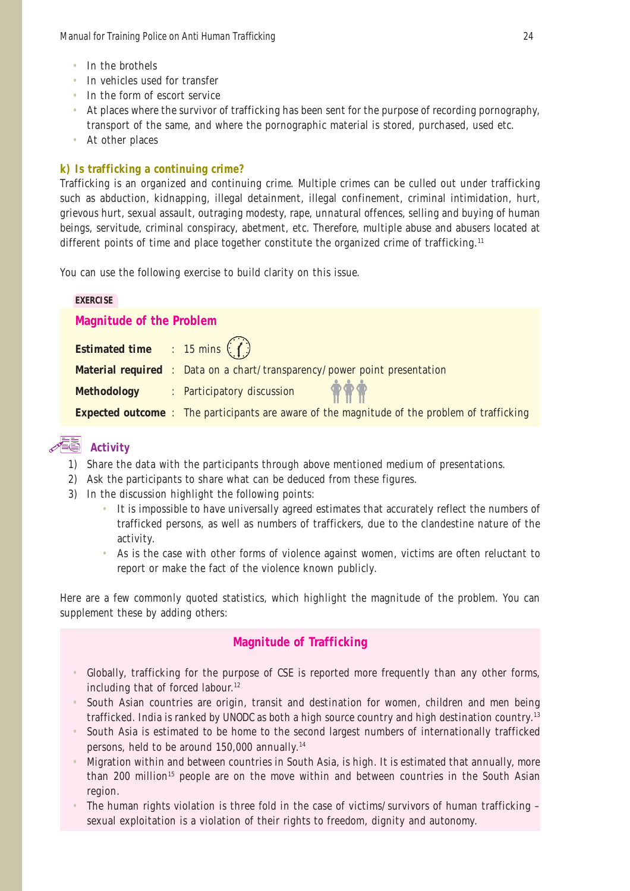- In the brothels
- In vehicles used for transfer
- In the form of escort service
- At places where the survivor of trafficking has been sent for the purpose of recording pornography, transport of the same, and where the pornographic material is stored, purchased, used etc.
- At other places

### k) Is trafficking a continuing crime?

Trafficking is an organized and continuing crime. Multiple crimes can be culled out under trafficking such as abduction, kidnapping, illegal detainment, illegal confinement, criminal intimidation, hurt, grievous hurt, sexual assault, outraging modesty, rape, unnatural offences, selling and buying of human beings, servitude, criminal conspiracy, abetment, etc. Therefore, multiple abuse and abusers located at different points of time and place together constitute the organized crime of trafficking.[11]

You can use the following exercise to build clarity on this issue.

**EXERCISE**

### Magnitude of the Problem

**Estimated time** : 15 mins

**Material required** : Data on a chart/transparency/power point presentation

**Methodology** : Participatory discussion

**Expected outcome** : The participants are aware of the magnitude of the problem of trafficking

#### Activity

1) Share the data with the participants through above mentioned medium of presentations.
2) Ask the participants to share what can be deduced from these figures.
3) In the discussion highlight the following points:
   - It is impossible to have universally agreed estimates that accurately reflect the numbers of trafficked persons, as well as numbers of traffickers, due to the clandestine nature of the activity.
   - As is the case with other forms of violence against women, victims are often reluctant to report or make the fact of the violence known publicly.

Here are a few commonly quoted statistics, which highlight the magnitude of the problem. You can supplement these by adding others:

### Magnitude of Trafficking

- Globally, trafficking for the purpose of CSE is reported more frequently than any other forms, including that of forced labour.[12]
- South Asian countries are origin, transit and destination for women, children and men being trafficked. India is ranked by UNODC as both a high source country and high destination country.[13]
- South Asia is estimated to be home to the second largest numbers of internationally trafficked persons, held to be around 150,000 annually.[14]
- Migration within and between countries in South Asia, is high. It is estimated that annually, more than 200 million[15] people are on the move within and between countries in the South Asian region.
- The human rights violation is three fold in the case of victims/survivors of human trafficking – sexual exploitation is a violation of their rights to freedom, dignity and autonomy.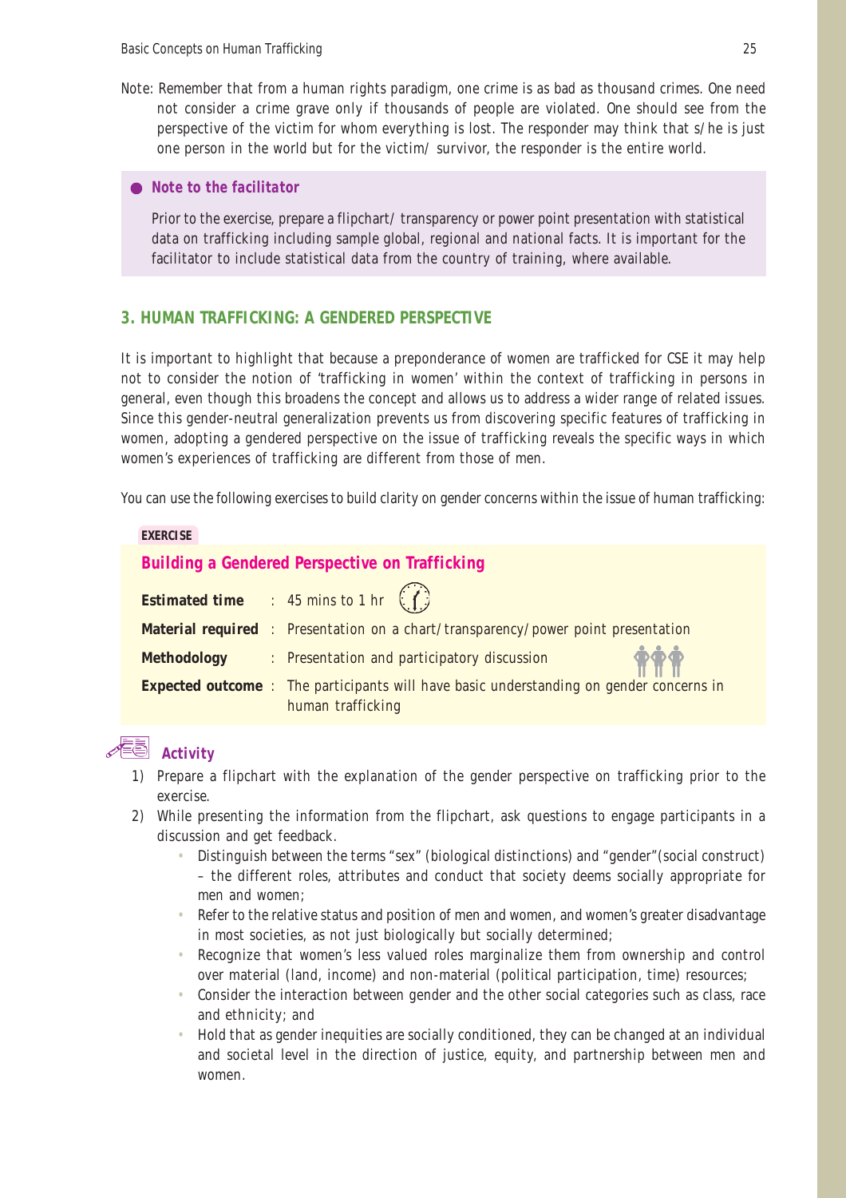Note: Remember that from a human rights paradigm, one crime is as bad as thousand crimes. One need not consider a crime grave only if thousands of people are violated. One should see from the perspective of the victim for whom everything is lost. The responder may think that s/he is just one person in the world but for the victim/ survivor, the responder is the entire world.

> **Note to the facilitator**
>
> Prior to the exercise, prepare a flipchart/ transparency or power point presentation with statistical data on trafficking including sample global, regional and national facts. It is important for the facilitator to include statistical data from the country of training, where available.

## 3. HUMAN TRAFFICKING: A GENDERED PERSPECTIVE

It is important to highlight that because a preponderance of women are trafficked for CSE it may help not to consider the notion of 'trafficking in women' within the context of trafficking in persons in general, even though this broadens the concept and allows us to address a wider range of related issues. Since this gender-neutral generalization prevents us from discovering specific features of trafficking in women, adopting a gendered perspective on the issue of trafficking reveals the specific ways in which women's experiences of trafficking are different from those of men.

You can use the following exercises to build clarity on gender concerns within the issue of human trafficking:

**EXERCISE**

### Building a Gendered Perspective on Trafficking

**Estimated time** : 45 mins to 1 hr

**Material required** : Presentation on a chart/transparency/power point presentation

**Methodology** : Presentation and participatory discussion

**Expected outcome** : The participants will have basic understanding on gender concerns in human trafficking

### *Activity*

1) Prepare a flipchart with the explanation of the gender perspective on trafficking prior to the exercise.
2) While presenting the information from the flipchart, ask questions to engage participants in a discussion and get feedback.
   - Distinguish between the terms "sex" (biological distinctions) and "gender"(social construct) – the different roles, attributes and conduct that society deems socially appropriate for men and women;
   - Refer to the relative status and position of men and women, and women's greater disadvantage in most societies, as not just biologically but socially determined;
   - Recognize that women's less valued roles marginalize them from ownership and control over material (land, income) and non-material (political participation, time) resources;
   - Consider the interaction between gender and the other social categories such as class, race and ethnicity; and
   - Hold that as gender inequities are socially conditioned, they can be changed at an individual and societal level in the direction of justice, equity, and partnership between men and women.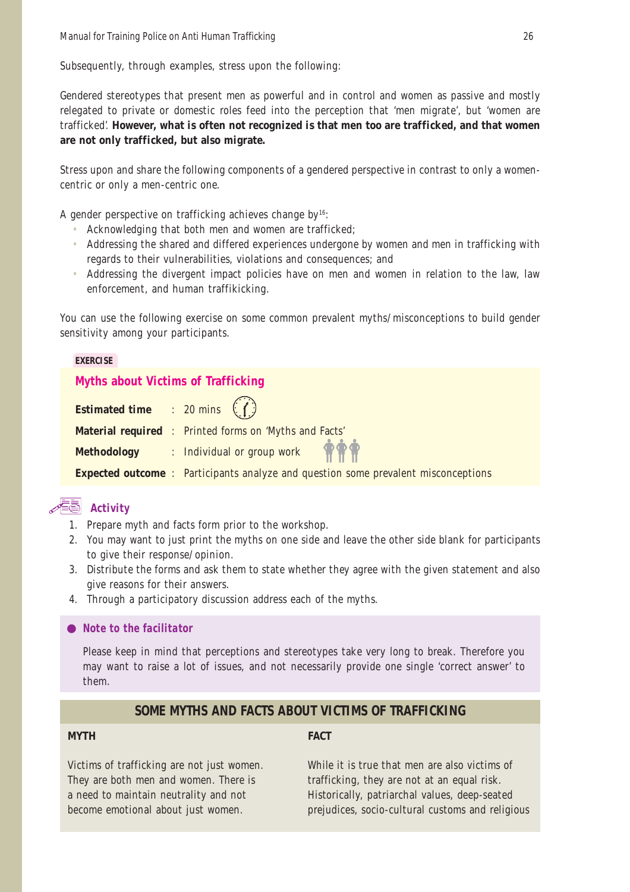Subsequently, through examples, stress upon the following:

Gendered stereotypes that present men as powerful and in control and women as passive and mostly relegated to private or domestic roles feed into the perception that 'men migrate', but 'women are trafficked'. **However, what is often not recognized is that men too are trafficked, and that women are not only trafficked, but also migrate.**

Stress upon and share the following components of a gendered perspective in contrast to only a women-centric or only a men-centric one.

A gender perspective on trafficking achieves change by[16]:

- Acknowledging that both men and women are trafficked;
- Addressing the shared and differed experiences undergone by women and men in trafficking with regards to their vulnerabilities, violations and consequences; and
- Addressing the divergent impact policies have on men and women in relation to the law, law enforcement, and human traffikicking.

You can use the following exercise on some common prevalent myths/misconceptions to build gender sensitivity among your participants.

**EXERCISE**

## Myths about Victims of Trafficking

**Estimated time** : 20 mins

**Material required** : Printed forms on 'Myths and Facts'

**Methodology** : Individual or group work

**Expected outcome** : Participants analyze and question some prevalent misconceptions

### Activity

1. Prepare myth and facts form prior to the workshop.
2. You may want to just print the myths on one side and leave the other side blank for participants to give their response/opinion.
3. Distribute the forms and ask them to state whether they agree with the given statement and also give reasons for their answers.
4. Through a participatory discussion address each of the myths.

**Note to the facilitator**

Please keep in mind that perceptions and stereotypes take very long to break. Therefore you may want to raise a lot of issues, and not necessarily provide one single 'correct answer' to them.

**SOME MYTHS AND FACTS ABOUT VICTIMS OF TRAFFICKING**

| MYTH | FACT |
|---|---|
| Victims of trafficking are not just women. They are both men and women. There is a need to maintain neutrality and not become emotional about just women. | While it is true that men are also victims of trafficking, they are not at an equal risk. Historically, patriarchal values, deep-seated prejudices, socio-cultural customs and religious |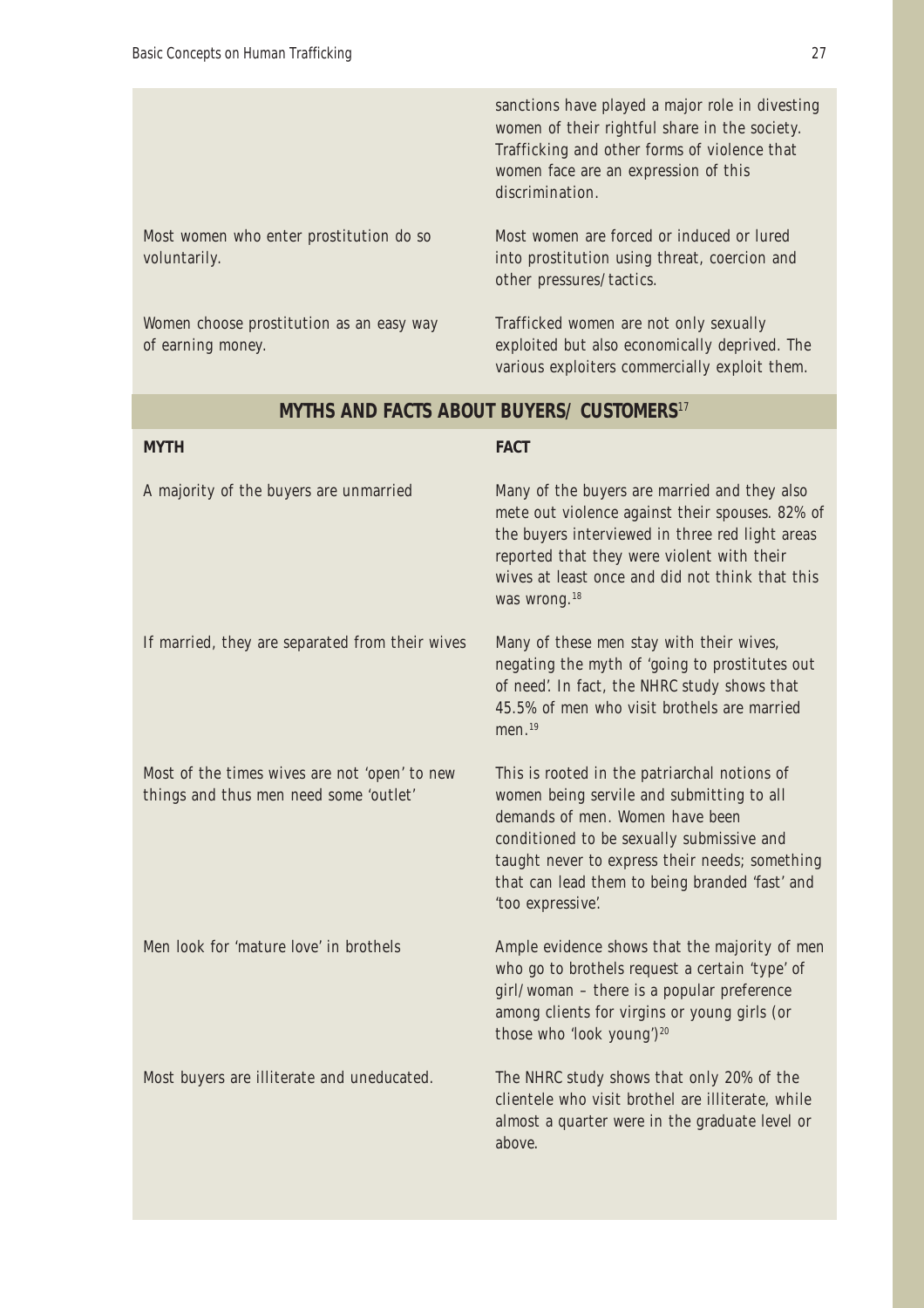| | |
|---|---|
| | sanctions have played a major role in divesting women of their rightful share in the society. Trafficking and other forms of violence that women face are an expression of this discrimination. |
| Most women who enter prostitution do so voluntarily. | Most women are forced or induced or lured into prostitution using threat, coercion and other pressures/tactics. |
| Women choose prostitution as an easy way of earning money. | Trafficked women are not only sexually exploited but also economically deprived. The various exploiters commercially exploit them. |

## MYTHS AND FACTS ABOUT BUYERS/ CUSTOMERS[17]

| MYTH | FACT |
|---|---|
| A majority of the buyers are unmarried | Many of the buyers are married and they also mete out violence against their spouses. 82% of the buyers interviewed in three red light areas reported that they were violent with their wives at least once and did not think that this was wrong.[18] |
| If married, they are separated from their wives | Many of these men stay with their wives, negating the myth of 'going to prostitutes out of need'. In fact, the NHRC study shows that 45.5% of men who visit brothels are married men.[19] |
| Most of the times wives are not 'open' to new things and thus men need some 'outlet' | This is rooted in the patriarchal notions of women being servile and submitting to all demands of men. Women have been conditioned to be sexually submissive and taught never to express their needs; something that can lead them to being branded 'fast' and 'too expressive'. |
| Men look for 'mature love' in brothels | Ample evidence shows that the majority of men who go to brothels request a certain 'type' of girl/woman – there is a popular preference among clients for virgins or young girls (or those who 'look young')[20] |
| Most buyers are illiterate and uneducated. | The NHRC study shows that only 20% of the clientele who visit brothel are illiterate, while almost a quarter were in the graduate level or above. |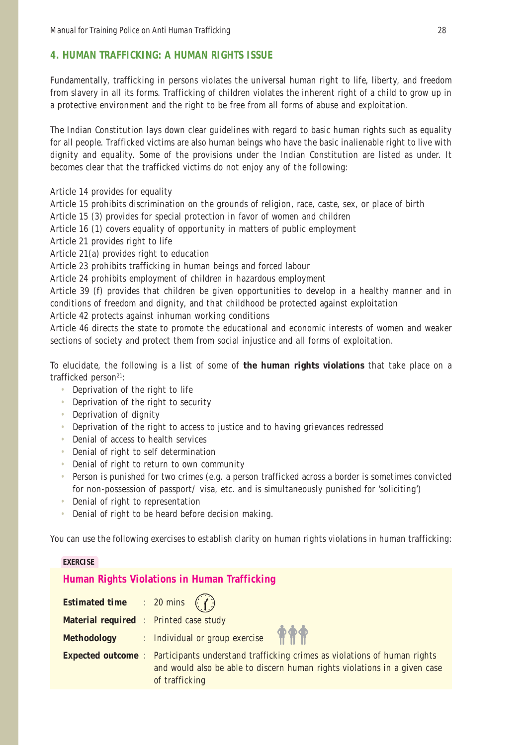## 4. HUMAN TRAFFICKING: A HUMAN RIGHTS ISSUE

Fundamentally, trafficking in persons violates the universal human right to life, liberty, and freedom from slavery in all its forms. Trafficking of children violates the inherent right of a child to grow up in a protective environment and the right to be free from all forms of abuse and exploitation.

The Indian Constitution lays down clear guidelines with regard to basic human rights such as equality for all people. Trafficked victims are also human beings who have the basic inalienable right to live with dignity and equality. Some of the provisions under the Indian Constitution are listed as under. It becomes clear that the trafficked victims do not enjoy any of the following:

Article 14 provides for equality
Article 15 prohibits discrimination on the grounds of religion, race, caste, sex, or place of birth
Article 15 (3) provides for special protection in favor of women and children
Article 16 (1) covers equality of opportunity in matters of public employment
Article 21 provides right to life
Article 21(a) provides right to education
Article 23 prohibits trafficking in human beings and forced labour
Article 24 prohibits employment of children in hazardous employment
Article 39 (f) provides that children be given opportunities to develop in a healthy manner and in conditions of freedom and dignity, and that childhood be protected against exploitation
Article 42 protects against inhuman working conditions
Article 46 directs the state to promote the educational and economic interests of women and weaker sections of society and protect them from social injustice and all forms of exploitation.

To elucidate, the following is a list of some of **the human rights violations** that take place on a trafficked person[21]:

- Deprivation of the right to life
- Deprivation of the right to security
- Deprivation of dignity
- Deprivation of the right to access to justice and to having grievances redressed
- Denial of access to health services
- Denial of right to self determination
- Denial of right to return to own community
- Person is punished for two crimes (e.g. a person trafficked across a border is sometimes convicted for non-possession of passport/ visa, etc. and is simultaneously punished for 'soliciting')
- Denial of right to representation
- Denial of right to be heard before decision making.

You can use the following exercises to establish clarity on human rights violations in human trafficking:

**EXERCISE**

### Human Rights Violations in Human Trafficking

**Estimated time** : 20 mins

**Material required** : Printed case study

**Methodology** : Individual or group exercise

**Expected outcome** : Participants understand trafficking crimes as violations of human rights and would also be able to discern human rights violations in a given case of trafficking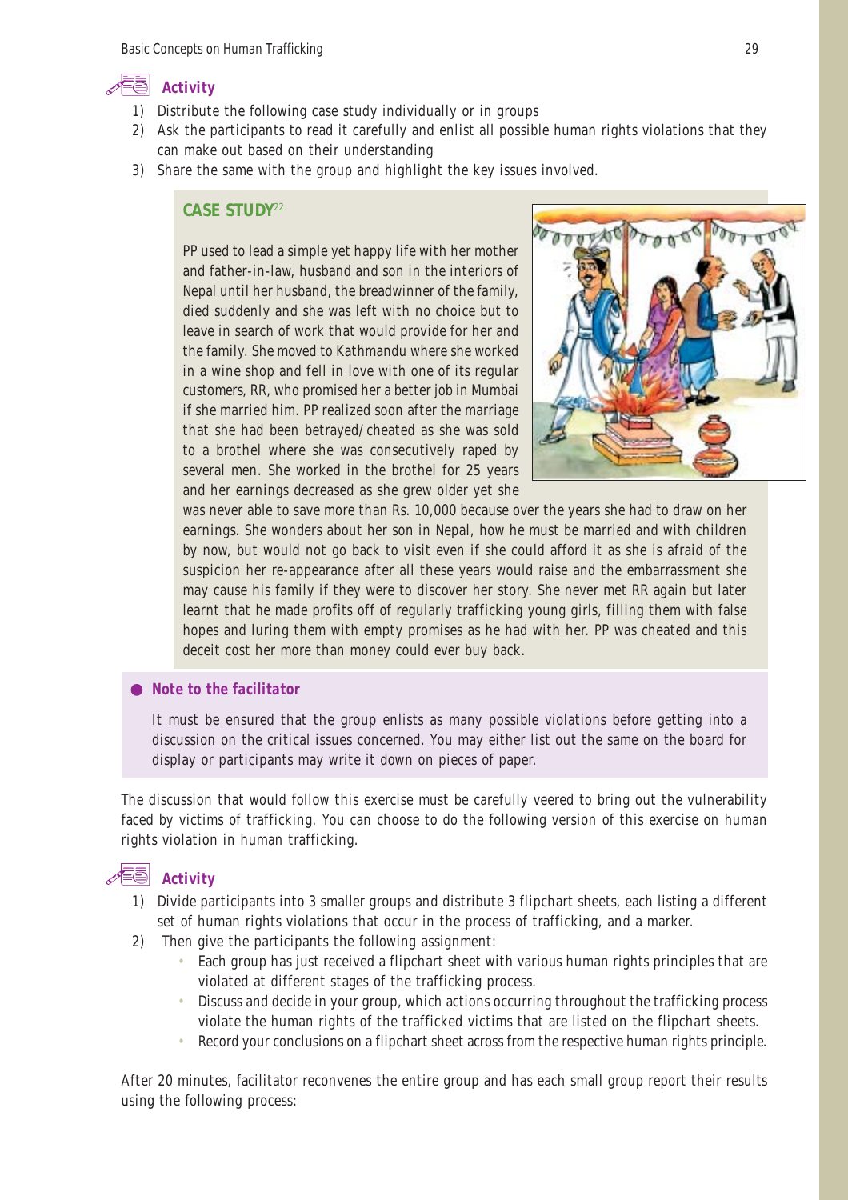### Activity

1) Distribute the following case study individually or in groups
2) Ask the participants to read it carefully and enlist all possible human rights violations that they can make out based on their understanding
3) Share the same with the group and highlight the key issues involved.

**CASE STUDY**[22]

PP used to lead a simple yet happy life with her mother and father-in-law, husband and son in the interiors of Nepal until her husband, the breadwinner of the family, died suddenly and she was left with no choice but to leave in search of work that would provide for her and the family. She moved to Kathmandu where she worked in a wine shop and fell in love with one of its regular customers, RR, who promised her a better job in Mumbai if she married him. PP realized soon after the marriage that she had been betrayed/cheated as she was sold to a brothel where she was consecutively raped by several men. She worked in the brothel for 25 years and her earnings decreased as she grew older yet she was never able to save more than Rs. 10,000 because over the years she had to draw on her earnings. She wonders about her son in Nepal, how he must be married and with children by now, but would not go back to visit even if she could afford it as she is afraid of the suspicion her re-appearance after all these years would raise and the embarrassment she may cause his family if they were to discover her story. She never met RR again but later learnt that he made profits off of regularly trafficking young girls, filling them with false hopes and luring them with empty promises as he had with her. PP was cheated and this deceit cost her more than money could ever buy back.

**● *Note to the facilitator***

It must be ensured that the group enlists as many possible violations before getting into a discussion on the critical issues concerned. You may either list out the same on the board for display or participants may write it down on pieces of paper.

The discussion that would follow this exercise must be carefully veered to bring out the vulnerability faced by victims of trafficking. You can choose to do the following version of this exercise on human rights violation in human trafficking.

### Activity

1) Divide participants into 3 smaller groups and distribute 3 flipchart sheets, each listing a different set of human rights violations that occur in the process of trafficking, and a marker.
2) Then give the participants the following assignment:
   - Each group has just received a flipchart sheet with various human rights principles that are violated at different stages of the trafficking process.
   - Discuss and decide in your group, which actions occurring throughout the trafficking process violate the human rights of the trafficked victims that are listed on the flipchart sheets.
   - Record your conclusions on a flipchart sheet across from the respective human rights principle.

After 20 minutes, facilitator reconvenes the entire group and has each small group report their results using the following process: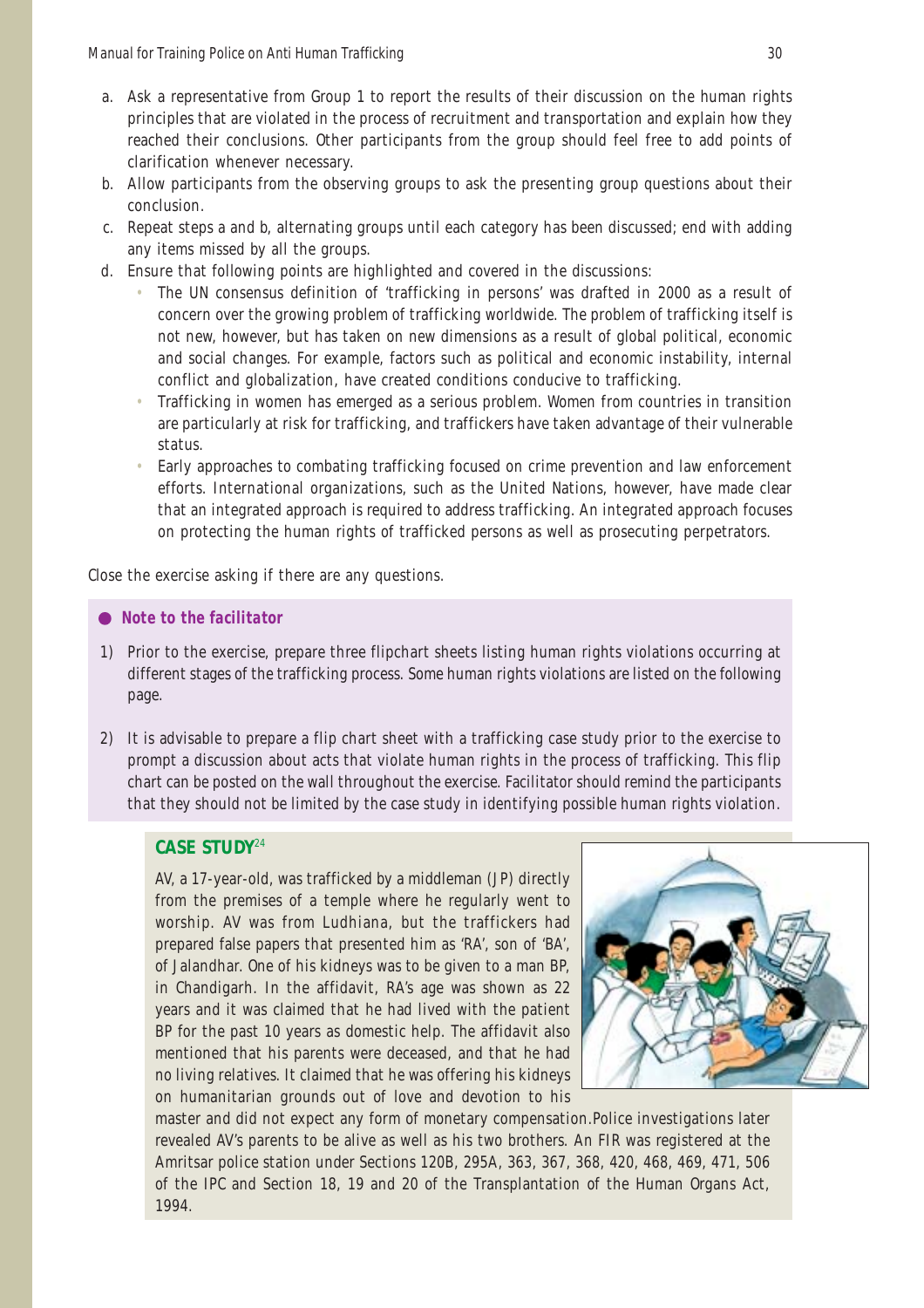a. Ask a representative from Group 1 to report the results of their discussion on the human rights principles that are violated in the process of recruitment and transportation and explain how they reached their conclusions. Other participants from the group should feel free to add points of clarification whenever necessary.

b. Allow participants from the observing groups to ask the presenting group questions about their conclusion.

c. Repeat steps a and b, alternating groups until each category has been discussed; end with adding any items missed by all the groups.

d. Ensure that following points are highlighted and covered in the discussions:
   - The UN consensus definition of 'trafficking in persons' was drafted in 2000 as a result of concern over the growing problem of trafficking worldwide. The problem of trafficking itself is not new, however, but has taken on new dimensions as a result of global political, economic and social changes. For example, factors such as political and economic instability, internal conflict and globalization, have created conditions conducive to trafficking.
   - Trafficking in women has emerged as a serious problem. Women from countries in transition are particularly at risk for trafficking, and traffickers have taken advantage of their vulnerable status.
   - Early approaches to combating trafficking focused on crime prevention and law enforcement efforts. International organizations, such as the United Nations, however, have made clear that an integrated approach is required to address trafficking. An integrated approach focuses on protecting the human rights of trafficked persons as well as prosecuting perpetrators.

Close the exercise asking if there are any questions.

**Note to the facilitator**

1) Prior to the exercise, prepare three flipchart sheets listing human rights violations occurring at different stages of the trafficking process. Some human rights violations are listed on the following page.

2) It is advisable to prepare a flip chart sheet with a trafficking case study prior to the exercise to prompt a discussion about acts that violate human rights in the process of trafficking. This flip chart can be posted on the wall throughout the exercise. Facilitator should remind the participants that they should not be limited by the case study in identifying possible human rights violation.

**CASE STUDY**[24]

AV, a 17-year-old, was trafficked by a middleman (JP) directly from the premises of a temple where he regularly went to worship. AV was from Ludhiana, but the traffickers had prepared false papers that presented him as 'RA', son of 'BA', of Jalandhar. One of his kidneys was to be given to a man BP, in Chandigarh. In the affidavit, RA's age was shown as 22 years and it was claimed that he had lived with the patient BP for the past 10 years as domestic help. The affidavit also mentioned that his parents were deceased, and that he had no living relatives. It claimed that he was offering his kidneys on humanitarian grounds out of love and devotion to his master and did not expect any form of monetary compensation.Police investigations later revealed AV's parents to be alive as well as his two brothers. An FIR was registered at the Amritsar police station under Sections 120B, 295A, 363, 367, 368, 420, 468, 469, 471, 506 of the IPC and Section 18, 19 and 20 of the Transplantation of the Human Organs Act, 1994.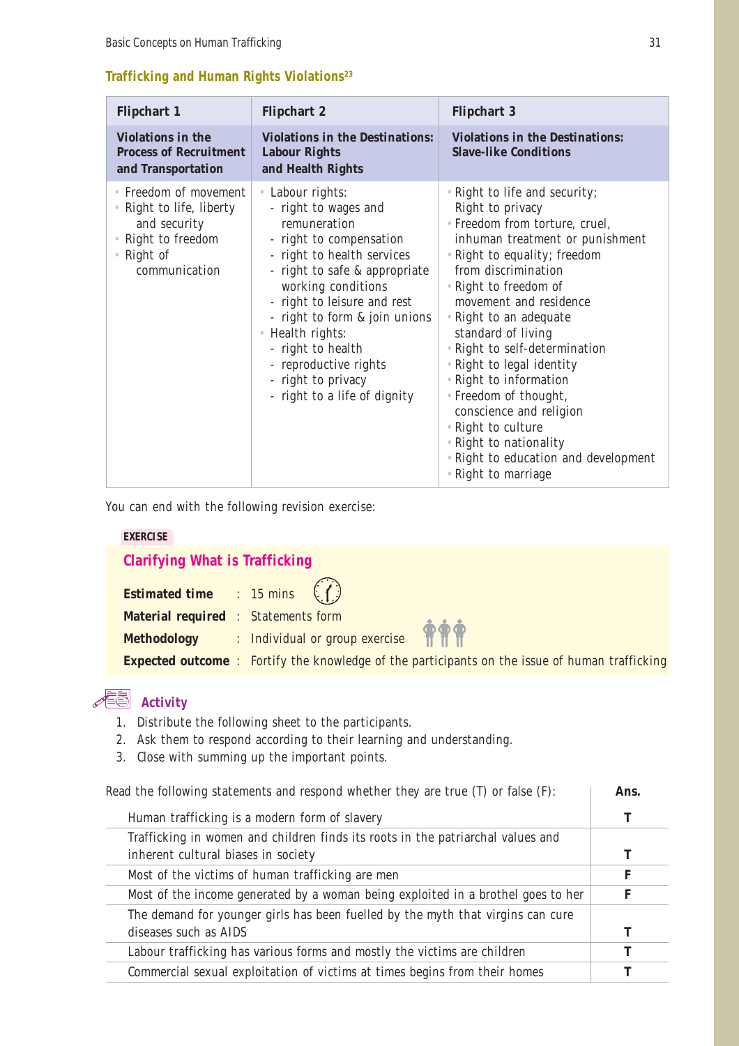### Trafficking and Human Rights Violations[23]

| Flipchart 1 | Flipchart 2 | Flipchart 3 |
| --- | --- | --- |
| **Violations in the Process of Recruitment and Transportation** | **Violations in the Destinations: Labour Rights and Health Rights** | **Violations in the Destinations: Slave-like Conditions** |
| • Freedom of movement<br>• Right to life, liberty and security<br>• Right to freedom<br>• Right of communication | • Labour rights:<br>- right to wages and remuneration<br>- right to compensation<br>- right to health services<br>- right to safe & appropriate working conditions<br>- right to leisure and rest<br>- right to form & join unions<br>• Health rights:<br>- right to health<br>- reproductive rights<br>- right to privacy<br>- right to a life of dignity | • Right to life and security; Right to privacy<br>• Freedom from torture, cruel, inhuman treatment or punishment<br>• Right to equality; freedom from discrimination<br>• Right to freedom of movement and residence<br>• Right to an adequate standard of living<br>• Right to self-determination<br>• Right to legal identity<br>• Right to information<br>• Freedom of thought, conscience and religion<br>• Right to culture<br>• Right to nationality<br>• Right to education and development<br>• Right to marriage |

You can end with the following revision exercise:

**EXERCISE**

## Clarifying What is Trafficking

**Estimated time** : 15 mins

**Material required** : Statements form

**Methodology** : Individual or group exercise

**Expected outcome** : Fortify the knowledge of the participants on the issue of human trafficking

### Activity

1. Distribute the following sheet to the participants.
2. Ask them to respond according to their learning and understanding.
3. Close with summing up the important points.

| Read the following statements and respond whether they are true (T) or false (F): | Ans. |
| --- | --- |
| Human trafficking is a modern form of slavery | T |
| Trafficking in women and children finds its roots in the patriarchal values and inherent cultural biases in society | T |
| Most of the victims of human trafficking are men | F |
| Most of the income generated by a woman being exploited in a brothel goes to her | F |
| The demand for younger girls has been fuelled by the myth that virgins can cure diseases such as AIDS | T |
| Labour trafficking has various forms and mostly the victims are children | T |
| Commercial sexual exploitation of victims at times begins from their homes | T |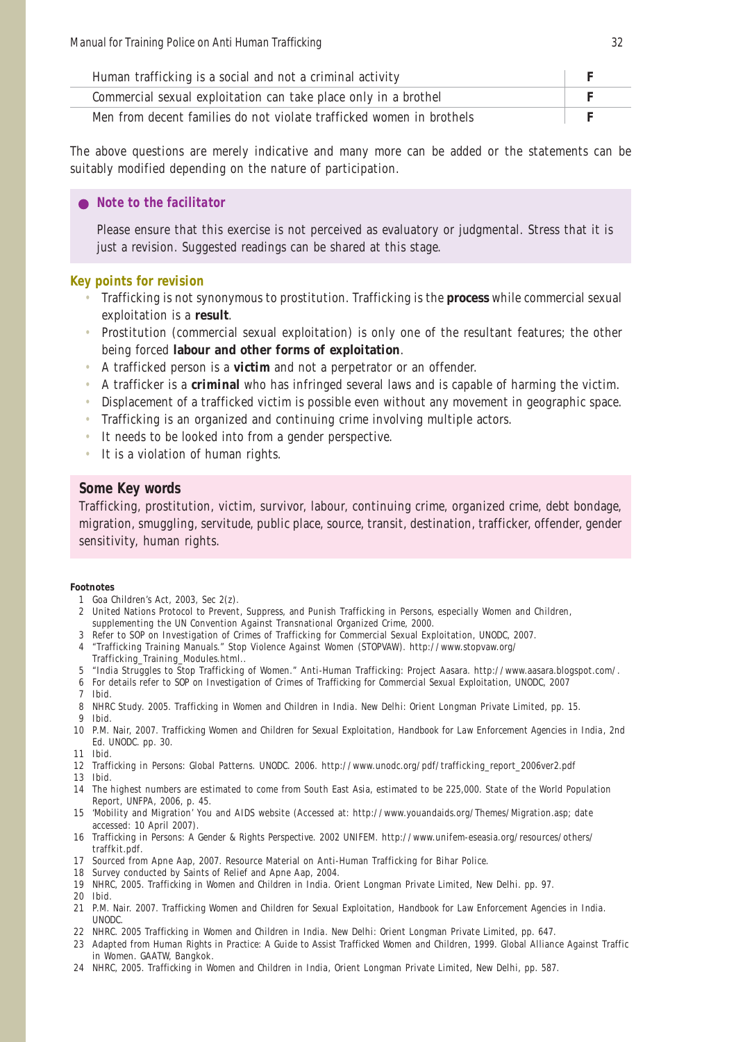| Human trafficking is a social and not a criminal activity | F |
|---|---|
| Commercial sexual exploitation can take place only in a brothel | F |
| Men from decent families do not violate trafficked women in brothels | F |

The above questions are merely indicative and many more can be added or the statements can be suitably modified depending on the nature of participation.

**Note to the facilitator**

Please ensure that this exercise is not perceived as evaluatory or judgmental. Stress that it is just a revision. Suggested readings can be shared at this stage.

### Key points for revision

- Trafficking is not synonymous to prostitution. Trafficking is the **process** while commercial sexual exploitation is a **result**.
- Prostitution (commercial sexual exploitation) is only one of the resultant features; the other being forced **labour and other forms of exploitation**.
- A trafficked person is a ***victim*** and not a perpetrator or an offender.
- A trafficker is a ***criminal*** who has infringed several laws and is capable of harming the victim.
- Displacement of a trafficked victim is possible even without any movement in geographic space.
- Trafficking is an organized and continuing crime involving multiple actors.
- It needs to be looked into from a gender perspective.
- It is a violation of human rights.

### Some Key words

Trafficking, prostitution, victim, survivor, labour, continuing crime, organized crime, debt bondage, migration, smuggling, servitude, public place, source, transit, destination, trafficker, offender, gender sensitivity, human rights.

**Footnotes**

1. Goa Children's Act, 2003, Sec 2(z).
2. United Nations Protocol to Prevent, Suppress, and Punish Trafficking in Persons, especially Women and Children, supplementing the UN Convention Against Transnational Organized Crime, 2000.
3. Refer to SOP on Investigation of Crimes of Trafficking for Commercial Sexual Exploitation, UNODC, 2007.
4. "Trafficking Training Manuals." Stop Violence Against Women (STOPVAW). http://www.stopvaw.org/Trafficking_Training_Modules.html..
5. "India Struggles to Stop Trafficking of Women." Anti-Human Trafficking: Project Aasara. http://www.aasara.blogspot.com/.
6. For details refer to SOP on Investigation of Crimes of Trafficking for Commercial Sexual Exploitation, UNODC, 2007
7. Ibid.
8. NHRC Study. 2005. Trafficking in Women and Children in India. New Delhi: Orient Longman Private Limited, pp. 15.
9. Ibid.
10. P.M. Nair, 2007. Trafficking Women and Children for Sexual Exploitation, Handbook for Law Enforcement Agencies in India, 2nd Ed. UNODC. pp. 30.
11. Ibid.
12. Trafficking in Persons: Global Patterns. UNODC. 2006. http://www.unodc.org/pdf/trafficking_report_2006ver2.pdf
13. Ibid.
14. The highest numbers are estimated to come from South East Asia, estimated to be 225,000. State of the World Population Report, UNFPA, 2006, p. 45.
15. 'Mobility and Migration' You and AIDS website (Accessed at: http://www.youandaids.org/Themes/Migration.asp; date accessed: 10 April 2007).
16. Trafficking in Persons: A Gender & Rights Perspective. 2002 UNIFEM. http://www.unifem-eseasia.org/resources/others/traffkit.pdf.
17. Sourced from Apne Aap, 2007. Resource Material on Anti-Human Trafficking for Bihar Police.
18. Survey conducted by Saints of Relief and Apne Aap, 2004.
19. NHRC, 2005. Trafficking in Women and Children in India. Orient Longman Private Limited, New Delhi. pp. 97.
20. Ibid.
21. P.M. Nair. 2007. Trafficking Women and Children for Sexual Exploitation, Handbook for Law Enforcement Agencies in India. UNODC.
22. NHRC. 2005 Trafficking in Women and Children in India. New Delhi: Orient Longman Private Limited, pp. 647.
23. Adapted from Human Rights in Practice: A Guide to Assist Trafficked Women and Children, 1999. Global Alliance Against Traffic in Women. GAATW, Bangkok.
24. NHRC, 2005. Trafficking in Women and Children in India, Orient Longman Private Limited, New Delhi, pp. 587.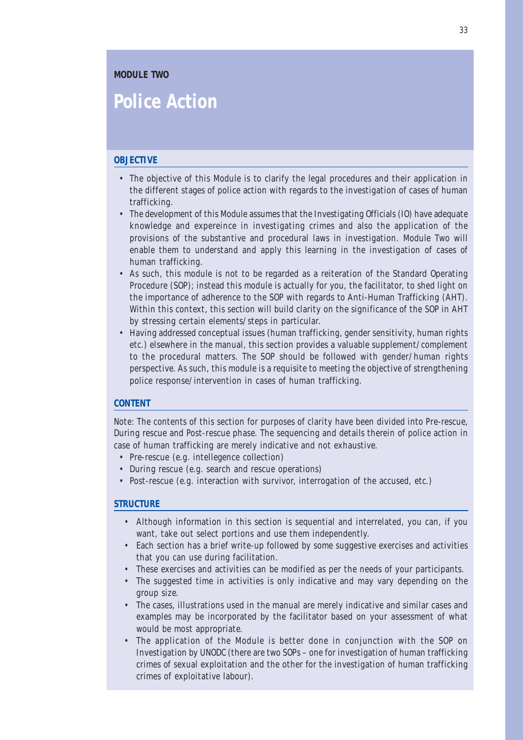MODULE TWO

# Police Action

## OBJECTIVE

- The objective of this Module is to clarify the legal procedures and their application in the different stages of police action with regards to the investigation of cases of human trafficking.
- The development of this Module assumes that the Investigating Officials (IO) have adequate knowledge and expereince in investigating crimes and also the application of the provisions of the substantive and procedural laws in investigation. Module Two will enable them to understand and apply this learning in the investigation of cases of human trafficking.
- As such, this module is not to be regarded as a reiteration of the Standard Operating Procedure (SOP); instead this module is actually for you, the facilitator, to shed light on the importance of adherence to the SOP with regards to Anti-Human Trafficking (AHT). Within this context, this section will build clarity on the significance of the SOP in AHT by stressing certain elements/steps in particular.
- Having addressed conceptual issues (human trafficking, gender sensitivity, human rights etc.) elsewhere in the manual, this section provides a valuable supplement/complement to the procedural matters. The SOP should be followed with gender/human rights perspective. As such, this module is a requisite to meeting the objective of strengthening police response/intervention in cases of human trafficking.

## CONTENT

Note: The contents of this section for purposes of clarity have been divided into Pre-rescue, During rescue and Post-rescue phase. The sequencing and details therein of police action in case of human trafficking are merely indicative and not exhaustive.

- Pre-rescue (e.g. intellegence collection)
- During rescue (e.g. search and rescue operations)
- Post-rescue (e.g. interaction with survivor, interrogation of the accused, etc.)

## STRUCTURE

- Although information in this section is sequential and interrelated, you can, if you want, take out select portions and use them independently.
- Each section has a brief write-up followed by some suggestive exercises and activities that you can use during facilitation.
- These exercises and activities can be modified as per the needs of your participants.
- The suggested time in activities is only indicative and may vary depending on the group size.
- The cases, illustrations used in the manual are merely indicative and similar cases and examples may be incorporated by the facilitator based on your assessment of what would be most appropriate.
- The application of the Module is better done in conjunction with the SOP on Investigation by UNODC (there are two SOPs – one for investigation of human trafficking crimes of sexual exploitation and the other for the investigation of human trafficking crimes of exploitative labour).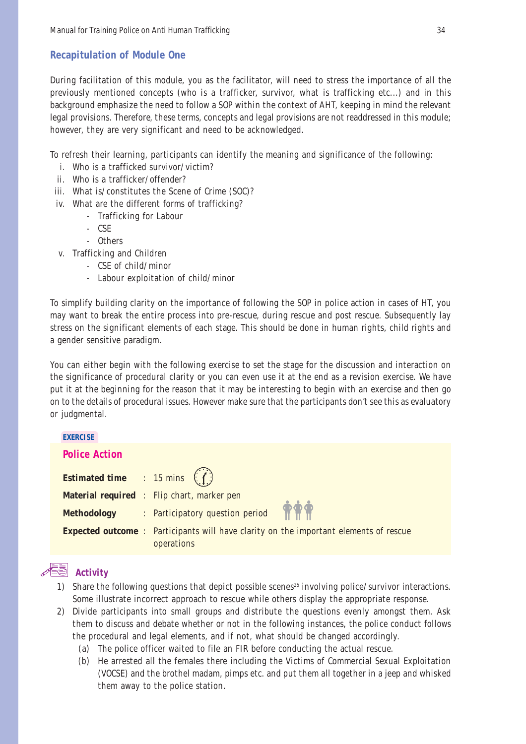## Recapitulation of Module One

During facilitation of this module, you as the facilitator, will need to stress the importance of all the previously mentioned concepts (who is a trafficker, survivor, what is trafficking etc...) and in this background emphasize the need to follow a SOP within the context of AHT, keeping in mind the relevant legal provisions. Therefore, these terms, concepts and legal provisions are not readdressed in this module; however, they are very significant and need to be acknowledged.

To refresh their learning, participants can identify the meaning and significance of the following:

i. Who is a trafficked survivor/victim?
ii. Who is a trafficker/offender?
iii. What is/constitutes the Scene of Crime (SOC)?
iv. What are the different forms of trafficking?
   - Trafficking for Labour
   - CSE
   - Others
v. Trafficking and Children
   - CSE of child/minor
   - Labour exploitation of child/minor

To simplify building clarity on the importance of following the SOP in police action in cases of HT, you may want to break the entire process into pre-rescue, during rescue and post rescue. Subsequently lay stress on the significant elements of each stage. This should be done in human rights, child rights and a gender sensitive paradigm.

You can either begin with the following exercise to set the stage for the discussion and interaction on the significance of procedural clarity or you can even use it at the end as a revision exercise. We have put it at the beginning for the reason that it may be interesting to begin with an exercise and then go on to the details of procedural issues. However make sure that the participants don't see this as evaluatory or judgmental.

**EXERCISE**

### Police Action

**Estimated time** : 15 mins

**Material required** : Flip chart, marker pen

**Methodology** : Participatory question period

**Expected outcome** : Participants will have clarity on the important elements of rescue operations

### Activity

1) Share the following questions that depict possible scenes[25] involving police/survivor interactions. Some illustrate incorrect approach to rescue while others display the appropriate response.
2) Divide participants into small groups and distribute the questions evenly amongst them. Ask them to discuss and debate whether or not in the following instances, the police conduct follows the procedural and legal elements, and if not, what should be changed accordingly.
   (a) The police officer waited to file an FIR before conducting the actual rescue.
   (b) He arrested all the females there including the Victims of Commercial Sexual Exploitation (VOCSE) and the brothel madam, pimps etc. and put them all together in a jeep and whisked them away to the police station.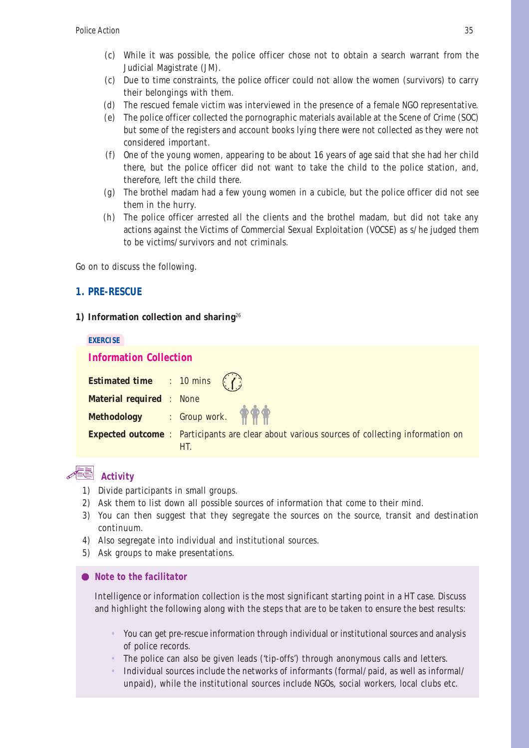(c) While it was possible, the police officer chose not to obtain a search warrant from the Judicial Magistrate (JM).

(c) Due to time constraints, the police officer could not allow the women (survivors) to carry their belongings with them.

(d) The rescued female victim was interviewed in the presence of a female NGO representative.

(e) The police officer collected the pornographic materials available at the Scene of Crime (SOC) but some of the registers and account books lying there were not collected as they were not considered important.

(f) One of the young women, appearing to be about 16 years of age said that she had her child there, but the police officer did not want to take the child to the police station, and, therefore, left the child there.

(g) The brothel madam had a few young women in a cubicle, but the police officer did not see them in the hurry.

(h) The police officer arrested all the clients and the brothel madam, but did not take any actions against the Victims of Commercial Sexual Exploitation (VOCSE) as s/he judged them to be victims/survivors and not criminals.

Go on to discuss the following.

## 1. PRE-RESCUE

**1) Information collection and sharing**[26]

**EXERCISE**

### Information Collection

**Estimated time** : 10 mins

**Material required** : None

**Methodology** : Group work.

**Expected outcome** : Participants are clear about various sources of collecting information on HT.

### Activity

1) Divide participants in small groups.
2) Ask them to list down all possible sources of information that come to their mind.
3) You can then suggest that they segregate the sources on the source, transit and destination continuum.
4) Also segregate into individual and institutional sources.
5) Ask groups to make presentations.

**Note to the facilitator**

Intelligence or information collection is the most significant starting point in a HT case. Discuss and highlight the following along with the steps that are to be taken to ensure the best results:

- You can get pre-rescue information through individual or institutional sources and analysis of police records.
- The police can also be given leads ('tip-offs') through anonymous calls and letters.
- Individual sources include the networks of informants (formal/paid, as well as informal/unpaid), while the institutional sources include NGOs, social workers, local clubs etc.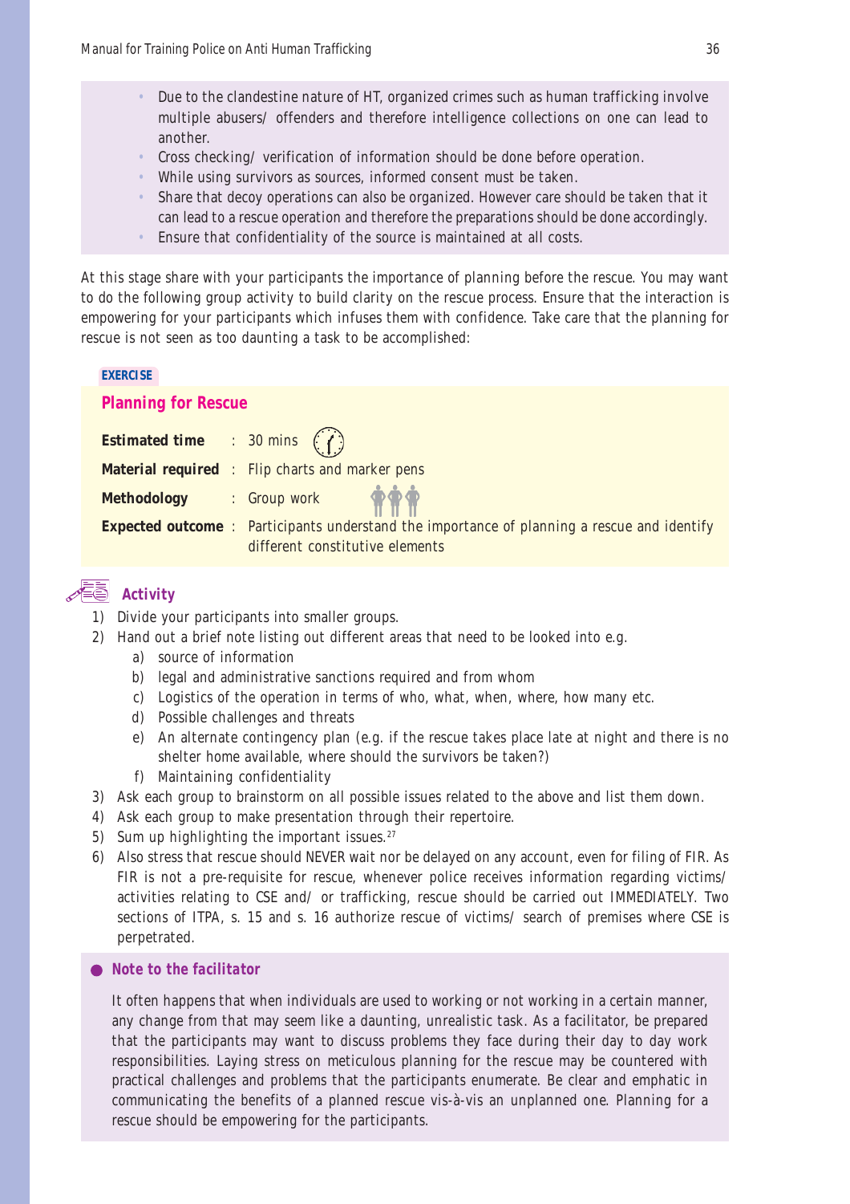- Due to the clandestine nature of HT, organized crimes such as human trafficking involve multiple abusers/ offenders and therefore intelligence collections on one can lead to another.
- Cross checking/ verification of information should be done before operation.
- While using survivors as sources, informed consent must be taken.
- Share that decoy operations can also be organized. However care should be taken that it can lead to a rescue operation and therefore the preparations should be done accordingly.
- Ensure that confidentiality of the source is maintained at all costs.

At this stage share with your participants the importance of planning before the rescue. You may want to do the following group activity to build clarity on the rescue process. Ensure that the interaction is empowering for your participants which infuses them with confidence. Take care that the planning for rescue is not seen as too daunting a task to be accomplished:

**EXERCISE**

## Planning for Rescue

**Estimated time** : 30 mins

**Material required** : Flip charts and marker pens

**Methodology** : Group work

**Expected outcome** : Participants understand the importance of planning a rescue and identify different constitutive elements

### Activity

1) Divide your participants into smaller groups.
2) Hand out a brief note listing out different areas that need to be looked into e.g.
   a) source of information
   b) legal and administrative sanctions required and from whom
   c) Logistics of the operation in terms of who, what, when, where, how many etc.
   d) Possible challenges and threats
   e) An alternate contingency plan (e.g. if the rescue takes place late at night and there is no shelter home available, where should the survivors be taken?)
   f) Maintaining confidentiality
3) Ask each group to brainstorm on all possible issues related to the above and list them down.
4) Ask each group to make presentation through their repertoire.
5) Sum up highlighting the important issues.[27]
6) Also stress that rescue should NEVER wait nor be delayed on any account, even for filing of FIR. As FIR is not a pre-requisite for rescue, whenever police receives information regarding victims/ activities relating to CSE and/ or trafficking, rescue should be carried out IMMEDIATELY. Two sections of ITPA, s. 15 and s. 16 authorize rescue of victims/ search of premises where CSE is perpetrated.

**Note to the facilitator**

It often happens that when individuals are used to working or not working in a certain manner, any change from that may seem like a daunting, unrealistic task. As a facilitator, be prepared that the participants may want to discuss problems they face during their day to day work responsibilities. Laying stress on meticulous planning for the rescue may be countered with practical challenges and problems that the participants enumerate. Be clear and emphatic in communicating the benefits of a planned rescue vis-à-vis an unplanned one. Planning for a rescue should be empowering for the participants.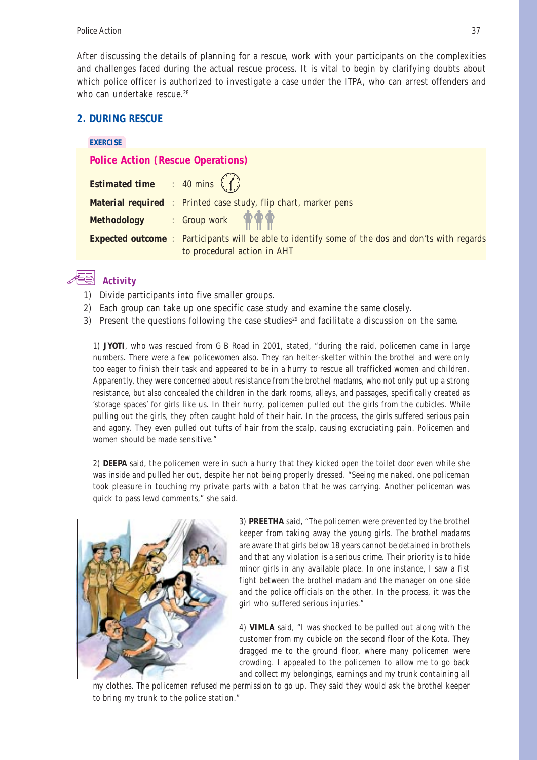After discussing the details of planning for a rescue, work with your participants on the complexities and challenges faced during the actual rescue process. It is vital to begin by clarifying doubts about which police officer is authorized to investigate a case under the ITPA, who can arrest offenders and who can undertake rescue.[28]

## 2. DURING RESCUE

**EXERCISE**

### Police Action (Rescue Operations)

**Estimated time** : 40 mins

**Material required** : Printed case study, flip chart, marker pens

**Methodology** : Group work

**Expected outcome** : Participants will be able to identify some of the dos and don'ts with regards to procedural action in AHT

### Activity

1) Divide participants into five smaller groups.
2) Each group can take up one specific case study and examine the same closely.
3) Present the questions following the case studies[29] and facilitate a discussion on the same.

1) **JYOTI**, who was rescued from G B Road in 2001, stated, "during the raid, policemen came in large numbers. There were a few policewomen also. They ran helter-skelter within the brothel and were only too eager to finish their task and appeared to be in a hurry to rescue all trafficked women and children. Apparently, they were concerned about resistance from the brothel madams, who not only put up a strong resistance, but also concealed the children in the dark rooms, alleys, and passages, specifically created as 'storage spaces' for girls like us. In their hurry, policemen pulled out the girls from the cubicles. While pulling out the girls, they often caught hold of their hair. In the process, the girls suffered serious pain and agony. They even pulled out tufts of hair from the scalp, causing excruciating pain. Policemen and women should be made sensitive."

2) **DEEPA** said, the policemen were in such a hurry that they kicked open the toilet door even while she was inside and pulled her out, despite her not being properly dressed. "Seeing me naked, one policeman took pleasure in touching my private parts with a baton that he was carrying. Another policeman was quick to pass lewd comments," she said.

3) **PREETHA** said, "The policemen were prevented by the brothel keeper from taking away the young girls. The brothel madams are aware that girls below 18 years cannot be detained in brothels and that any violation is a serious crime. Their priority is to hide minor girls in any available place. In one instance, I saw a fist fight between the brothel madam and the manager on one side and the police officials on the other. In the process, it was the girl who suffered serious injuries."

4) **VIMLA** said, "I was shocked to be pulled out along with the customer from my cubicle on the second floor of the Kota. They dragged me to the ground floor, where many policemen were crowding. I appealed to the policemen to allow me to go back and collect my belongings, earnings and my trunk containing all my clothes. The policemen refused me permission to go up. They said they would ask the brothel keeper to bring my trunk to the police station."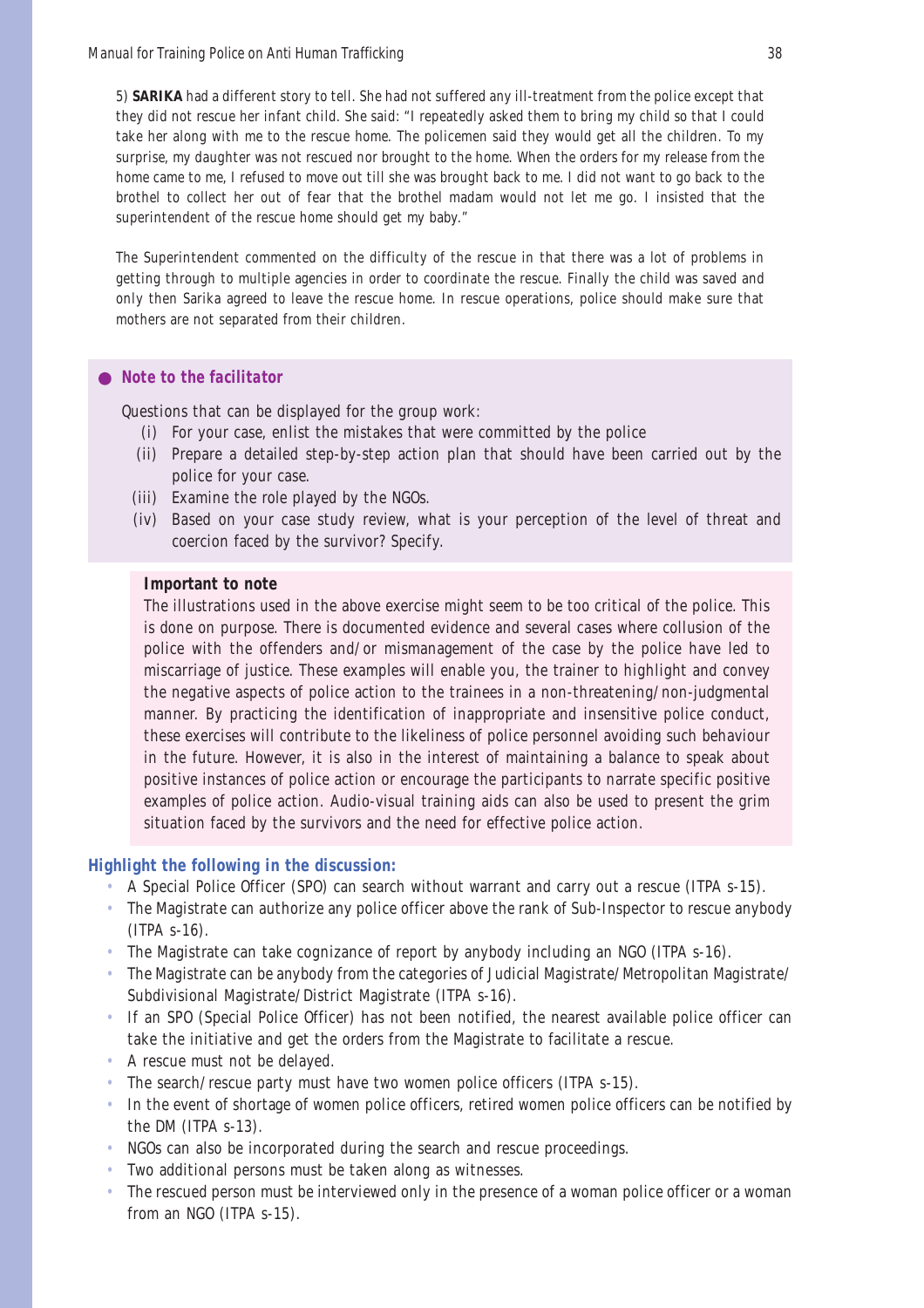5) **SARIKA** had a different story to tell. She had not suffered any ill-treatment from the police except that they did not rescue her infant child. She said: "I repeatedly asked them to bring my child so that I could take her along with me to the rescue home. The policemen said they would get all the children. To my surprise, my daughter was not rescued nor brought to the home. When the orders for my release from the home came to me, I refused to move out till she was brought back to me. I did not want to go back to the brothel to collect her out of fear that the brothel madam would not let me go. I insisted that the superintendent of the rescue home should get my baby."

The Superintendent commented on the difficulty of the rescue in that there was a lot of problems in getting through to multiple agencies in order to coordinate the rescue. Finally the child was saved and only then Sarika agreed to leave the rescue home. In rescue operations, police should make sure that mothers are not separated from their children.

- ***Note to the facilitator***

Questions that can be displayed for the group work:

(i) For your case, enlist the mistakes that were committed by the police
(ii) Prepare a detailed step-by-step action plan that should have been carried out by the police for your case.
(iii) Examine the role played by the NGOs.
(iv) Based on your case study review, what is your perception of the level of threat and coercion faced by the survivor? Specify.

**Important to note**

The illustrations used in the above exercise might seem to be too critical of the police. This is done on purpose. There is documented evidence and several cases where collusion of the police with the offenders and/or mismanagement of the case by the police have led to miscarriage of justice. These examples will enable you, the trainer to highlight and convey the negative aspects of police action to the trainees in a non-threatening/non-judgmental manner. By practicing the identification of inappropriate and insensitive police conduct, these exercises will contribute to the likeliness of police personnel avoiding such behaviour in the future. However, it is also in the interest of maintaining a balance to speak about positive instances of police action or encourage the participants to narrate specific positive examples of police action. Audio-visual training aids can also be used to present the grim situation faced by the survivors and the need for effective police action.

**Highlight the following in the discussion:**

- A Special Police Officer (SPO) can search without warrant and carry out a rescue (ITPA s-15).
- The Magistrate can authorize any police officer above the rank of Sub-Inspector to rescue anybody (ITPA s-16).
- The Magistrate can take cognizance of report by anybody including an NGO (ITPA s-16).
- The Magistrate can be anybody from the categories of Judicial Magistrate/Metropolitan Magistrate/Subdivisional Magistrate/District Magistrate (ITPA s-16).
- If an SPO (Special Police Officer) has not been notified, the nearest available police officer can take the initiative and get the orders from the Magistrate to facilitate a rescue.
- A rescue must not be delayed.
- The search/rescue party must have two women police officers (ITPA s-15).
- In the event of shortage of women police officers, retired women police officers can be notified by the DM (ITPA s-13).
- NGOs can also be incorporated during the search and rescue proceedings.
- Two additional persons must be taken along as witnesses.
- The rescued person must be interviewed only in the presence of a woman police officer or a woman from an NGO (ITPA s-15).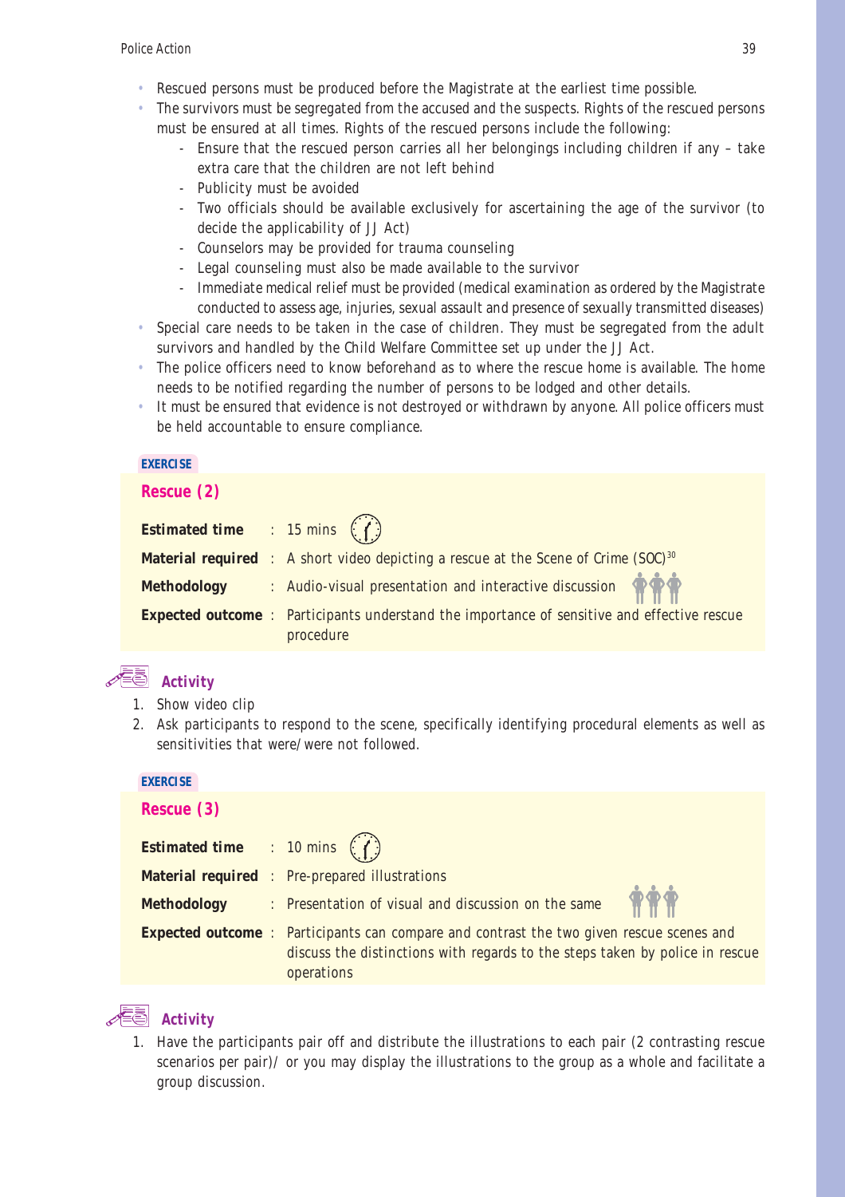- Rescued persons must be produced before the Magistrate at the earliest time possible.
- The survivors must be segregated from the accused and the suspects. Rights of the rescued persons must be ensured at all times. Rights of the rescued persons include the following:
  - Ensure that the rescued person carries all her belongings including children if any – take extra care that the children are not left behind
  - Publicity must be avoided
  - Two officials should be available exclusively for ascertaining the age of the survivor (to decide the applicability of JJ Act)
  - Counselors may be provided for trauma counseling
  - Legal counseling must also be made available to the survivor
  - Immediate medical relief must be provided (medical examination as ordered by the Magistrate conducted to assess age, injuries, sexual assault and presence of sexually transmitted diseases)
- Special care needs to be taken in the case of children. They must be segregated from the adult survivors and handled by the Child Welfare Committee set up under the JJ Act.
- The police officers need to know beforehand as to where the rescue home is available. The home needs to be notified regarding the number of persons to be lodged and other details.
- It must be ensured that evidence is not destroyed or withdrawn by anyone. All police officers must be held accountable to ensure compliance.

**EXERCISE**

## Rescue (2)

**Estimated time** : 15 mins

**Material required** : A short video depicting a rescue at the Scene of Crime (SOC)[30]

**Methodology** : Audio-visual presentation and interactive discussion

**Expected outcome** : Participants understand the importance of sensitive and effective rescue procedure

### Activity

1. Show video clip
2. Ask participants to respond to the scene, specifically identifying procedural elements as well as sensitivities that were/were not followed.

**EXERCISE**

## Rescue (3)

**Estimated time** : 10 mins

**Material required** : Pre-prepared illustrations

**Methodology** : Presentation of visual and discussion on the same

**Expected outcome** : Participants can compare and contrast the two given rescue scenes and discuss the distinctions with regards to the steps taken by police in rescue operations

### Activity

1. Have the participants pair off and distribute the illustrations to each pair (2 contrasting rescue scenarios per pair)/ or you may display the illustrations to the group as a whole and facilitate a group discussion.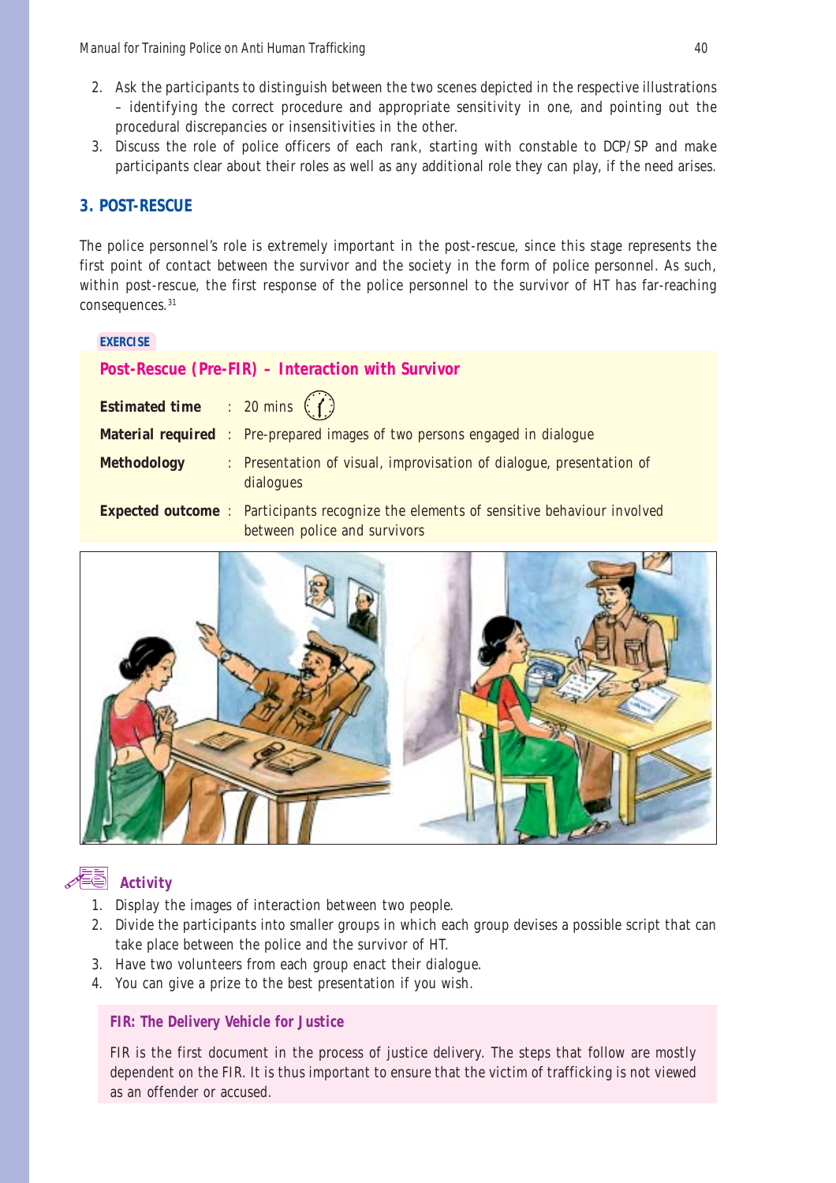2. Ask the participants to distinguish between the two scenes depicted in the respective illustrations – identifying the correct procedure and appropriate sensitivity in one, and pointing out the procedural discrepancies or insensitivities in the other.
3. Discuss the role of police officers of each rank, starting with constable to DCP/SP and make participants clear about their roles as well as any additional role they can play, if the need arises.

## 3. POST-RESCUE

The police personnel's role is extremely important in the post-rescue, since this stage represents the first point of contact between the survivor and the society in the form of police personnel. As such, within post-rescue, the first response of the police personnel to the survivor of HT has far-reaching consequences.[31]

**EXERCISE**

### Post-Rescue (Pre-FIR) – Interaction with Survivor

**Estimated time** : 20 mins

**Material required** : Pre-prepared images of two persons engaged in dialogue

**Methodology** : Presentation of visual, improvisation of dialogue, presentation of dialogues

**Expected outcome** : Participants recognize the elements of sensitive behaviour involved between police and survivors

### Activity

1. Display the images of interaction between two people.
2. Divide the participants into smaller groups in which each group devises a possible script that can take place between the police and the survivor of HT.
3. Have two volunteers from each group enact their dialogue.
4. You can give a prize to the best presentation if you wish.

**FIR: The Delivery Vehicle for Justice**

FIR is the first document in the process of justice delivery. The steps that follow are mostly dependent on the FIR. It is thus important to ensure that the victim of trafficking is not viewed as an offender or accused.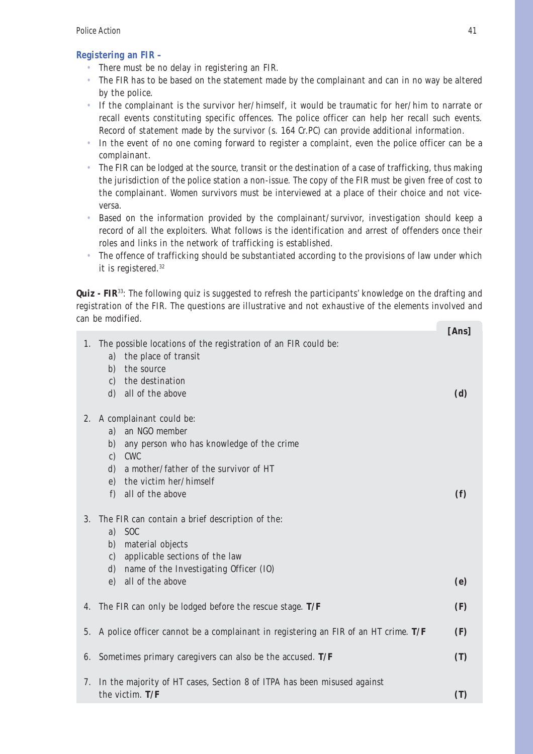### Registering an FIR –

- There must be no delay in registering an FIR.
- The FIR has to be based on the statement made by the complainant and can in no way be altered by the police.
- If the complainant is the survivor her/himself, it would be traumatic for her/him to narrate or recall events constituting specific offences. The police officer can help her recall such events. Record of statement made by the survivor (s. 164 Cr.PC) can provide additional information.
- In the event of no one coming forward to register a complaint, even the police officer can be a complainant.
- The FIR can be lodged at the source, transit or the destination of a case of trafficking, thus making the jurisdiction of the police station a non-issue. The copy of the FIR must be given free of cost to the complainant. Women survivors must be interviewed at a place of their choice and not vice-versa.
- Based on the information provided by the complainant/survivor, investigation should keep a record of all the exploiters. What follows is the identification and arrest of offenders once their roles and links in the network of trafficking is established.
- The offence of trafficking should be substantiated according to the provisions of law under which it is registered.[32]

**Quiz - FIR**[33]: The following quiz is suggested to refresh the participants' knowledge on the drafting and registration of the FIR. The questions are illustrative and not exhaustive of the elements involved and can be modified.

| | **[Ans]** |
|---|---|
| 1. The possible locations of the registration of an FIR could be:<br>a) the place of transit<br>b) the source<br>c) the destination<br>d) all of the above | **(d)** |
| 2. A complainant could be:<br>a) an NGO member<br>b) any person who has knowledge of the crime<br>c) CWC<br>d) a mother/father of the survivor of HT<br>e) the victim her/himself<br>f) all of the above | **(f)** |
| 3. The FIR can contain a brief description of the:<br>a) SOC<br>b) material objects<br>c) applicable sections of the law<br>d) name of the Investigating Officer (IO)<br>e) all of the above | **(e)** |
| 4. The FIR can only be lodged before the rescue stage. **T/F** | **(F)** |
| 5. A police officer cannot be a complainant in registering an FIR of an HT crime. **T/F** | **(F)** |
| 6. Sometimes primary caregivers can also be the accused. **T/F** | **(T)** |
| 7. In the majority of HT cases, Section 8 of ITPA has been misused against the victim. **T/F** | **(T)** |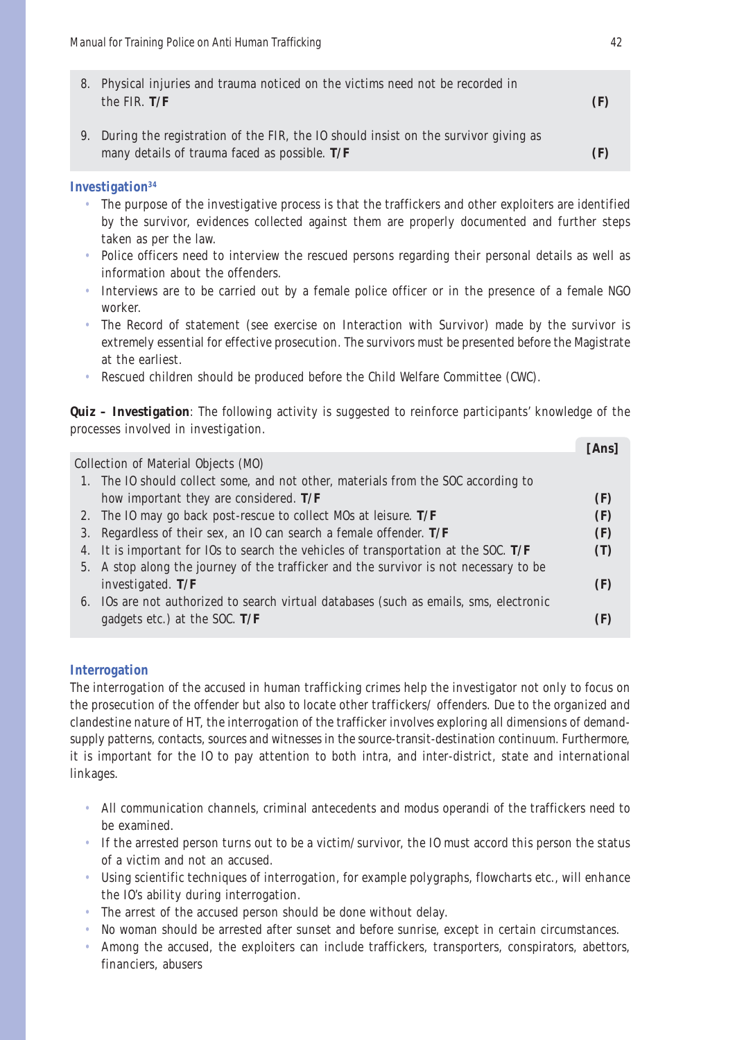8. Physical injuries and trauma noticed on the victims need not be recorded in the FIR. **T/F** **(F)**

9. During the registration of the FIR, the IO should insist on the survivor giving as many details of trauma faced as possible. **T/F** **(F)**

### Investigation[34]

- The purpose of the investigative process is that the traffickers and other exploiters are identified by the survivor, evidences collected against them are properly documented and further steps taken as per the law.
- Police officers need to interview the rescued persons regarding their personal details as well as information about the offenders.
- Interviews are to be carried out by a female police officer or in the presence of a female NGO worker.
- The Record of statement (see exercise on Interaction with Survivor) made by the survivor is extremely essential for effective prosecution. The survivors must be presented before the Magistrate at the earliest.
- Rescued children should be produced before the Child Welfare Committee (CWC).

**Quiz – Investigation**: The following activity is suggested to reinforce participants' knowledge of the processes involved in investigation.

| Collection of Material Objects (MO) | **[Ans]** |
|---|---|
| 1. The IO should collect some, and not other, materials from the SOC according to how important they are considered. **T/F** | **(F)** |
| 2. The IO may go back post-rescue to collect MOs at leisure. **T/F** | **(F)** |
| 3. Regardless of their sex, an IO can search a female offender. **T/F** | **(F)** |
| 4. It is important for IOs to search the vehicles of transportation at the SOC. **T/F** | **(T)** |
| 5. A stop along the journey of the trafficker and the survivor is not necessary to be investigated. **T/F** | **(F)** |
| 6. IOs are not authorized to search virtual databases (such as emails, sms, electronic gadgets etc.) at the SOC. **T/F** | **(F)** |

### Interrogation

The interrogation of the accused in human trafficking crimes help the investigator not only to focus on the prosecution of the offender but also to locate other traffickers/ offenders. Due to the organized and clandestine nature of HT, the interrogation of the trafficker involves exploring all dimensions of demand-supply patterns, contacts, sources and witnesses in the source-transit-destination continuum. Furthermore, it is important for the IO to pay attention to both intra, and inter-district, state and international linkages.

- All communication channels, criminal antecedents and modus operandi of the traffickers need to be examined.
- If the arrested person turns out to be a victim/survivor, the IO must accord this person the status of a victim and not an accused.
- Using scientific techniques of interrogation, for example polygraphs, flowcharts etc., will enhance the IO's ability during interrogation.
- The arrest of the accused person should be done without delay.
- No woman should be arrested after sunset and before sunrise, except in certain circumstances.
- Among the accused, the exploiters can include traffickers, transporters, conspirators, abettors, financiers, abusers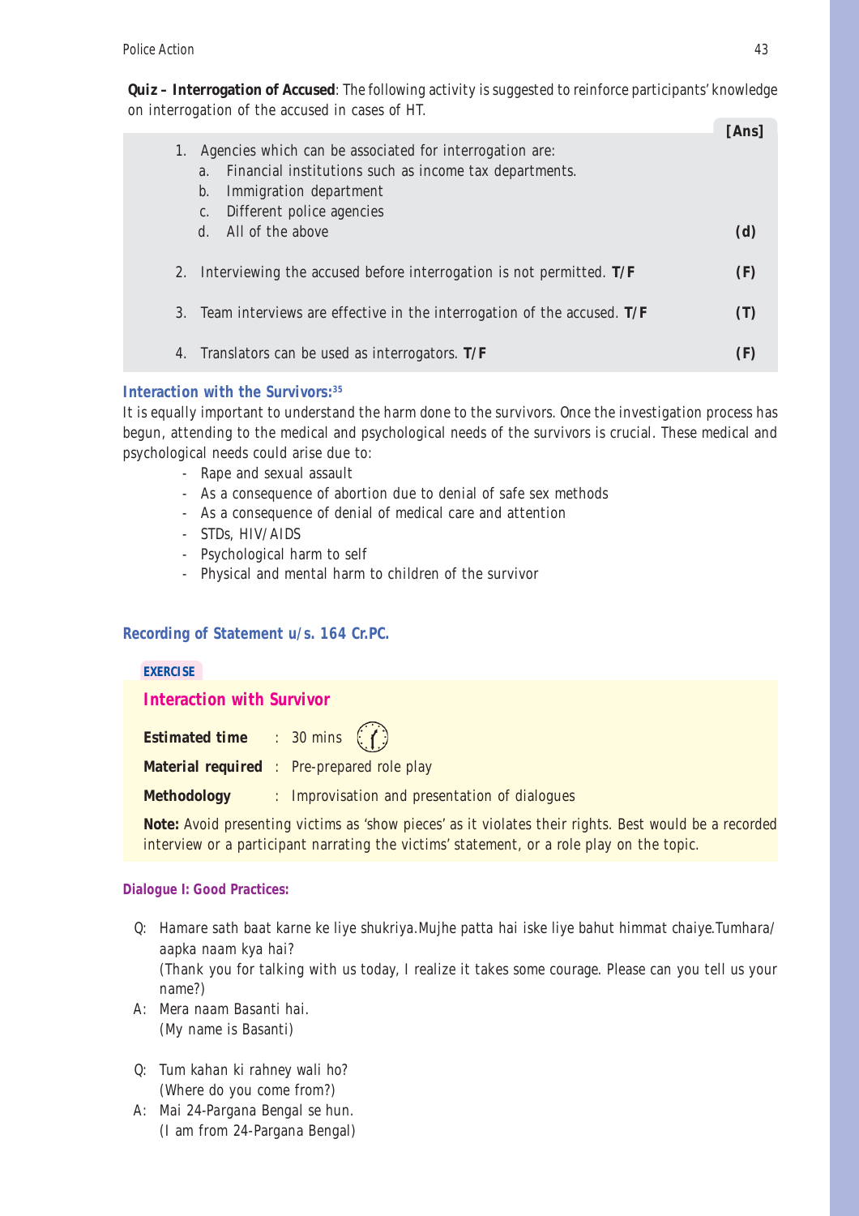**Quiz – Interrogation of Accused**: The following activity is suggested to reinforce participants' knowledge on interrogation of the accused in cases of HT.

| | **[Ans]** |
|---|---|
| 1. Agencies which can be associated for interrogation are:<br>a. Financial institutions such as income tax departments.<br>b. Immigration department<br>c. Different police agencies<br>d. All of the above | **(d)** |
| 2. Interviewing the accused before interrogation is not permitted. **T/F** | **(F)** |
| 3. Team interviews are effective in the interrogation of the accused. **T/F** | **(T)** |
| 4. Translators can be used as interrogators. **T/F** | **(F)** |

### Interaction with the Survivors:[35]

It is equally important to understand the harm done to the survivors. Once the investigation process has begun, attending to the medical and psychological needs of the survivors is crucial. These medical and psychological needs could arise due to:

- Rape and sexual assault
- As a consequence of abortion due to denial of safe sex methods
- As a consequence of denial of medical care and attention
- STDs, HIV/AIDS
- Psychological harm to self
- Physical and mental harm to children of the survivor

### Recording of Statement u/s. 164 Cr.PC.

**EXERCISE**

#### Interaction with Survivor

**Estimated time** : 30 mins

**Material required** : Pre-prepared role play

**Methodology** : Improvisation and presentation of dialogues

**Note:** Avoid presenting victims as 'show pieces' as it violates their rights. Best would be a recorded interview or a participant narrating the victims' statement, or a role play on the topic.

#### Dialogue I: Good Practices:

Q: Hamare sath baat karne ke liye shukriya.Mujhe patta hai iske liye bahut himmat chaiye.Tumhara/aapka naam kya hai?
(Thank you for talking with us today, I realize it takes some courage. Please can you tell us your name?)

A: Mera naam Basanti hai.
(My name is Basanti)

Q: Tum kahan ki rahney wali ho?
(Where do you come from?)

A: Mai 24-Pargana Bengal se hun.
(I am from 24-Pargana Bengal)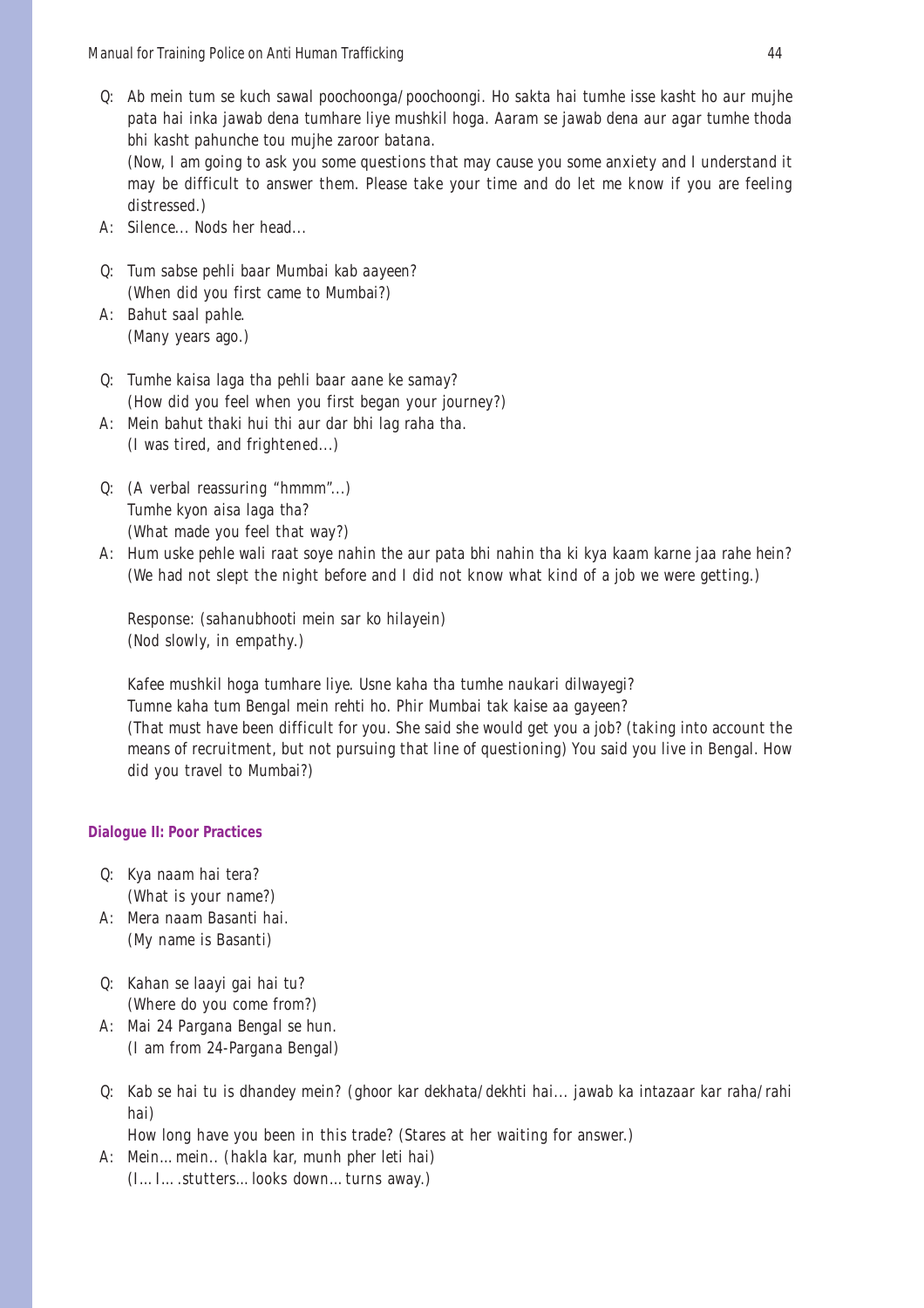- Q: Ab mein tum se kuch sawal poochoonga/poochoongi. Ho sakta hai tumhe isse kasht ho aur mujhe pata hai inka jawab dena tumhare liye mushkil hoga. Aaram se jawab dena aur agar tumhe thoda bhi kasht pahunche tou mujhe zaroor batana.

  (Now, I am going to ask you some questions that may cause you some anxiety and I understand it may be difficult to answer them. Please take your time and do let me know if you are feeling distressed.)
- A: Silence... Nods her head...

- Q: Tum sabse pehli baar Mumbai kab aayeen?

  (When did you first came to Mumbai?)
- A: Bahut saal pahle.

  (Many years ago.)

- Q: Tumhe kaisa laga tha pehli baar aane ke samay?

  (How did you feel when you first began your journey?)
- A: Mein bahut thaki hui thi aur dar bhi lag raha tha.

  (I was tired, and frightened...)

- Q: (A verbal reassuring "hmmm"...)

  Tumhe kyon aisa laga tha?

  (What made you feel that way?)
- A: Hum uske pehle wali raat soye nahin the aur pata bhi nahin tha ki kya kaam karne jaa rahe hein?

  (We had not slept the night before and I did not know what kind of a job we were getting.)

  Response: (sahanubhooti mein sar ko hilayein)

  (Nod slowly, in empathy.)

  Kafee mushkil hoga tumhare liye. Usne kaha tha tumhe naukari dilwayegi?

  Tumne kaha tum Bengal mein rehti ho. Phir Mumbai tak kaise aa gayeen?

  (That must have been difficult for you. She said she would get you a job? (taking into account the means of recruitment, but not pursuing that line of questioning) You said you live in Bengal. How did you travel to Mumbai?)

#### Dialogue II: Poor Practices

- Q: Kya naam hai tera?

  (What is your name?)
- A: Mera naam Basanti hai.

  (My name is Basanti)

- Q: Kahan se laayi gai hai tu?

  (Where do you come from?)
- A: Mai 24 Pargana Bengal se hun.

  (I am from 24-Pargana Bengal)

- Q: Kab se hai tu is dhandey mein? (ghoor kar dekhata/dekhti hai... jawab ka intazaar kar raha/rahi hai)

  How long have you been in this trade? (Stares at her waiting for answer.)
- A: Mein… mein.. (hakla kar, munh pher leti hai)

  (I… I… .stutters… looks down… turns away.)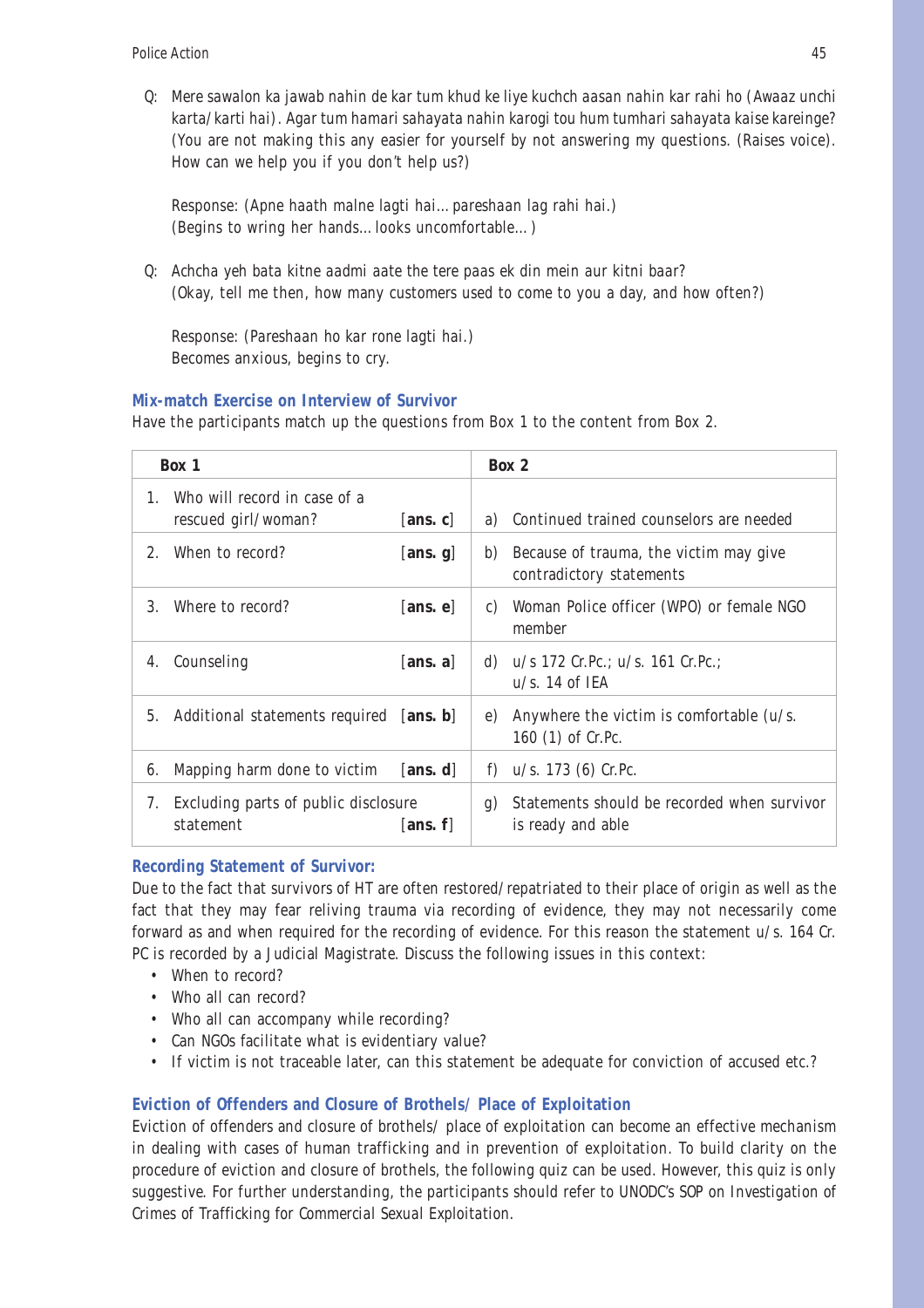Q: *Mere sawalon ka jawab nahin de kar tum khud ke liye kuchch aasan nahin kar rahi ho (Awaaz unchi karta/karti hai). Agar tum hamari sahayata nahin karogi tou hum tumhari sahayata kaise kareinge?* (You are not making this any easier for yourself by not answering my questions. (Raises voice). How can we help you if you don't help us?)

Response: *(Apne haath malne lagti hai... pareshaan lag rahi hai.)*
(Begins to wring her hands... looks uncomfortable...)

Q: *Achcha yeh bata kitne aadmi aate the tere paas ek din mein aur kitni baar?*
(Okay, tell me then, how many customers used to come to you a day, and how often?)

Response: *(Pareshaan ho kar rone lagti hai.)*
Becomes anxious, begins to cry.

### Mix-match Exercise on Interview of Survivor

Have the participants match up the questions from Box 1 to the content from Box 2.

| Box 1 | | Box 2 |
|---|---|---|
| 1. Who will record in case of a rescued girl/woman? | [**ans. c**] | a) Continued trained counselors are needed |
| 2. When to record? | [**ans. g**] | b) Because of trauma, the victim may give contradictory statements |
| 3. Where to record? | [**ans. e**] | c) Woman Police officer (WPO) or female NGO member |
| 4. Counseling | [**ans. a**] | d) u/s 172 Cr.Pc.; u/s. 161 Cr.Pc.; u/s. 14 of IEA |
| 5. Additional statements required | [**ans. b**] | e) Anywhere the victim is comfortable (u/s. 160 (1) of Cr.Pc. |
| 6. Mapping harm done to victim | [**ans. d**] | f) u/s. 173 (6) Cr.Pc. |
| 7. Excluding parts of public disclosure statement | [**ans. f**] | g) Statements should be recorded when survivor is ready and able |

### Recording Statement of Survivor:

Due to the fact that survivors of HT are often restored/repatriated to their place of origin as well as the fact that they may fear reliving trauma via recording of evidence, they may not necessarily come forward as and when required for the recording of evidence. For this reason the statement u/s. 164 Cr. PC is recorded by a Judicial Magistrate. Discuss the following issues in this context:

- When to record?
- Who all can record?
- Who all can accompany while recording?
- Can NGOs facilitate what is evidentiary value?
- If victim is not traceable later, can this statement be adequate for conviction of accused etc.?

### Eviction of Offenders and Closure of Brothels/ Place of Exploitation

Eviction of offenders and closure of brothels/ place of exploitation can become an effective mechanism in dealing with cases of human trafficking and in prevention of exploitation. To build clarity on the procedure of eviction and closure of brothels, the following quiz can be used. However, this quiz is only suggestive. For further understanding, the participants should refer to UNODC's SOP on Investigation of Crimes of Trafficking for Commercial Sexual Exploitation.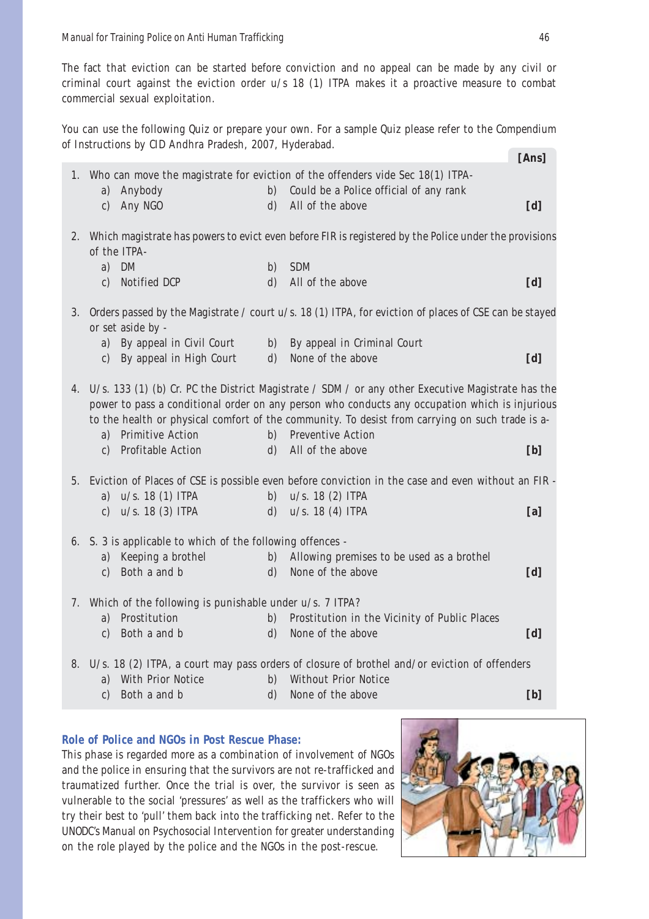The fact that eviction can be started before conviction and no appeal can be made by any civil or criminal court against the eviction order u/s 18 (1) ITPA makes it a proactive measure to combat commercial sexual exploitation.

You can use the following Quiz or prepare your own. For a sample Quiz please refer to the Compendium of Instructions by CID Andhra Pradesh, 2007, Hyderabad.

**[Ans]**

1. Who can move the magistrate for eviction of the offenders vide Sec 18(1) ITPA-
   a) Anybody b) Could be a Police official of any rank
   c) Any NGO d) All of the above **[d]**

2. Which magistrate has powers to evict even before FIR is registered by the Police under the provisions of the ITPA-
   a) DM b) SDM
   c) Notified DCP d) All of the above **[d]**

3. Orders passed by the Magistrate / court u/s. 18 (1) ITPA, for eviction of places of CSE can be stayed or set aside by -
   a) By appeal in Civil Court b) By appeal in Criminal Court
   c) By appeal in High Court d) None of the above **[d]**

4. U/s. 133 (1) (b) Cr. PC the District Magistrate / SDM / or any other Executive Magistrate has the power to pass a conditional order on any person who conducts any occupation which is injurious to the health or physical comfort of the community. To desist from carrying on such trade is a-
   a) Primitive Action b) Preventive Action
   c) Profitable Action d) All of the above **[b]**

5. Eviction of Places of CSE is possible even before conviction in the case and even without an FIR -
   a) u/s. 18 (1) ITPA b) u/s. 18 (2) ITPA
   c) u/s. 18 (3) ITPA d) u/s. 18 (4) ITPA **[a]**

6. S. 3 is applicable to which of the following offences -
   a) Keeping a brothel b) Allowing premises to be used as a brothel
   c) Both a and b d) None of the above **[d]**

7. Which of the following is punishable under u/s. 7 ITPA?
   a) Prostitution b) Prostitution in the Vicinity of Public Places
   c) Both a and b d) None of the above **[d]**

8. U/s. 18 (2) ITPA, a court may pass orders of closure of brothel and/or eviction of offenders
   a) With Prior Notice b) Without Prior Notice
   c) Both a and b d) None of the above **[b]**

**Role of Police and NGOs in Post Rescue Phase:**

This phase is regarded more as a combination of involvement of NGOs and the police in ensuring that the survivors are not re-trafficked and traumatized further. Once the trial is over, the survivor is seen as vulnerable to the social 'pressures' as well as the traffickers who will try their best to 'pull' them back into the trafficking net. Refer to the UNODC's Manual on Psychosocial Intervention for greater understanding on the role played by the police and the NGOs in the post-rescue.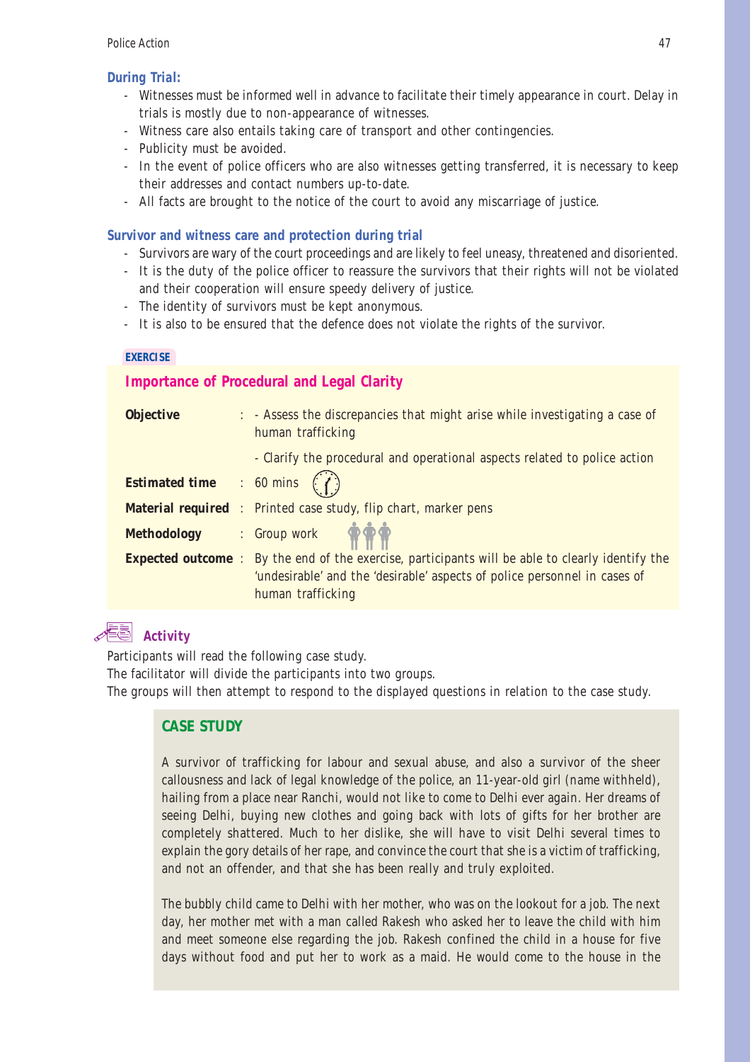### During Trial:

- Witnesses must be informed well in advance to facilitate their timely appearance in court. Delay in trials is mostly due to non-appearance of witnesses.
- Witness care also entails taking care of transport and other contingencies.
- Publicity must be avoided.
- In the event of police officers who are also witnesses getting transferred, it is necessary to keep their addresses and contact numbers up-to-date.
- All facts are brought to the notice of the court to avoid any miscarriage of justice.

### Survivor and witness care and protection during trial

- Survivors are wary of the court proceedings and are likely to feel uneasy, threatened and disoriented.
- It is the duty of the police officer to reassure the survivors that their rights will not be violated and their cooperation will ensure speedy delivery of justice.
- The identity of survivors must be kept anonymous.
- It is also to be ensured that the defence does not violate the rights of the survivor.

**EXERCISE**

## Importance of Procedural and Legal Clarity

| | | |
|---|---|---|
| **Objective** | : | - Assess the discrepancies that might arise while investigating a case of human trafficking<br>- Clarify the procedural and operational aspects related to police action |
| **Estimated time** | : | 60 mins |
| **Material required** | : | Printed case study, flip chart, marker pens |
| **Methodology** | : | Group work |
| **Expected outcome** | : | By the end of the exercise, participants will be able to clearly identify the 'undesirable' and the 'desirable' aspects of police personnel in cases of human trafficking |

### Activity

Participants will read the following case study.

The facilitator will divide the participants into two groups.

The groups will then attempt to respond to the displayed questions in relation to the case study.

#### CASE STUDY

A survivor of trafficking for labour and sexual abuse, and also a survivor of the sheer callousness and lack of legal knowledge of the police, an 11-year-old girl (name withheld), hailing from a place near Ranchi, would not like to come to Delhi ever again. Her dreams of seeing Delhi, buying new clothes and going back with lots of gifts for her brother are completely shattered. Much to her dislike, she will have to visit Delhi several times to explain the gory details of her rape, and convince the court that she is a victim of trafficking, and not an offender, and that she has been really and truly exploited.

The bubbly child came to Delhi with her mother, who was on the lookout for a job. The next day, her mother met with a man called Rakesh who asked her to leave the child with him and meet someone else regarding the job. Rakesh confined the child in a house for five days without food and put her to work as a maid. He would come to the house in the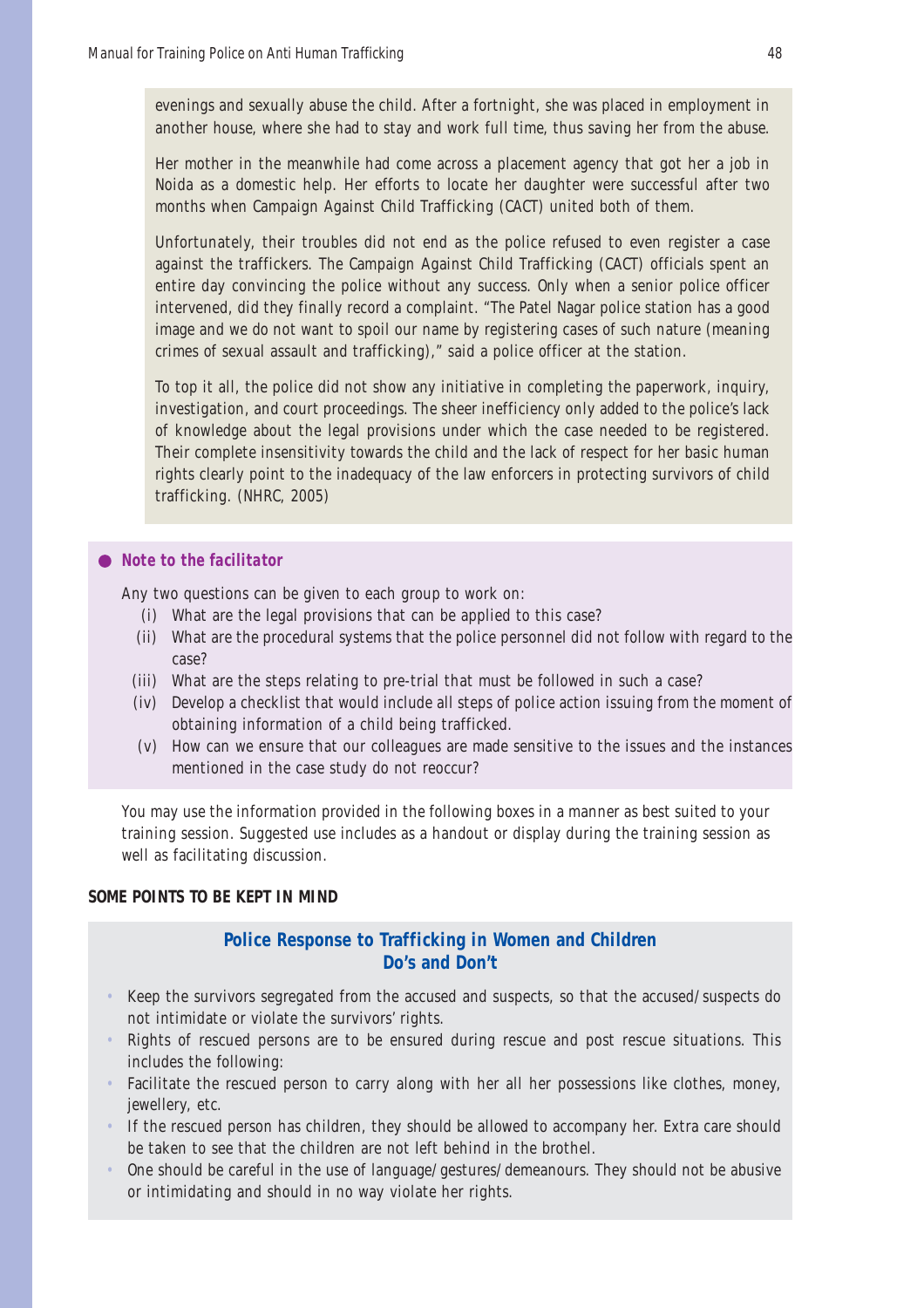evenings and sexually abuse the child. After a fortnight, she was placed in employment in another house, where she had to stay and work full time, thus saving her from the abuse.

Her mother in the meanwhile had come across a placement agency that got her a job in Noida as a domestic help. Her efforts to locate her daughter were successful after two months when Campaign Against Child Trafficking (CACT) united both of them.

Unfortunately, their troubles did not end as the police refused to even register a case against the traffickers. The Campaign Against Child Trafficking (CACT) officials spent an entire day convincing the police without any success. Only when a senior police officer intervened, did they finally record a complaint. "The Patel Nagar police station has a good image and we do not want to spoil our name by registering cases of such nature (meaning crimes of sexual assault and trafficking)," said a police officer at the station.

To top it all, the police did not show any initiative in completing the paperwork, inquiry, investigation, and court proceedings. The sheer inefficiency only added to the police's lack of knowledge about the legal provisions under which the case needed to be registered. Their complete insensitivity towards the child and the lack of respect for her basic human rights clearly point to the inadequacy of the law enforcers in protecting survivors of child trafficking. (NHRC, 2005)

**Note to the facilitator**

Any two questions can be given to each group to work on:

- (i) What are the legal provisions that can be applied to this case?
- (ii) What are the procedural systems that the police personnel did not follow with regard to the case?
- (iii) What are the steps relating to pre-trial that must be followed in such a case?
- (iv) Develop a checklist that would include all steps of police action issuing from the moment of obtaining information of a child being trafficked.
- (v) How can we ensure that our colleagues are made sensitive to the issues and the instances mentioned in the case study do not reoccur?

You may use the information provided in the following boxes in a manner as best suited to your training session. Suggested use includes as a handout or display during the training session as well as facilitating discussion.

**SOME POINTS TO BE KEPT IN MIND**

**Police Response to Trafficking in Women and Children**
**Do's and Don't**

- Keep the survivors segregated from the accused and suspects, so that the accused/suspects do not intimidate or violate the survivors' rights.
- Rights of rescued persons are to be ensured during rescue and post rescue situations. This includes the following:
- Facilitate the rescued person to carry along with her all her possessions like clothes, money, jewellery, etc.
- If the rescued person has children, they should be allowed to accompany her. Extra care should be taken to see that the children are not left behind in the brothel.
- One should be careful in the use of language/gestures/demeanours. They should not be abusive or intimidating and should in no way violate her rights.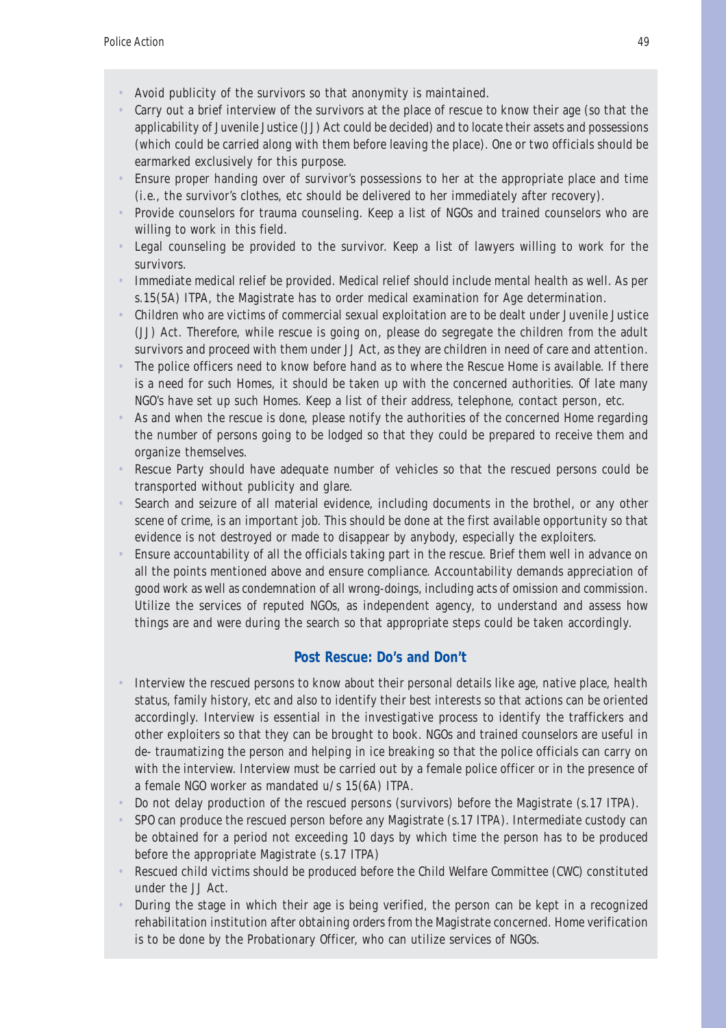- Avoid publicity of the survivors so that anonymity is maintained.
- Carry out a brief interview of the survivors at the place of rescue to know their age (so that the applicability of Juvenile Justice (JJ) Act could be decided) and to locate their assets and possessions (which could be carried along with them before leaving the place). One or two officials should be earmarked exclusively for this purpose.
- Ensure proper handing over of survivor's possessions to her at the appropriate place and time (i.e., the survivor's clothes, etc should be delivered to her immediately after recovery).
- Provide counselors for trauma counseling. Keep a list of NGOs and trained counselors who are willing to work in this field.
- Legal counseling be provided to the survivor. Keep a list of lawyers willing to work for the survivors.
- Immediate medical relief be provided. Medical relief should include mental health as well. As per s.15(5A) ITPA, the Magistrate has to order medical examination for Age determination.
- Children who are victims of commercial sexual exploitation are to be dealt under Juvenile Justice (JJ) Act. Therefore, while rescue is going on, please do segregate the children from the adult survivors and proceed with them under JJ Act, as they are children in need of care and attention.
- The police officers need to know before hand as to where the Rescue Home is available. If there is a need for such Homes, it should be taken up with the concerned authorities. Of late many NGO's have set up such Homes. Keep a list of their address, telephone, contact person, etc.
- As and when the rescue is done, please notify the authorities of the concerned Home regarding the number of persons going to be lodged so that they could be prepared to receive them and organize themselves.
- Rescue Party should have adequate number of vehicles so that the rescued persons could be transported without publicity and glare.
- Search and seizure of all material evidence, including documents in the brothel, or any other scene of crime, is an important job. This should be done at the first available opportunity so that evidence is not destroyed or made to disappear by anybody, especially the exploiters.
- Ensure accountability of all the officials taking part in the rescue. Brief them well in advance on all the points mentioned above and ensure compliance. Accountability demands appreciation of good work as well as condemnation of all wrong-doings, including acts of omission and commission. Utilize the services of reputed NGOs, as independent agency, to understand and assess how things are and were during the search so that appropriate steps could be taken accordingly.

### Post Rescue: Do's and Don't

- Interview the rescued persons to know about their personal details like age, native place, health status, family history, etc and also to identify their best interests so that actions can be oriented accordingly. Interview is essential in the investigative process to identify the traffickers and other exploiters so that they can be brought to book. NGOs and trained counselors are useful in de- traumatizing the person and helping in ice breaking so that the police officials can carry on with the interview. Interview must be carried out by a female police officer or in the presence of a female NGO worker as mandated u/s 15(6A) ITPA.
- Do not delay production of the rescued persons (survivors) before the Magistrate (s.17 ITPA).
- SPO can produce the rescued person before any Magistrate (s.17 ITPA). Intermediate custody can be obtained for a period not exceeding 10 days by which time the person has to be produced before the appropriate Magistrate (s.17 ITPA)
- Rescued child victims should be produced before the Child Welfare Committee (CWC) constituted under the JJ Act.
- During the stage in which their age is being verified, the person can be kept in a recognized rehabilitation institution after obtaining orders from the Magistrate concerned. Home verification is to be done by the Probationary Officer, who can utilize services of NGOs.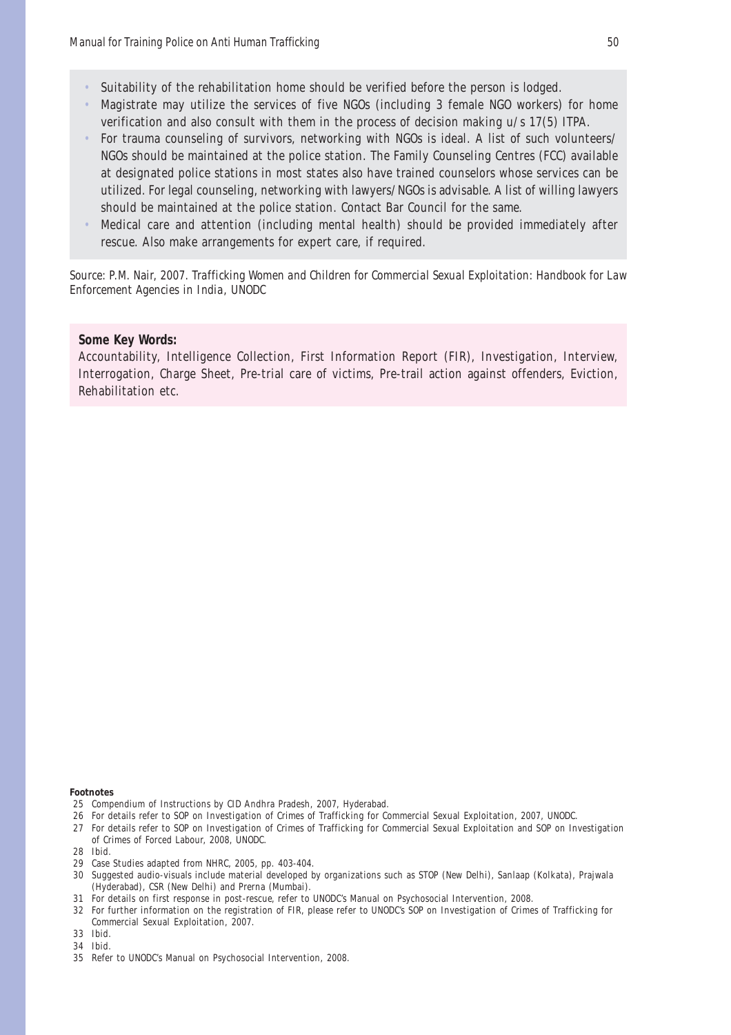- Suitability of the rehabilitation home should be verified before the person is lodged.
- Magistrate may utilize the services of five NGOs (including 3 female NGO workers) for home verification and also consult with them in the process of decision making u/s 17(5) ITPA.
- For trauma counseling of survivors, networking with NGOs is ideal. A list of such volunteers/ NGOs should be maintained at the police station. The Family Counseling Centres (FCC) available at designated police stations in most states also have trained counselors whose services can be utilized. For legal counseling, networking with lawyers/NGOs is advisable. A list of willing lawyers should be maintained at the police station. Contact Bar Council for the same.
- Medical care and attention (including mental health) should be provided immediately after rescue. Also make arrangements for expert care, if required.

*Source: P.M. Nair, 2007. Trafficking Women and Children for Commercial Sexual Exploitation: Handbook for Law Enforcement Agencies in India, UNODC*

**Some Key Words:**

Accountability, Intelligence Collection, First Information Report (FIR), Investigation, Interview, Interrogation, Charge Sheet, Pre-trial care of victims, Pre-trail action against offenders, Eviction, Rehabilitation etc.

**Footnotes**

25 Compendium of Instructions by CID Andhra Pradesh, 2007, Hyderabad.
26 For details refer to SOP on Investigation of Crimes of Trafficking for Commercial Sexual Exploitation, 2007, UNODC.
27 For details refer to SOP on Investigation of Crimes of Trafficking for Commercial Sexual Exploitation and SOP on Investigation of Crimes of Forced Labour, 2008, UNODC.
28 Ibid.
29 Case Studies adapted from NHRC, 2005, pp. 403-404.
30 Suggested audio-visuals include material developed by organizations such as STOP (New Delhi), Sanlaap (Kolkata), Prajwala (Hyderabad), CSR (New Delhi) and Prerna (Mumbai).
31 For details on first response in post-rescue, refer to UNODC's Manual on Psychosocial Intervention, 2008.
32 For further information on the registration of FIR, please refer to UNODC's SOP on Investigation of Crimes of Trafficking for Commercial Sexual Exploitation, 2007.
33 Ibid.
34 Ibid.
35 Refer to UNODC's Manual on Psychosocial Intervention, 2008.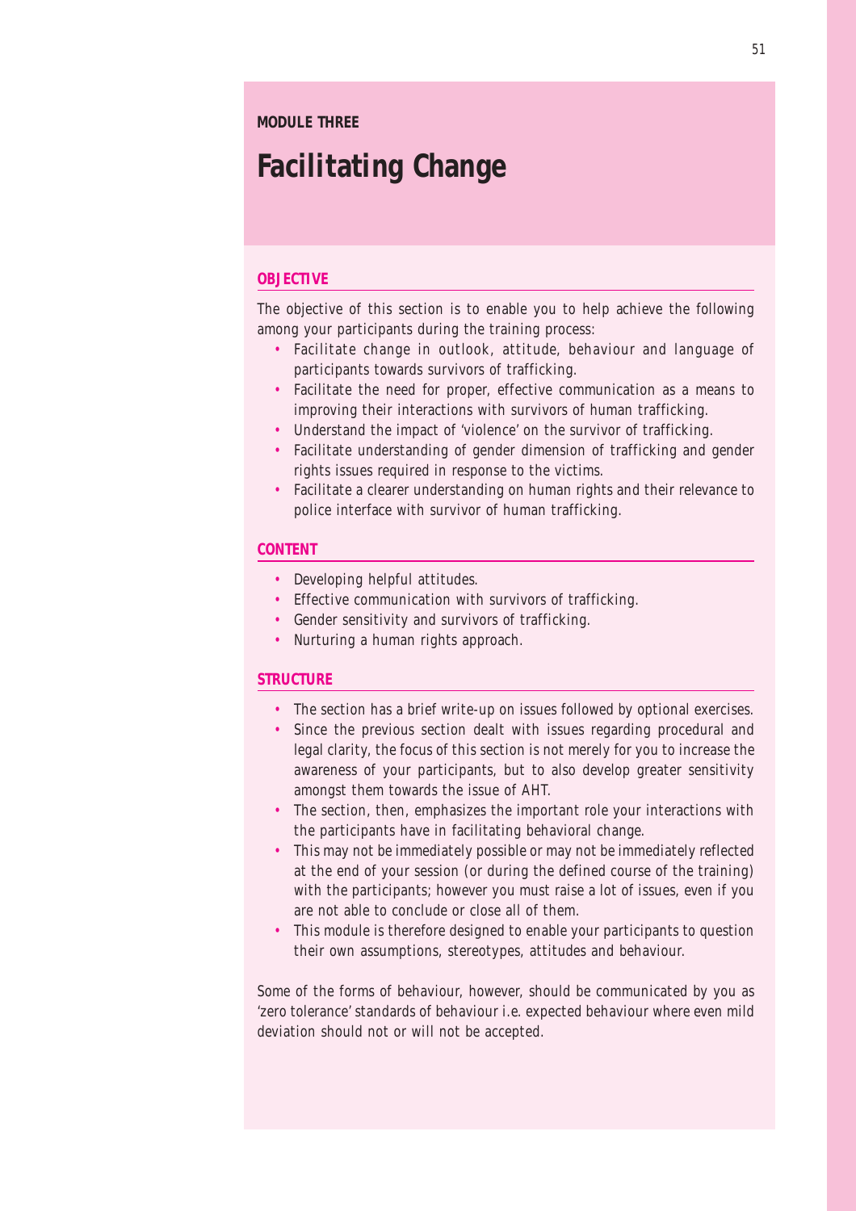**MODULE THREE**

# Facilitating Change

## OBJECTIVE

The objective of this section is to enable you to help achieve the following among your participants during the training process:

- Facilitate change in outlook, attitude, behaviour and language of participants towards survivors of trafficking.
- Facilitate the need for proper, effective communication as a means to improving their interactions with survivors of human trafficking.
- Understand the impact of 'violence' on the survivor of trafficking.
- Facilitate understanding of gender dimension of trafficking and gender rights issues required in response to the victims.
- Facilitate a clearer understanding on human rights and their relevance to police interface with survivor of human trafficking.

## CONTENT

- Developing helpful attitudes.
- Effective communication with survivors of trafficking.
- Gender sensitivity and survivors of trafficking.
- Nurturing a human rights approach.

## STRUCTURE

- The section has a brief write-up on issues followed by optional exercises.
- Since the previous section dealt with issues regarding procedural and legal clarity, the focus of this section is not merely for you to increase the awareness of your participants, but to also develop greater sensitivity amongst them towards the issue of AHT.
- The section, then, emphasizes the important role your interactions with the participants have in facilitating behavioral change.
- This may not be immediately possible or may not be immediately reflected at the end of your session (or during the defined course of the training) with the participants; however you must raise a lot of issues, even if you are not able to conclude or close all of them.
- This module is therefore designed to enable your participants to question their own assumptions, stereotypes, attitudes and behaviour.

Some of the forms of behaviour, however, should be communicated by you as 'zero tolerance' standards of behaviour i.e. expected behaviour where even mild deviation should not or will not be accepted.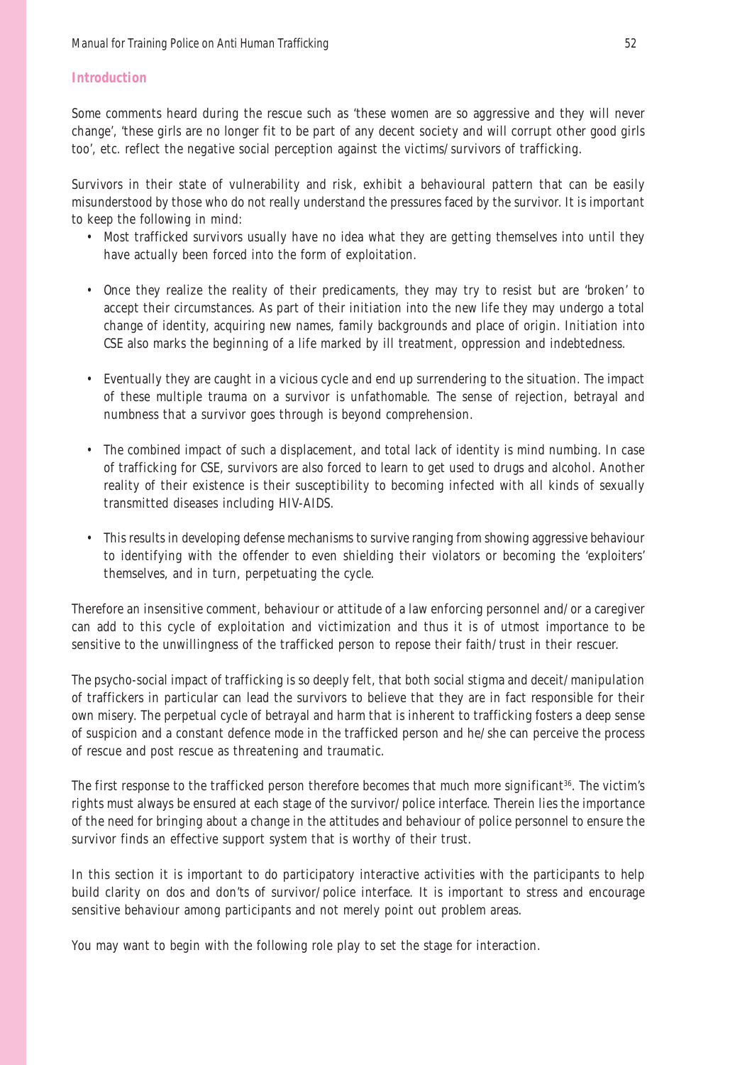## Introduction

Some comments heard during the rescue such as 'these women are so aggressive and they will never change', 'these girls are no longer fit to be part of any decent society and will corrupt other good girls too', etc. reflect the negative social perception against the victims/survivors of trafficking.

Survivors in their state of vulnerability and risk, exhibit a behavioural pattern that can be easily misunderstood by those who do not really understand the pressures faced by the survivor. It is important to keep the following in mind:

- Most trafficked survivors usually have no idea what they are getting themselves into until they have actually been forced into the form of exploitation.
- Once they realize the reality of their predicaments, they may try to resist but are 'broken' to accept their circumstances. As part of their initiation into the new life they may undergo a total change of identity, acquiring new names, family backgrounds and place of origin. Initiation into CSE also marks the beginning of a life marked by ill treatment, oppression and indebtedness.
- Eventually they are caught in a vicious cycle and end up surrendering to the situation. The impact of these multiple trauma on a survivor is unfathomable. The sense of rejection, betrayal and numbness that a survivor goes through is beyond comprehension.
- The combined impact of such a displacement, and total lack of identity is mind numbing. In case of trafficking for CSE, survivors are also forced to learn to get used to drugs and alcohol. Another reality of their existence is their susceptibility to becoming infected with all kinds of sexually transmitted diseases including HIV-AIDS.
- This results in developing defense mechanisms to survive ranging from showing aggressive behaviour to identifying with the offender to even shielding their violators or becoming the 'exploiters' themselves, and in turn, perpetuating the cycle.

Therefore an insensitive comment, behaviour or attitude of a law enforcing personnel and/or a caregiver can add to this cycle of exploitation and victimization and thus it is of utmost importance to be sensitive to the unwillingness of the trafficked person to repose their faith/trust in their rescuer.

The psycho-social impact of trafficking is so deeply felt, that both social stigma and deceit/manipulation of traffickers in particular can lead the survivors to believe that they are in fact responsible for their own misery. The perpetual cycle of betrayal and harm that is inherent to trafficking fosters a deep sense of suspicion and a constant defence mode in the trafficked person and he/she can perceive the process of rescue and post rescue as threatening and traumatic.

The first response to the trafficked person therefore becomes that much more significant[36]. The victim's rights must always be ensured at each stage of the survivor/police interface. Therein lies the importance of the need for bringing about a change in the attitudes and behaviour of police personnel to ensure the survivor finds an effective support system that is worthy of their trust.

In this section it is important to do participatory interactive activities with the participants to help build clarity on dos and don'ts of survivor/police interface. It is important to stress and encourage sensitive behaviour among participants and not merely point out problem areas.

You may want to begin with the following role play to set the stage for interaction.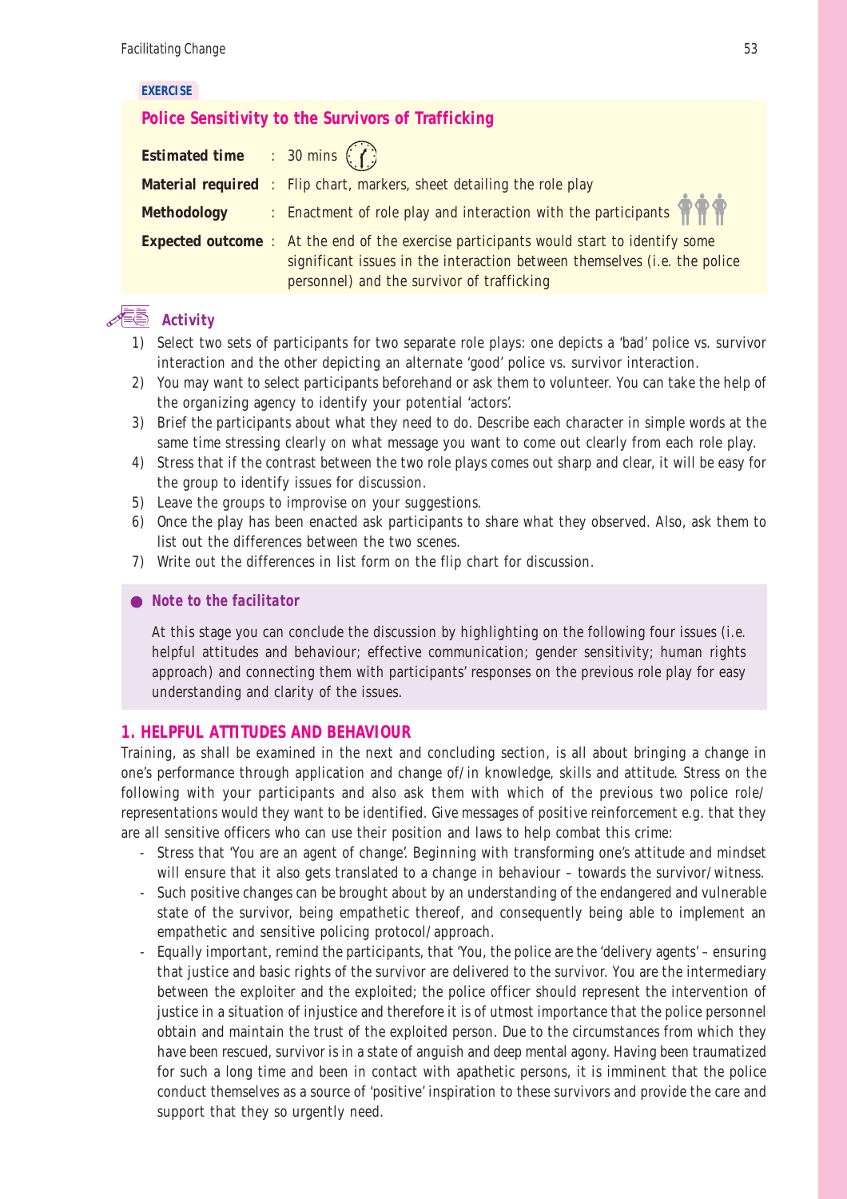**EXERCISE**

## Police Sensitivity to the Survivors of Trafficking

**Estimated time** : 30 mins

**Material required** : Flip chart, markers, sheet detailing the role play

**Methodology** : Enactment of role play and interaction with the participants

**Expected outcome** : At the end of the exercise participants would start to identify some significant issues in the interaction between themselves (i.e. the police personnel) and the survivor of trafficking

### Activity

1) Select two sets of participants for two separate role plays: one depicts a 'bad' police vs. survivor interaction and the other depicting an alternate 'good' police vs. survivor interaction.
2) You may want to select participants beforehand or ask them to volunteer. You can take the help of the organizing agency to identify your potential 'actors'.
3) Brief the participants about what they need to do. Describe each character in simple words at the same time stressing clearly on what message you want to come out clearly from each role play.
4) Stress that if the contrast between the two role plays comes out sharp and clear, it will be easy for the group to identify issues for discussion.
5) Leave the groups to improvise on your suggestions.
6) Once the play has been enacted ask participants to share what they observed. Also, ask them to list out the differences between the two scenes.
7) Write out the differences in list form on the flip chart for discussion.

- ***Note to the facilitator***

At this stage you can conclude the discussion by highlighting on the following four issues (i.e. helpful attitudes and behaviour; effective communication; gender sensitivity; human rights approach) and connecting them with participants' responses on the previous role play for easy understanding and clarity of the issues.

## 1. HELPFUL ATTITUDES AND BEHAVIOUR

Training, as shall be examined in the next and concluding section, is all about bringing a change in one's performance through application and change of/in knowledge, skills and attitude. Stress on the following with your participants and also ask them with which of the previous two police role/representations would they want to be identified. Give messages of positive reinforcement e.g. that they are all sensitive officers who can use their position and laws to help combat this crime:

- Stress that 'You are an agent of change'. Beginning with transforming one's attitude and mindset will ensure that it also gets translated to a change in behaviour – towards the survivor/witness.
- Such positive changes can be brought about by an understanding of the endangered and vulnerable state of the survivor, being empathetic thereof, and consequently being able to implement an empathetic and sensitive policing protocol/approach.
- Equally important, remind the participants, that 'You, the police are the 'delivery agents' – ensuring that justice and basic rights of the survivor are delivered to the survivor. You are the intermediary between the exploiter and the exploited; the police officer should represent the intervention of justice in a situation of injustice and therefore it is of utmost importance that the police personnel obtain and maintain the trust of the exploited person. Due to the circumstances from which they have been rescued, survivor is in a state of anguish and deep mental agony. Having been traumatized for such a long time and been in contact with apathetic persons, it is imminent that the police conduct themselves as a source of 'positive' inspiration to these survivors and provide the care and support that they so urgently need.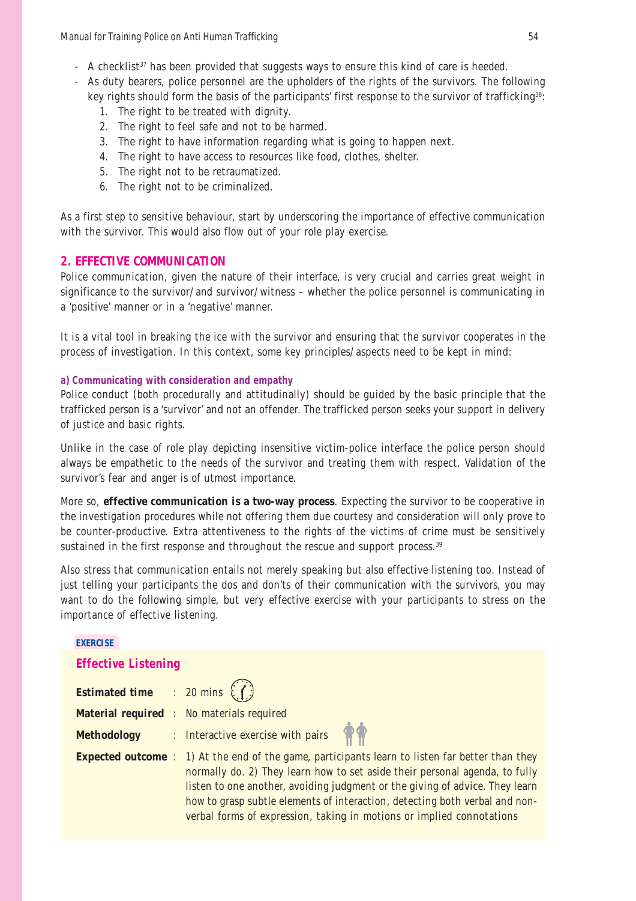- A checklist[37] has been provided that suggests ways to ensure this kind of care is heeded.
- As duty bearers, police personnel are the upholders of the rights of the survivors. The following key rights should form the basis of the participants' first response to the survivor of trafficking[38]:
    1. The right to be treated with dignity.
    2. The right to feel safe and not to be harmed.
    3. The right to have information regarding what is going to happen next.
    4. The right to have access to resources like food, clothes, shelter.
    5. The right not to be retraumatized.
    6. The right not to be criminalized.

As a first step to sensitive behaviour, start by underscoring the importance of effective communication with the survivor. This would also flow out of your role play exercise.

## 2. EFFECTIVE COMMUNICATION

Police communication, given the nature of their interface, is very crucial and carries great weight in significance to the survivor/and survivor/witness – whether the police personnel is communicating in a 'positive' manner or in a 'negative' manner.

It is a vital tool in breaking the ice with the survivor and ensuring that the survivor cooperates in the process of investigation. In this context, some key principles/aspects need to be kept in mind:

### a) Communicating with consideration and empathy

Police conduct (both procedurally and attitudinally) should be guided by the basic principle that the trafficked person is a 'survivor' and not an offender. The trafficked person seeks your support in delivery of justice and basic rights.

Unlike in the case of role play depicting insensitive victim-police interface the police person should always be empathetic to the needs of the survivor and treating them with respect. Validation of the survivor's fear and anger is of utmost importance.

More so, **effective communication is a two-way process**. Expecting the survivor to be cooperative in the investigation procedures while not offering them due courtesy and consideration will only prove to be counter-productive. Extra attentiveness to the rights of the victims of crime must be sensitively sustained in the first response and throughout the rescue and support process.[39]

Also stress that communication entails not merely speaking but also effective listening too. Instead of just telling your participants the dos and don'ts of their communication with the survivors, you may want to do the following simple, but very effective exercise with your participants to stress on the importance of effective listening.

**EXERCISE**

### Effective Listening

**Estimated time** : 20 mins

**Material required** : No materials required

**Methodology** : Interactive exercise with pairs

**Expected outcome** : 1) At the end of the game, participants learn to listen far better than they normally do. 2) They learn how to set aside their personal agenda, to fully listen to one another, avoiding judgment or the giving of advice. They learn how to grasp subtle elements of interaction, detecting both verbal and non-verbal forms of expression, taking in motions or implied connotations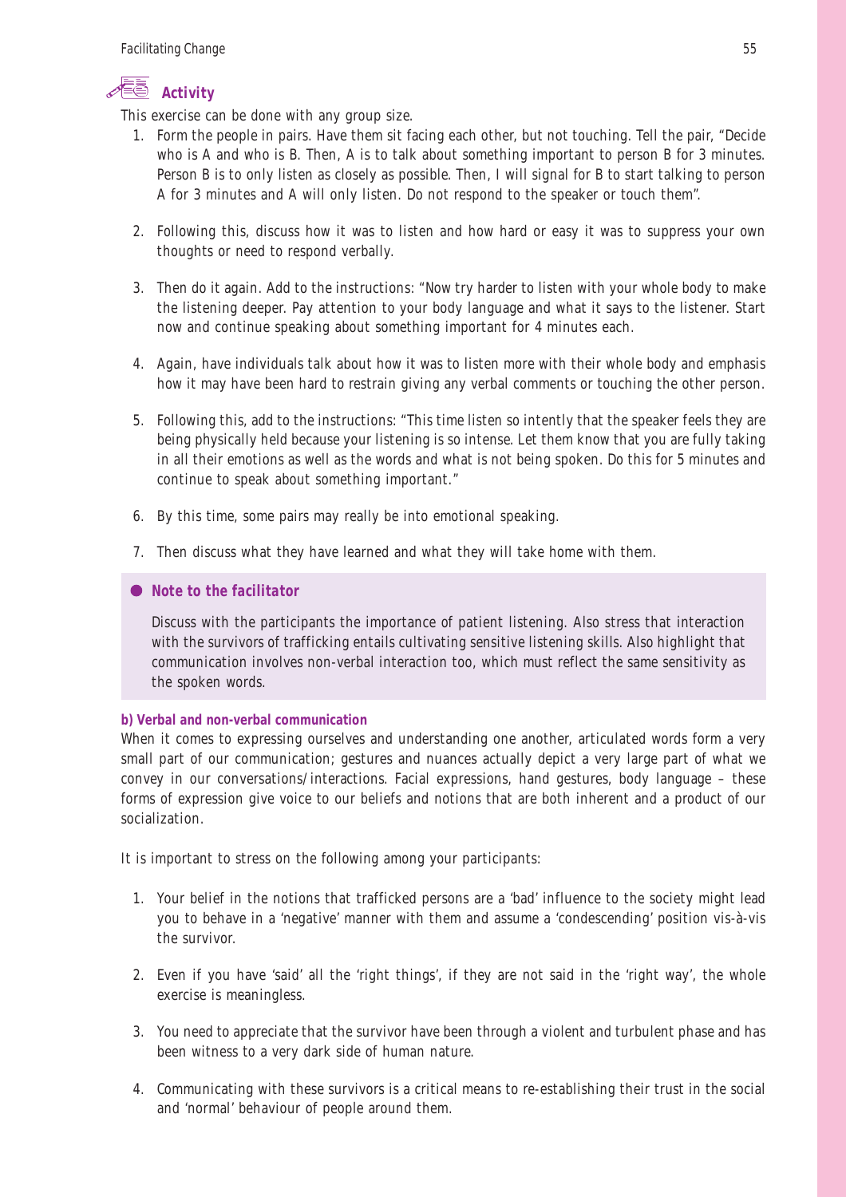### *Activity*

This exercise can be done with any group size.

1. Form the people in pairs. Have them sit facing each other, but not touching. Tell the pair, "Decide who is A and who is B. Then, A is to talk about something important to person B for 3 minutes. Person B is to only listen as closely as possible. Then, I will signal for B to start talking to person A for 3 minutes and A will only listen. Do not respond to the speaker or touch them".

2. Following this, discuss how it was to listen and how hard or easy it was to suppress your own thoughts or need to respond verbally.

3. Then do it again. Add to the instructions: "Now try harder to listen with your whole body to make the listening deeper. Pay attention to your body language and what it says to the listener. Start now and continue speaking about something important for 4 minutes each.

4. Again, have individuals talk about how it was to listen more with their whole body and emphasis how it may have been hard to restrain giving any verbal comments or touching the other person.

5. Following this, add to the instructions: "This time listen so intently that the speaker feels they are being physically held because your listening is so intense. Let them know that you are fully taking in all their emotions as well as the words and what is not being spoken. Do this for 5 minutes and continue to speak about something important."

6. By this time, some pairs may really be into emotional speaking.

7. Then discuss what they have learned and what they will take home with them.

> **Note to the facilitator**
>
> Discuss with the participants the importance of patient listening. Also stress that interaction with the survivors of trafficking entails cultivating sensitive listening skills. Also highlight that communication involves non-verbal interaction too, which must reflect the same sensitivity as the spoken words.

**b) Verbal and non-verbal communication**

When it comes to expressing ourselves and understanding one another, articulated words form a very small part of our communication; gestures and nuances actually depict a very large part of what we convey in our conversations/interactions. Facial expressions, hand gestures, body language – these forms of expression give voice to our beliefs and notions that are both inherent and a product of our socialization.

It is important to stress on the following among your participants:

1. Your belief in the notions that trafficked persons are a 'bad' influence to the society might lead you to behave in a 'negative' manner with them and assume a 'condescending' position vis-à-vis the survivor.

2. Even if you have 'said' all the 'right things', if they are not said in the 'right way', the whole exercise is meaningless.

3. You need to appreciate that the survivor have been through a violent and turbulent phase and has been witness to a very dark side of human nature.

4. Communicating with these survivors is a critical means to re-establishing their trust in the social and 'normal' behaviour of people around them.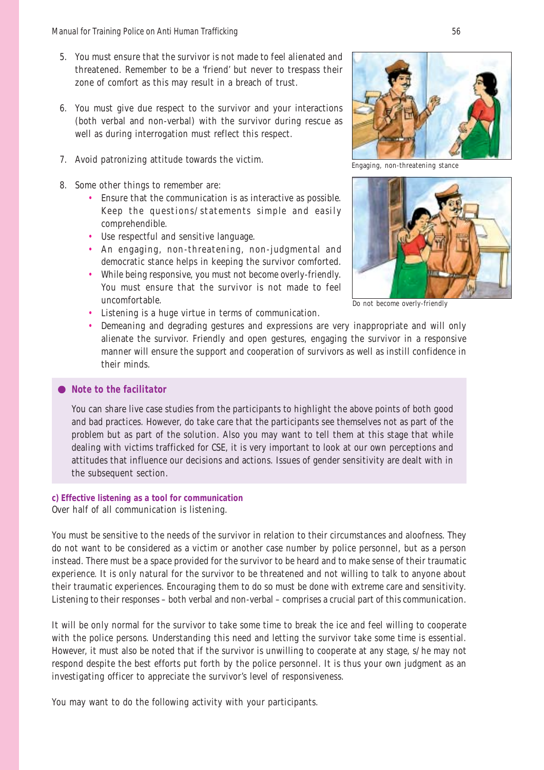5. You must ensure that the survivor is not made to feel alienated and threatened. Remember to be a 'friend' but never to trespass their zone of comfort as this may result in a breach of trust.

6. You must give due respect to the survivor and your interactions (both verbal and non-verbal) with the survivor during rescue as well as during interrogation must reflect this respect.

7. Avoid patronizing attitude towards the victim.

8. Some other things to remember are:
   - Ensure that the communication is as interactive as possible. Keep the questions/statements simple and easily comprehendible.
   - Use respectful and sensitive language.
   - An engaging, non-threatening, non-judgmental and democratic stance helps in keeping the survivor comforted.
   - While being responsive, you must not become overly-friendly. You must ensure that the survivor is not made to feel uncomfortable.
   - Listening is a huge virtue in terms of communication.
   - Demeaning and degrading gestures and expressions are very inappropriate and will only alienate the survivor. Friendly and open gestures, engaging the survivor in a responsive manner will ensure the support and cooperation of survivors as well as instill confidence in their minds.

Engaging, non-threatening stance

Do not become overly-friendly

**Note to the facilitator**

You can share live case studies from the participants to highlight the above points of both good and bad practices. However, do take care that the participants see themselves not as part of the problem but as part of the solution. Also you may want to tell them at this stage that while dealing with victims trafficked for CSE, it is very important to look at our own perceptions and attitudes that influence our decisions and actions. Issues of gender sensitivity are dealt with in the subsequent section.

**c) Effective listening as a tool for communication**

Over half of all communication is listening.

You must be sensitive to the needs of the survivor in relation to their circumstances and aloofness. They do not want to be considered as a victim or another case number by police personnel, but as a person instead. There must be a space provided for the survivor to be heard and to make sense of their traumatic experience. It is only natural for the survivor to be threatened and not willing to talk to anyone about their traumatic experiences. Encouraging them to do so must be done with extreme care and sensitivity. Listening to their responses – both verbal and non-verbal – comprises a crucial part of this communication.

It will be only normal for the survivor to take some time to break the ice and feel willing to cooperate with the police persons. Understanding this need and letting the survivor take some time is essential. However, it must also be noted that if the survivor is unwilling to cooperate at any stage, s/he may not respond despite the best efforts put forth by the police personnel. It is thus your own judgment as an investigating officer to appreciate the survivor's level of responsiveness.

You may want to do the following activity with your participants.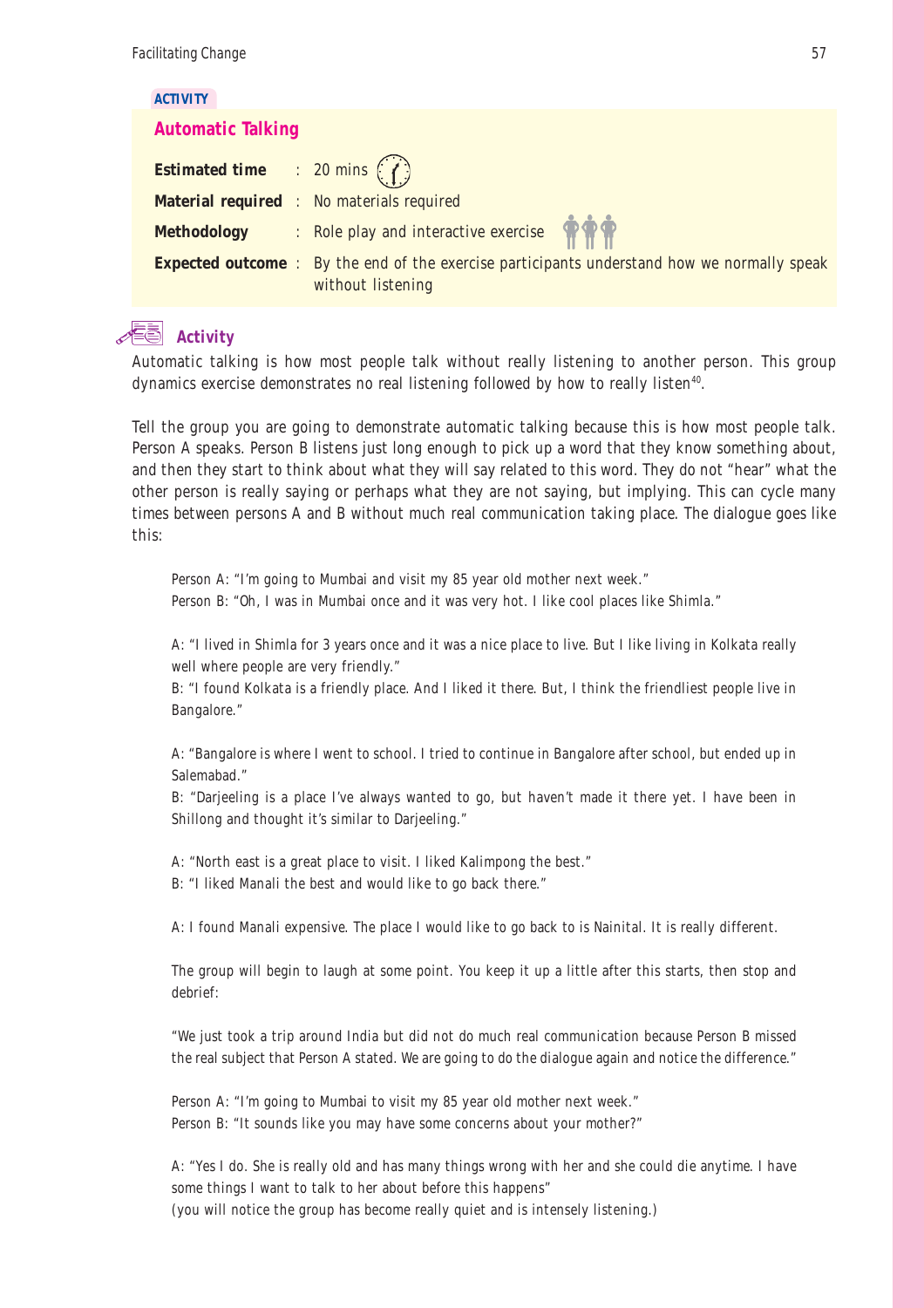ACTIVITY

## Automatic Talking

**Estimated time** : 20 mins

**Material required** : No materials required

**Methodology** : Role play and interactive exercise

**Expected outcome** : By the end of the exercise participants understand how we normally speak without listening

### *Activity*

Automatic talking is how most people talk without really listening to another person. This group dynamics exercise demonstrates no real listening followed by how to really listen[40].

Tell the group you are going to demonstrate automatic talking because this is how most people talk. Person A speaks. Person B listens just long enough to pick up a word that they know something about, and then they start to think about what they will say related to this word. They do not "hear" what the other person is really saying or perhaps what they are not saying, but implying. This can cycle many times between persons A and B without much real communication taking place. The dialogue goes like this:

Person A: "I'm going to Mumbai and visit my 85 year old mother next week."
Person B: "Oh, I was in Mumbai once and it was very hot. I like cool places like Shimla."

A: "I lived in Shimla for 3 years once and it was a nice place to live. But I like living in Kolkata really well where people are very friendly."
B: "I found Kolkata is a friendly place. And I liked it there. But, I think the friendliest people live in Bangalore."

A: "Bangalore is where I went to school. I tried to continue in Bangalore after school, but ended up in Salemabad."
B: "Darjeeling is a place I've always wanted to go, but haven't made it there yet. I have been in Shillong and thought it's similar to Darjeeling."

A: "North east is a great place to visit. I liked Kalimpong the best."
B: "I liked Manali the best and would like to go back there."

A: I found Manali expensive. The place I would like to go back to is Nainital. It is really different.

The group will begin to laugh at some point. You keep it up a little after this starts, then stop and debrief:

"We just took a trip around India but did not do much real communication because Person B missed the real subject that Person A stated. We are going to do the dialogue again and notice the difference."

Person A: "I'm going to Mumbai to visit my 85 year old mother next week."
Person B: "It sounds like you may have some concerns about your mother?"

A: "Yes I do. She is really old and has many things wrong with her and she could die anytime. I have some things I want to talk to her about before this happens"
(you will notice the group has become really quiet and is intensely listening.)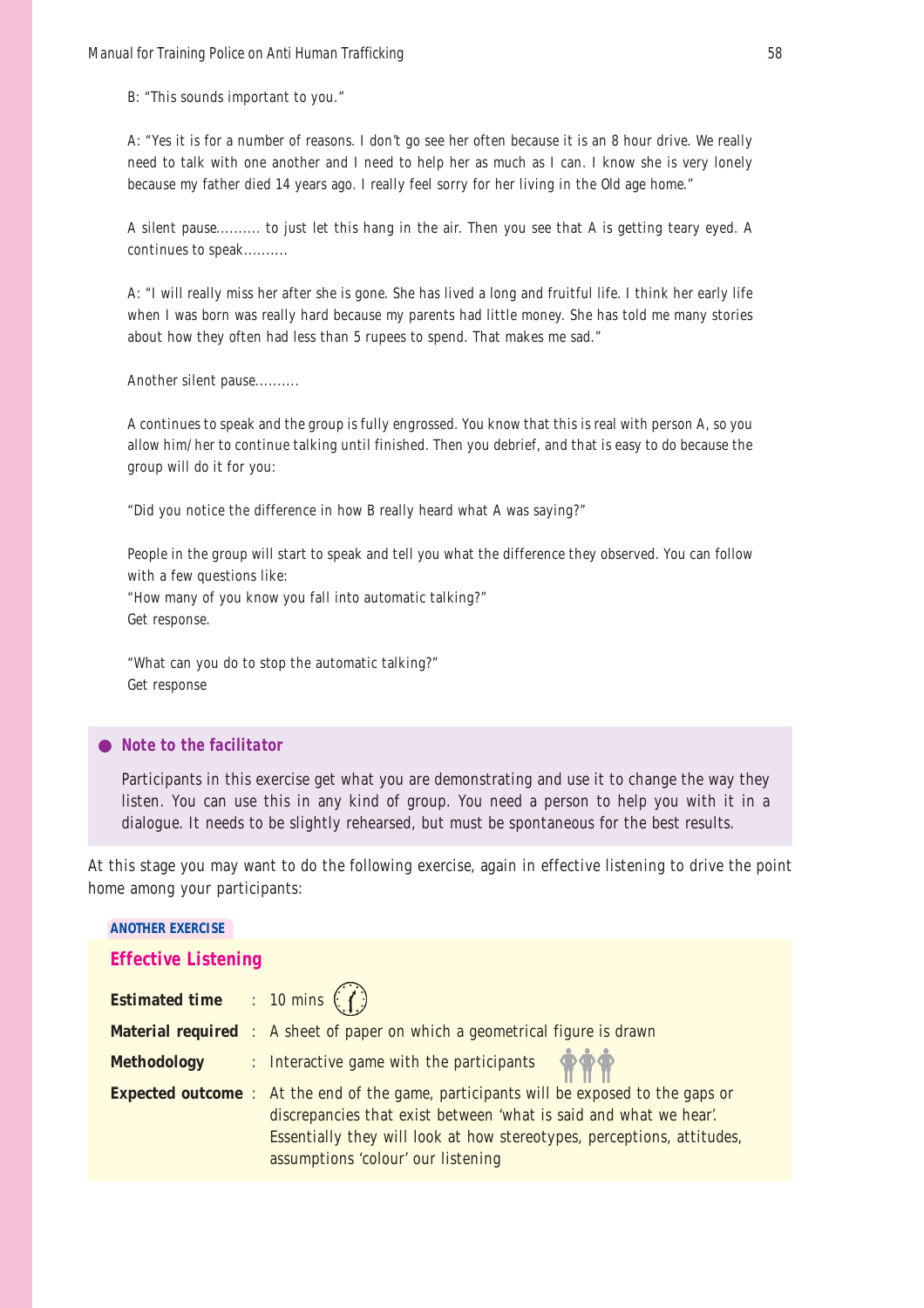B: "This sounds important to you."

A: "Yes it is for a number of reasons. I don't go see her often because it is an 8 hour drive. We really need to talk with one another and I need to help her as much as I can. I know she is very lonely because my father died 14 years ago. I really feel sorry for her living in the Old age home."

A silent pause.......... to just let this hang in the air. Then you see that A is getting teary eyed. A continues to speak..........

A: "I will really miss her after she is gone. She has lived a long and fruitful life. I think her early life when I was born was really hard because my parents had little money. She has told me many stories about how they often had less than 5 rupees to spend. That makes me sad."

Another silent pause..........

A continues to speak and the group is fully engrossed. You know that this is real with person A, so you allow him/her to continue talking until finished. Then you debrief, and that is easy to do because the group will do it for you:

"Did you notice the difference in how B really heard what A was saying?"

People in the group will start to speak and tell you what the difference they observed. You can follow with a few questions like:
"How many of you know you fall into automatic talking?"
Get response.

"What can you do to stop the automatic talking?"
Get response

**Note to the facilitator**

Participants in this exercise get what you are demonstrating and use it to change the way they listen. You can use this in any kind of group. You need a person to help you with it in a dialogue. It needs to be slightly rehearsed, but must be spontaneous for the best results.

At this stage you may want to do the following exercise, again in effective listening to drive the point home among your participants:

**ANOTHER EXERCISE**

## Effective Listening

**Estimated time** : 10 mins

**Material required** : A sheet of paper on which a geometrical figure is drawn

**Methodology** : Interactive game with the participants

**Expected outcome** : At the end of the game, participants will be exposed to the gaps or discrepancies that exist between 'what is said and what we hear'. Essentially they will look at how stereotypes, perceptions, attitudes, assumptions 'colour' our listening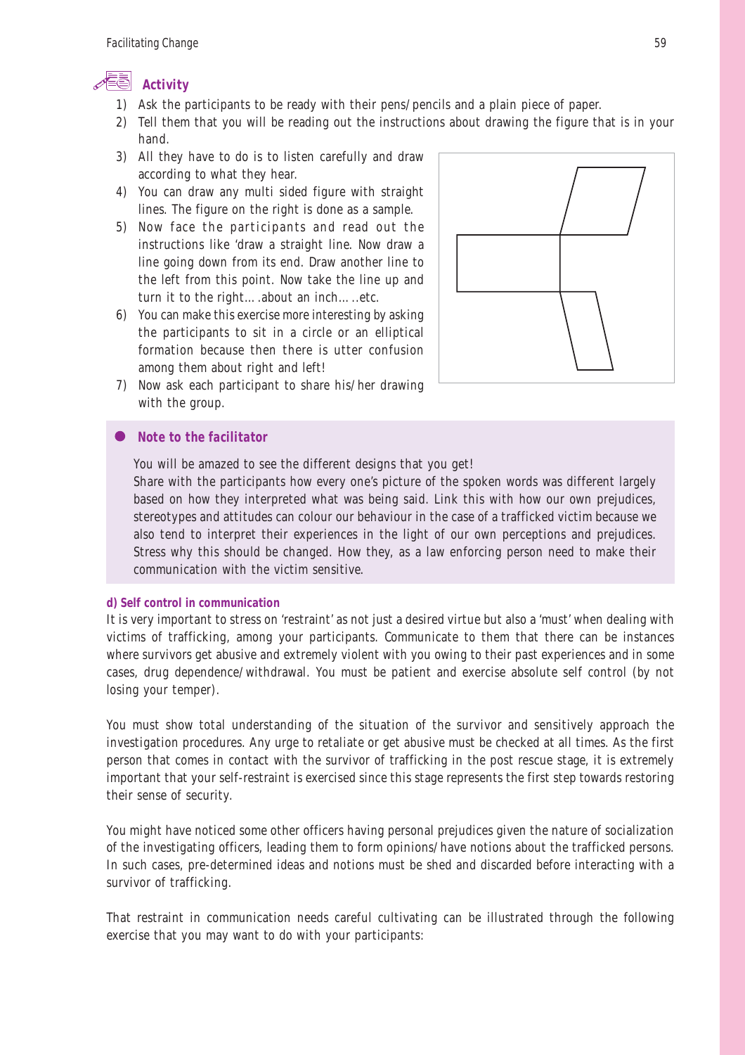### Activity

1) Ask the participants to be ready with their pens/pencils and a plain piece of paper.
2) Tell them that you will be reading out the instructions about drawing the figure that is in your hand.
3) All they have to do is to listen carefully and draw according to what they hear.
4) You can draw any multi sided figure with straight lines. The figure on the right is done as a sample.
5) Now face the participants and read out the instructions like 'draw a straight line. Now draw a line going down from its end. Draw another line to the left from this point. Now take the line up and turn it to the right….about an inch…..etc.
6) You can make this exercise more interesting by asking the participants to sit in a circle or an elliptical formation because then there is utter confusion among them about right and left!
7) Now ask each participant to share his/her drawing with the group.

**Note to the facilitator**

You will be amazed to see the different designs that you get!

Share with the participants how every one's picture of the spoken words was different largely based on how they interpreted what was being said. Link this with how our own prejudices, stereotypes and attitudes can colour our behaviour in the case of a trafficked victim because we also tend to interpret their experiences in the light of our own perceptions and prejudices. Stress why this should be changed. How they, as a law enforcing person need to make their communication with the victim sensitive.

#### d) Self control in communication

It is very important to stress on 'restraint' as not just a desired virtue but also a 'must' when dealing with victims of trafficking, among your participants. Communicate to them that there can be instances where survivors get abusive and extremely violent with you owing to their past experiences and in some cases, drug dependence/withdrawal. You must be patient and exercise absolute self control (by not losing your temper).

You must show total understanding of the situation of the survivor and sensitively approach the investigation procedures. Any urge to retaliate or get abusive must be checked at all times. As the first person that comes in contact with the survivor of trafficking in the post rescue stage, it is extremely important that your self-restraint is exercised since this stage represents the first step towards restoring their sense of security.

You might have noticed some other officers having personal prejudices given the nature of socialization of the investigating officers, leading them to form opinions/have notions about the trafficked persons. In such cases, pre-determined ideas and notions must be shed and discarded before interacting with a survivor of trafficking.

That restraint in communication needs careful cultivating can be illustrated through the following exercise that you may want to do with your participants: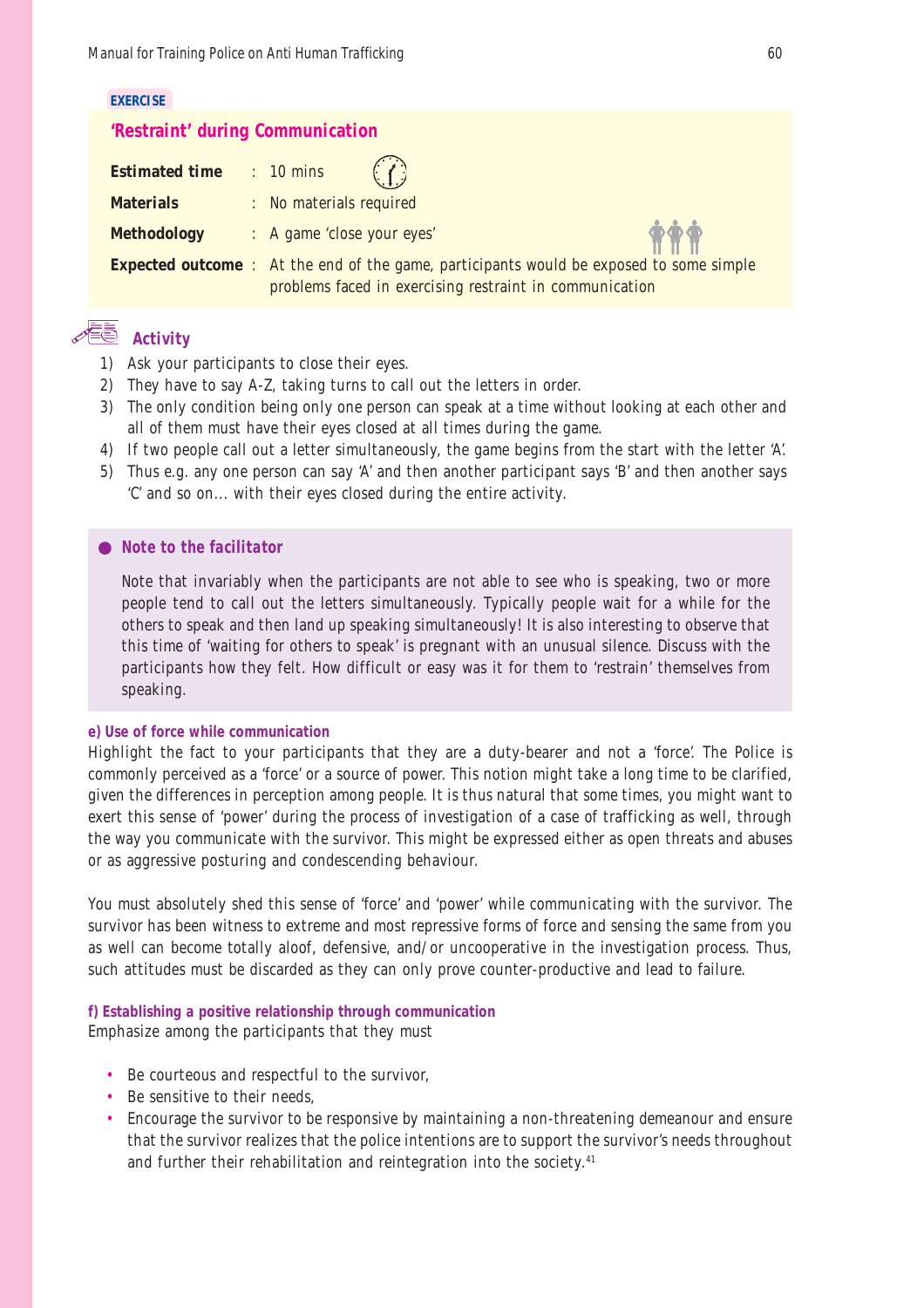**EXERCISE**

## 'Restraint' during Communication

| | |
|---|---|
| **Estimated time** | : 10 mins |
| **Materials** | : No materials required |
| **Methodology** | : A game 'close your eyes' |
| **Expected outcome** | : At the end of the game, participants would be exposed to some simple problems faced in exercising restraint in communication |

### Activity

1) Ask your participants to close their eyes.
2) They have to say A-Z, taking turns to call out the letters in order.
3) The only condition being only one person can speak at a time without looking at each other and all of them must have their eyes closed at all times during the game.
4) If two people call out a letter simultaneously, the game begins from the start with the letter 'A'.
5) Thus e.g. any one person can say 'A' and then another participant says 'B' and then another says 'C' and so on... with their eyes closed during the entire activity.

**Note to the facilitator**

Note that invariably when the participants are not able to see who is speaking, two or more people tend to call out the letters simultaneously. Typically people wait for a while for the others to speak and then land up speaking simultaneously! It is also interesting to observe that this time of 'waiting for others to speak' is pregnant with an unusual silence. Discuss with the participants how they felt. How difficult or easy was it for them to 'restrain' themselves from speaking.

#### e) Use of force while communication

Highlight the fact to your participants that they are a duty-bearer and not a 'force'. The Police is commonly perceived as a 'force' or a source of power. This notion might take a long time to be clarified, given the differences in perception among people. It is thus natural that some times, you might want to exert this sense of 'power' during the process of investigation of a case of trafficking as well, through the way you communicate with the survivor. This might be expressed either as open threats and abuses or as aggressive posturing and condescending behaviour.

You must absolutely shed this sense of 'force' and 'power' while communicating with the survivor. The survivor has been witness to extreme and most repressive forms of force and sensing the same from you as well can become totally aloof, defensive, and/or uncooperative in the investigation process. Thus, such attitudes must be discarded as they can only prove counter-productive and lead to failure.

#### f) Establishing a positive relationship through communication

Emphasize among the participants that they must

- Be courteous and respectful to the survivor,
- Be sensitive to their needs,
- Encourage the survivor to be responsive by maintaining a non-threatening demeanour and ensure that the survivor realizes that the police intentions are to support the survivor's needs throughout and further their rehabilitation and reintegration into the society.[41]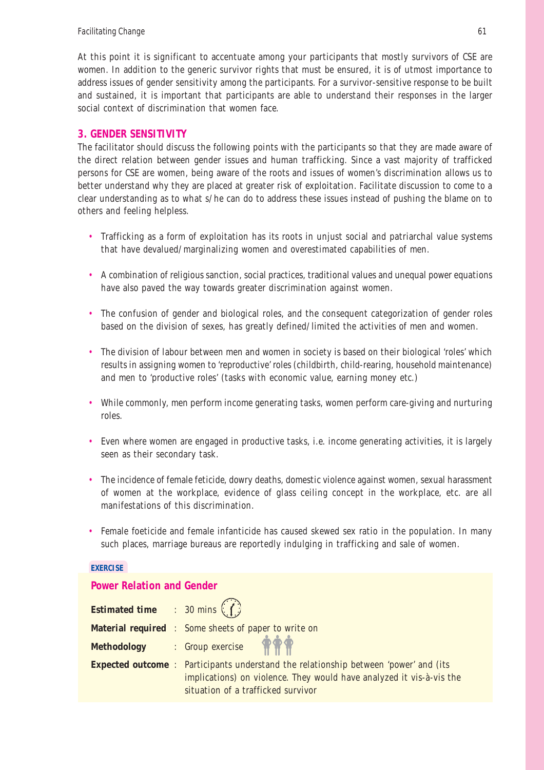At this point it is significant to accentuate among your participants that mostly survivors of CSE are women. In addition to the generic survivor rights that must be ensured, it is of utmost importance to address issues of gender sensitivity among the participants. For a survivor-sensitive response to be built and sustained, it is important that participants are able to understand their responses in the larger social context of discrimination that women face.

## 3. GENDER SENSITIVITY

The facilitator should discuss the following points with the participants so that they are made aware of the direct relation between gender issues and human trafficking. Since a vast majority of trafficked persons for CSE are women, being aware of the roots and issues of women's discrimination allows us to better understand why they are placed at greater risk of exploitation. Facilitate discussion to come to a clear understanding as to what s/he can do to address these issues instead of pushing the blame on to others and feeling helpless.

- Trafficking as a form of exploitation has its roots in unjust social and patriarchal value systems that have devalued/marginalizing women and overestimated capabilities of men.
- A combination of religious sanction, social practices, traditional values and unequal power equations have also paved the way towards greater discrimination against women.
- The confusion of gender and biological roles, and the consequent categorization of gender roles based on the division of sexes, has greatly defined/limited the activities of men and women.
- The division of labour between men and women in society is based on their biological 'roles' which results in assigning women to 'reproductive' roles (childbirth, child-rearing, household maintenance) and men to 'productive roles' (tasks with economic value, earning money etc.)
- While commonly, men perform income generating tasks, women perform care-giving and nurturing roles.
- Even where women are engaged in productive tasks, i.e. income generating activities, it is largely seen as their secondary task.
- The incidence of female feticide, dowry deaths, domestic violence against women, sexual harassment of women at the workplace, evidence of glass ceiling concept in the workplace, etc. are all manifestations of this discrimination.
- Female foeticide and female infanticide has caused skewed sex ratio in the population. In many such places, marriage bureaus are reportedly indulging in trafficking and sale of women.

**EXERCISE**

### Power Relation and Gender

**Estimated time** : 30 mins

**Material required** : Some sheets of paper to write on

**Methodology** : Group exercise

**Expected outcome** : Participants understand the relationship between 'power' and (its implications) on violence. They would have analyzed it vis-à-vis the situation of a trafficked survivor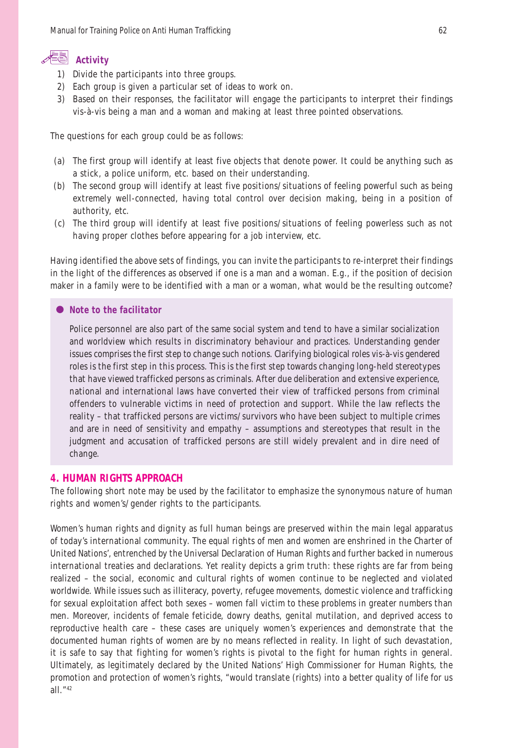### Activity

1) Divide the participants into three groups.
2) Each group is given a particular set of ideas to work on.
3) Based on their responses, the facilitator will engage the participants to interpret their findings vis-à-vis being a man and a woman and making at least three pointed observations.

The questions for each group could be as follows:

(a) The first group will identify at least five objects that denote power. It could be anything such as a stick, a police uniform, etc. based on their understanding.

(b) The second group will identify at least five positions/situations of feeling powerful such as being extremely well-connected, having total control over decision making, being in a position of authority, etc.

(c) The third group will identify at least five positions/situations of feeling powerless such as not having proper clothes before appearing for a job interview, etc.

Having identified the above sets of findings, you can invite the participants to re-interpret their findings in the light of the differences as observed if one is a man and a woman. E.g., if the position of decision maker in a family were to be identified with a man or a woman, what would be the resulting outcome?

> **Note to the facilitator**
>
> Police personnel are also part of the same social system and tend to have a similar socialization and worldview which results in discriminatory behaviour and practices. Understanding gender issues comprises the first step to change such notions. Clarifying biological roles vis-à-vis gendered roles is the first step in this process. This is the first step towards changing long-held stereotypes that have viewed trafficked persons as criminals. After due deliberation and extensive experience, national and international laws have converted their view of trafficked persons from criminal offenders to vulnerable victims in need of protection and support. While the law reflects the reality – that trafficked persons are victims/survivors who have been subject to multiple crimes and are in need of sensitivity and empathy – assumptions and stereotypes that result in the judgment and accusation of trafficked persons are still widely prevalent and in dire need of change.

## 4. HUMAN RIGHTS APPROACH

The following short note may be used by the facilitator to emphasize the synonymous nature of human rights and women's/gender rights to the participants.

Women's human rights and dignity as full human beings are preserved within the main legal apparatus of today's international community. The equal rights of men and women are enshrined in the Charter of United Nations', entrenched by the Universal Declaration of Human Rights and further backed in numerous international treaties and declarations. Yet reality depicts a grim truth: these rights are far from being realized – the social, economic and cultural rights of women continue to be neglected and violated worldwide. While issues such as illiteracy, poverty, refugee movements, domestic violence and trafficking for sexual exploitation affect both sexes – women fall victim to these problems in greater numbers than men. Moreover, incidents of female feticide, dowry deaths, genital mutilation, and deprived access to reproductive health care – these cases are uniquely women's experiences and demonstrate that the documented human rights of women are by no means reflected in reality. In light of such devastation, it is safe to say that fighting for women's rights is pivotal to the fight for human rights in general. Ultimately, as legitimately declared by the United Nations' High Commissioner for Human Rights, the promotion and protection of women's rights, "would translate (rights) into a better quality of life for us all."[42]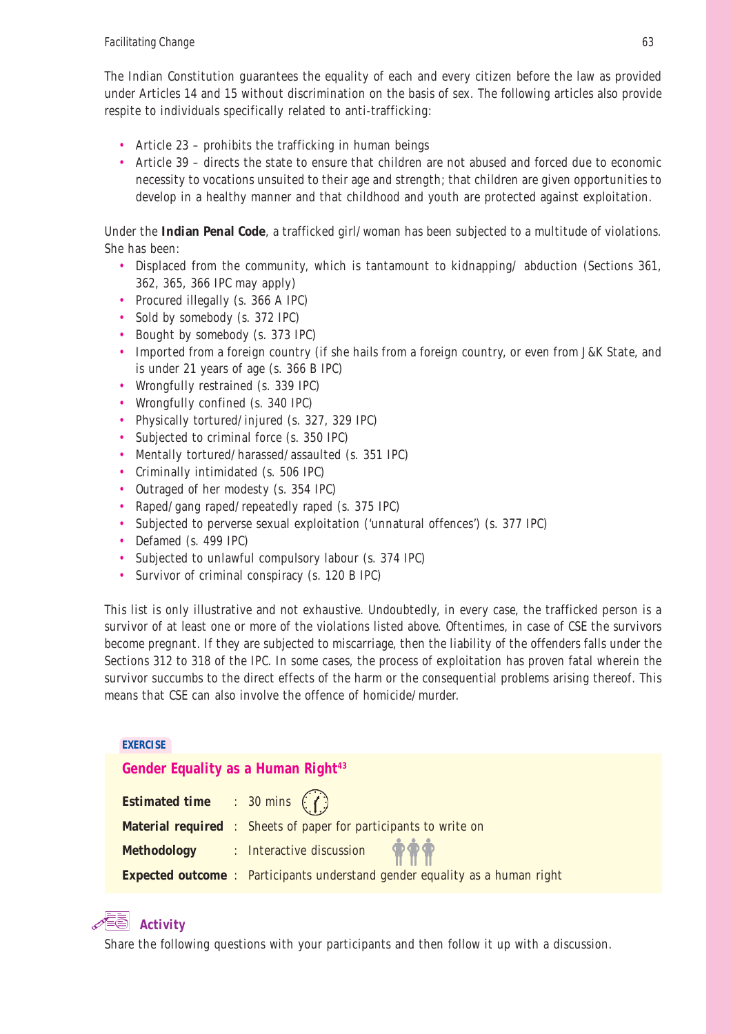The Indian Constitution guarantees the equality of each and every citizen before the law as provided under Articles 14 and 15 without discrimination on the basis of sex. The following articles also provide respite to individuals specifically related to anti-trafficking:

- Article 23 – prohibits the trafficking in human beings
- Article 39 – directs the state to ensure that children are not abused and forced due to economic necessity to vocations unsuited to their age and strength; that children are given opportunities to develop in a healthy manner and that childhood and youth are protected against exploitation.

Under the **Indian Penal Code**, a trafficked girl/woman has been subjected to a multitude of violations. She has been:

- Displaced from the community, which is tantamount to kidnapping/ abduction (Sections 361, 362, 365, 366 IPC may apply)
- Procured illegally (s. 366 A IPC)
- Sold by somebody (s. 372 IPC)
- Bought by somebody (s. 373 IPC)
- Imported from a foreign country (if she hails from a foreign country, or even from J&K State, and is under 21 years of age (s. 366 B IPC)
- Wrongfully restrained (s. 339 IPC)
- Wrongfully confined (s. 340 IPC)
- Physically tortured/injured (s. 327, 329 IPC)
- Subjected to criminal force (s. 350 IPC)
- Mentally tortured/harassed/assaulted (s. 351 IPC)
- Criminally intimidated (s. 506 IPC)
- Outraged of her modesty (s. 354 IPC)
- Raped/gang raped/repeatedly raped (s. 375 IPC)
- Subjected to perverse sexual exploitation ('unnatural offences') (s. 377 IPC)
- Defamed (s. 499 IPC)
- Subjected to unlawful compulsory labour (s. 374 IPC)
- Survivor of criminal conspiracy (s. 120 B IPC)

This list is only illustrative and not exhaustive. Undoubtedly, in every case, the trafficked person is a survivor of at least one or more of the violations listed above. Oftentimes, in case of CSE the survivors become pregnant. If they are subjected to miscarriage, then the liability of the offenders falls under the Sections 312 to 318 of the IPC. In some cases, the process of exploitation has proven fatal wherein the survivor succumbs to the direct effects of the harm or the consequential problems arising thereof. This means that CSE can also involve the offence of homicide/murder.

**EXERCISE**

### Gender Equality as a Human Right[43]

**Estimated time** : 30 mins

**Material required** : Sheets of paper for participants to write on

**Methodology** : Interactive discussion

**Expected outcome** : Participants understand gender equality as a human right

#### Activity

Share the following questions with your participants and then follow it up with a discussion.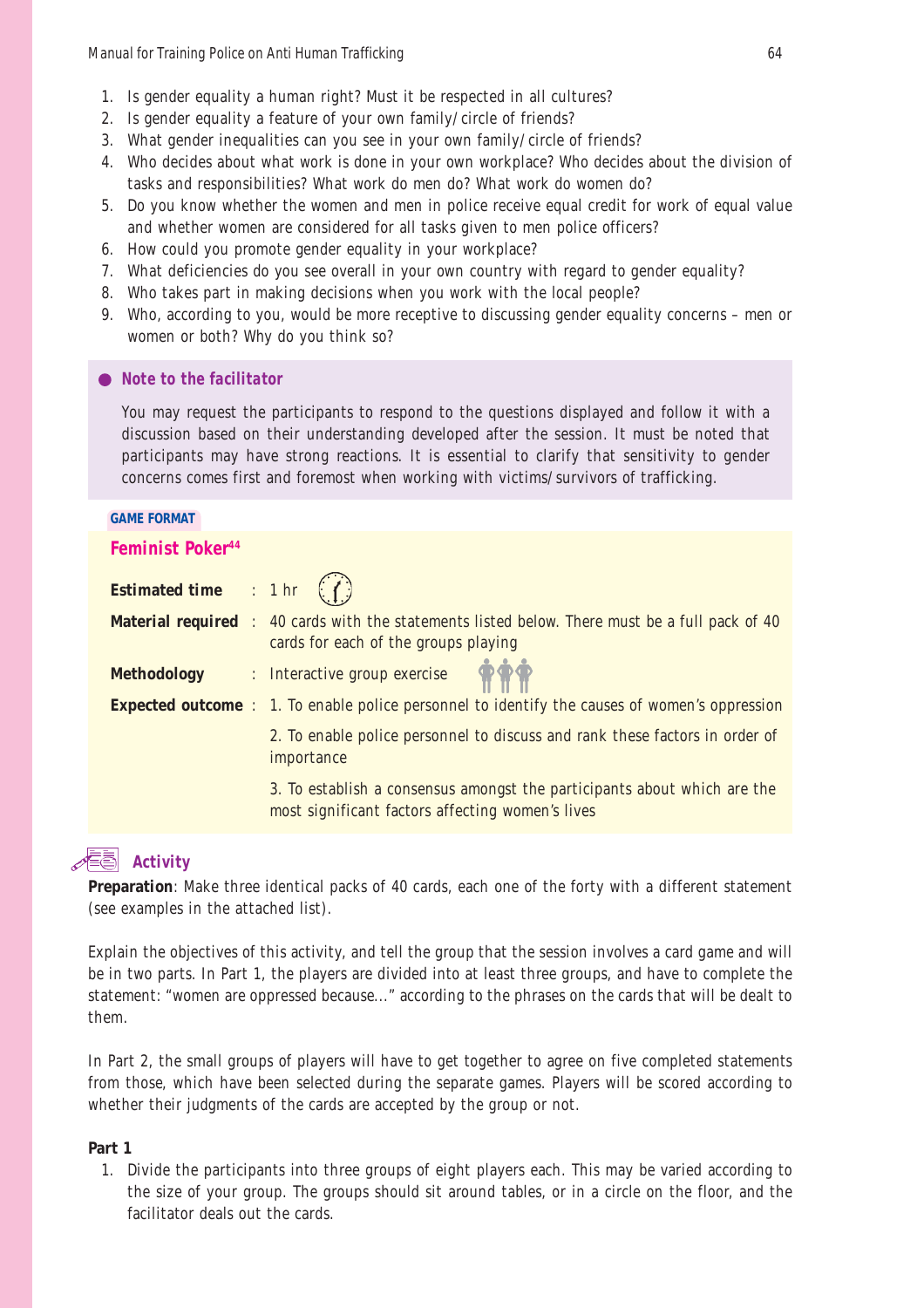1. Is gender equality a human right? Must it be respected in all cultures?
2. Is gender equality a feature of your own family/circle of friends?
3. What gender inequalities can you see in your own family/circle of friends?
4. Who decides about what work is done in your own workplace? Who decides about the division of tasks and responsibilities? What work do men do? What work do women do?
5. Do you know whether the women and men in police receive equal credit for work of equal value and whether women are considered for all tasks given to men police officers?
6. How could you promote gender equality in your workplace?
7. What deficiencies do you see overall in your own country with regard to gender equality?
8. Who takes part in making decisions when you work with the local people?
9. Who, according to you, would be more receptive to discussing gender equality concerns – men or women or both? Why do you think so?

> **Note to the facilitator**
>
> You may request the participants to respond to the questions displayed and follow it with a discussion based on their understanding developed after the session. It must be noted that participants may have strong reactions. It is essential to clarify that sensitivity to gender concerns comes first and foremost when working with victims/survivors of trafficking.

**GAME FORMAT**

## Feminist Poker[44]

**Estimated time** : 1 hr

**Material required** : 40 cards with the statements listed below. There must be a full pack of 40 cards for each of the groups playing

**Methodology** : Interactive group exercise

**Expected outcome** :

1. To enable police personnel to identify the causes of women's oppression
2. To enable police personnel to discuss and rank these factors in order of importance
3. To establish a consensus amongst the participants about which are the most significant factors affecting women's lives

### Activity

**Preparation**: Make three identical packs of 40 cards, each one of the forty with a different statement (see examples in the attached list).

Explain the objectives of this activity, and tell the group that the session involves a card game and will be in two parts. In Part 1, the players are divided into at least three groups, and have to complete the statement: "women are oppressed because..." according to the phrases on the cards that will be dealt to them.

In Part 2, the small groups of players will have to get together to agree on five completed statements from those, which have been selected during the separate games. Players will be scored according to whether their judgments of the cards are accepted by the group or not.

**Part 1**

1. Divide the participants into three groups of eight players each. This may be varied according to the size of your group. The groups should sit around tables, or in a circle on the floor, and the facilitator deals out the cards.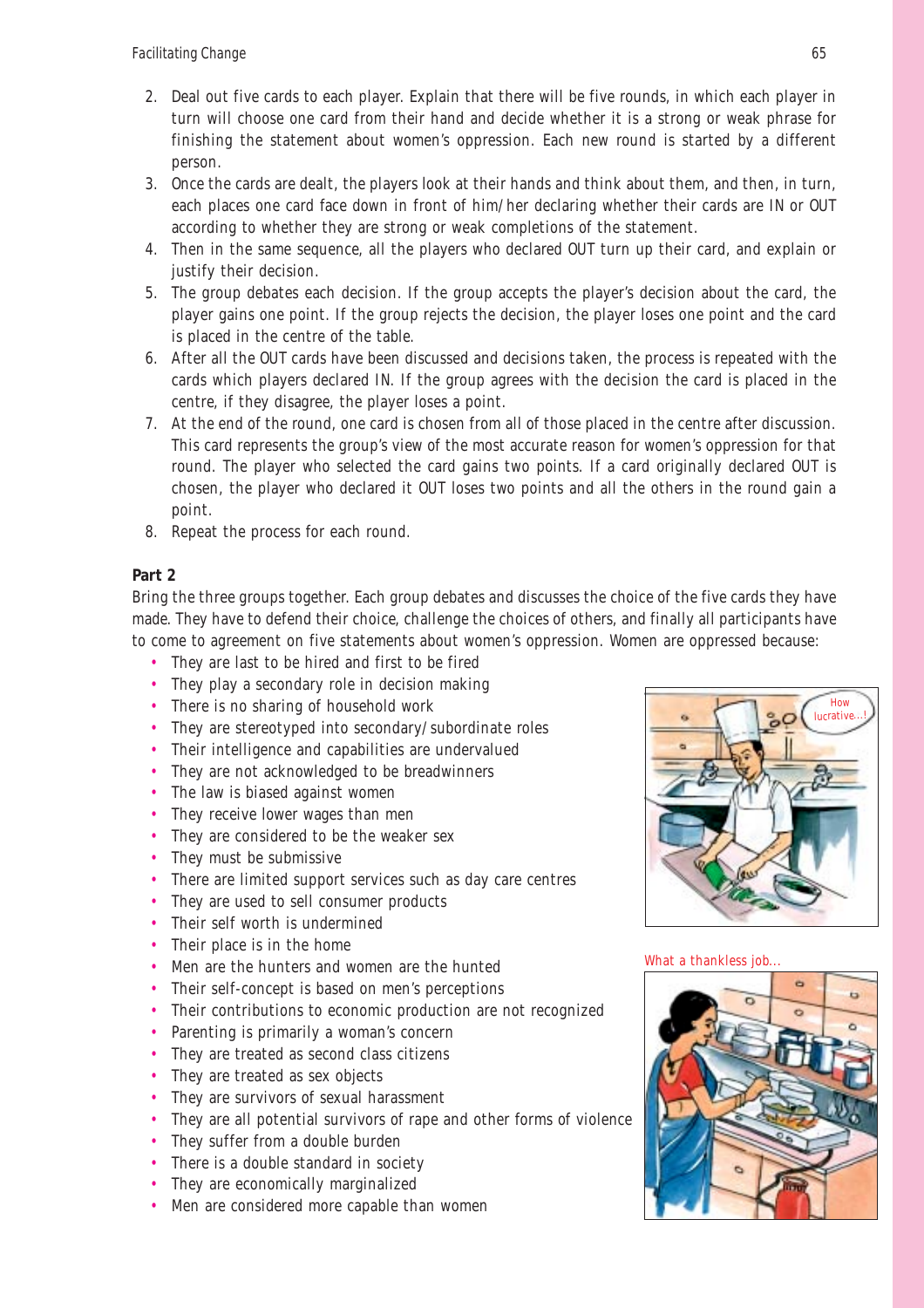2. Deal out five cards to each player. Explain that there will be five rounds, in which each player in turn will choose one card from their hand and decide whether it is a strong or weak phrase for finishing the statement about women's oppression. Each new round is started by a different person.
3. Once the cards are dealt, the players look at their hands and think about them, and then, in turn, each places one card face down in front of him/her declaring whether their cards are IN or OUT according to whether they are strong or weak completions of the statement.
4. Then in the same sequence, all the players who declared OUT turn up their card, and explain or justify their decision.
5. The group debates each decision. If the group accepts the player's decision about the card, the player gains one point. If the group rejects the decision, the player loses one point and the card is placed in the centre of the table.
6. After all the OUT cards have been discussed and decisions taken, the process is repeated with the cards which players declared IN. If the group agrees with the decision the card is placed in the centre, if they disagree, the player loses a point.
7. At the end of the round, one card is chosen from all of those placed in the centre after discussion. This card represents the group's view of the most accurate reason for women's oppression for that round. The player who selected the card gains two points. If a card originally declared OUT is chosen, the player who declared it OUT loses two points and all the others in the round gain a point.
8. Repeat the process for each round.

**Part 2**

Bring the three groups together. Each group debates and discusses the choice of the five cards they have made. They have to defend their choice, challenge the choices of others, and finally all participants have to come to agreement on five statements about women's oppression. Women are oppressed because:

- They are last to be hired and first to be fired
- They play a secondary role in decision making
- There is no sharing of household work
- They are stereotyped into secondary/subordinate roles
- Their intelligence and capabilities are undervalued
- They are not acknowledged to be breadwinners
- The law is biased against women
- They receive lower wages than men
- They are considered to be the weaker sex
- They must be submissive
- There are limited support services such as day care centres
- They are used to sell consumer products
- Their self worth is undermined
- Their place is in the home
- Men are the hunters and women are the hunted
- Their self-concept is based on men's perceptions
- Their contributions to economic production are not recognized
- Parenting is primarily a woman's concern
- They are treated as second class citizens
- They are treated as sex objects
- They are survivors of sexual harassment
- They are all potential survivors of rape and other forms of violence
- They suffer from a double burden
- There is a double standard in society
- They are economically marginalized
- Men are considered more capable than women

What a thankless job...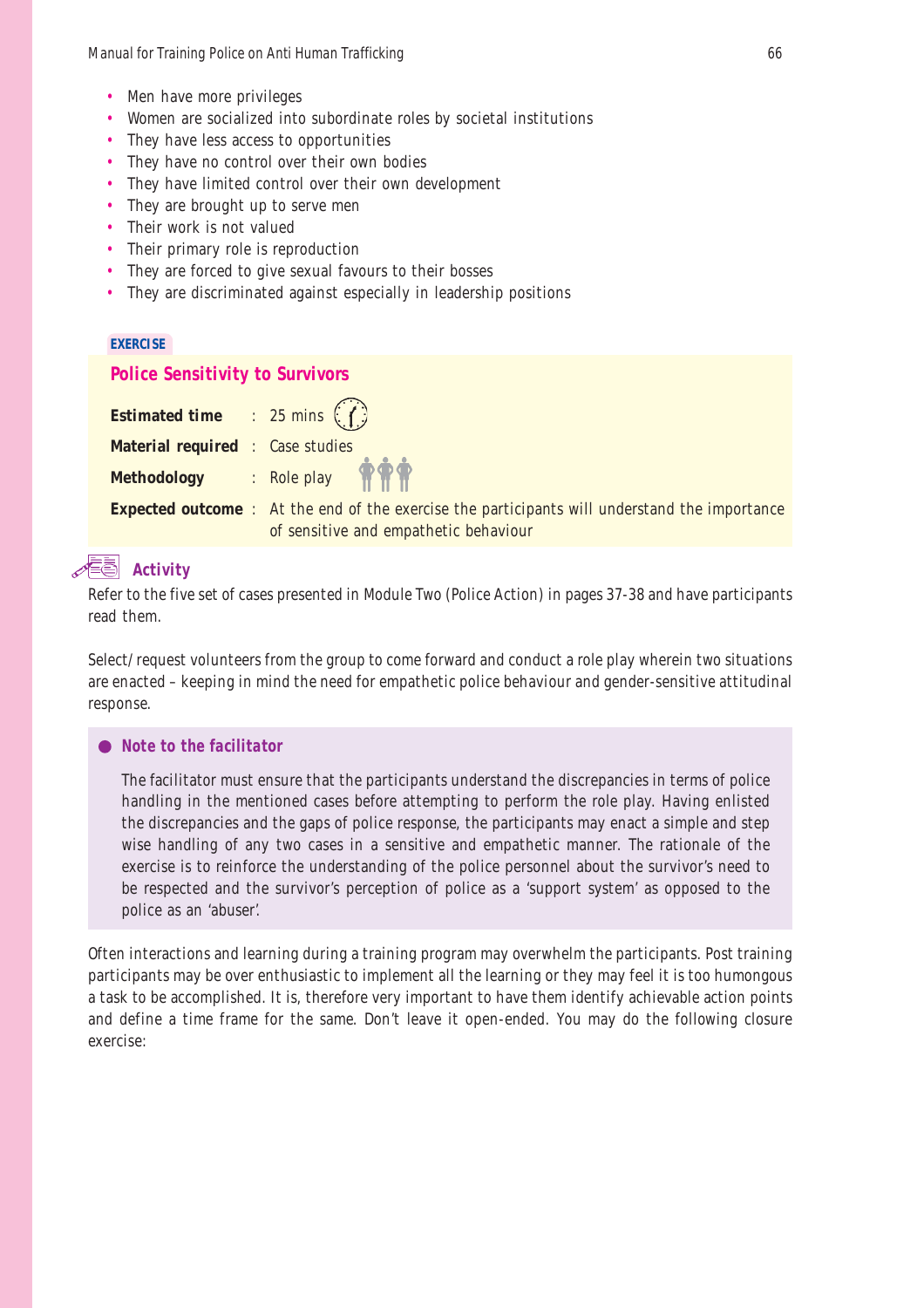- Men have more privileges
- Women are socialized into subordinate roles by societal institutions
- They have less access to opportunities
- They have no control over their own bodies
- They have limited control over their own development
- They are brought up to serve men
- Their work is not valued
- Their primary role is reproduction
- They are forced to give sexual favours to their bosses
- They are discriminated against especially in leadership positions

**EXERCISE**

## Police Sensitivity to Survivors

**Estimated time** : 25 mins

**Material required** : Case studies

**Methodology** : Role play

**Expected outcome** : At the end of the exercise the participants will understand the importance of sensitive and empathetic behaviour

### Activity

Refer to the five set of cases presented in Module Two (Police Action) in pages 37-38 and have participants read them.

Select/request volunteers from the group to come forward and conduct a role play wherein two situations are enacted – keeping in mind the need for empathetic police behaviour and gender-sensitive attitudinal response.

**Note to the facilitator**

The facilitator must ensure that the participants understand the discrepancies in terms of police handling in the mentioned cases before attempting to perform the role play. Having enlisted the discrepancies and the gaps of police response, the participants may enact a simple and step wise handling of any two cases in a sensitive and empathetic manner. The rationale of the exercise is to reinforce the understanding of the police personnel about the survivor's need to be respected and the survivor's perception of police as a 'support system' as opposed to the police as an 'abuser'.

Often interactions and learning during a training program may overwhelm the participants. Post training participants may be over enthusiastic to implement all the learning or they may feel it is too humongous a task to be accomplished. It is, therefore very important to have them identify achievable action points and define a time frame for the same. Don't leave it open-ended. You may do the following closure exercise: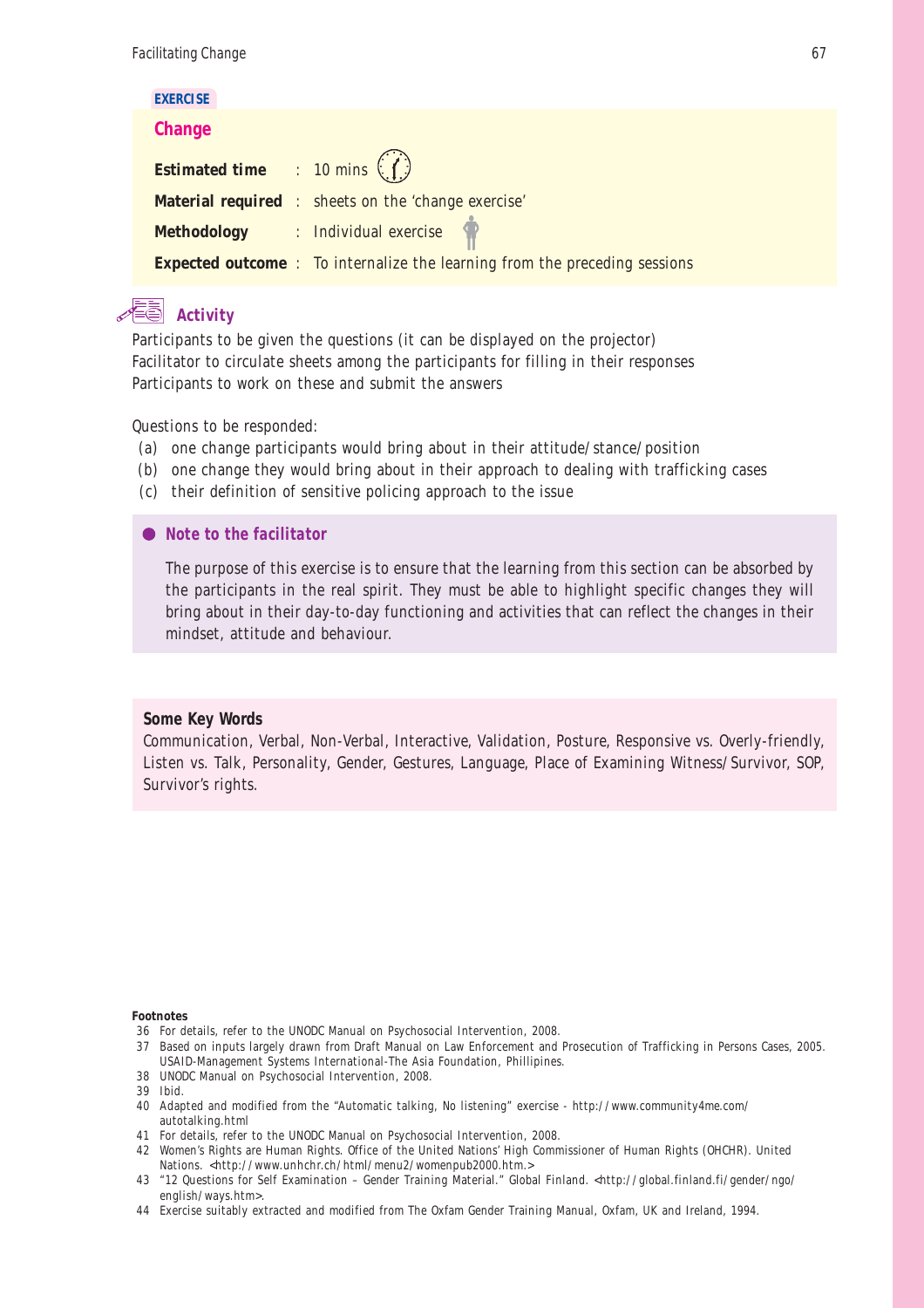EXERCISE

## Change

**Estimated time** : 10 mins

**Material required** : sheets on the 'change exercise'

**Methodology** : Individual exercise

**Expected outcome** : To internalize the learning from the preceding sessions

### *Activity*

Participants to be given the questions (it can be displayed on the projector)
Facilitator to circulate sheets among the participants for filling in their responses
Participants to work on these and submit the answers

Questions to be responded:

(a) one change participants would bring about in their attitude/stance/position
(b) one change they would bring about in their approach to dealing with trafficking cases
(c) their definition of sensitive policing approach to the issue

**● *Note to the facilitator***

The purpose of this exercise is to ensure that the learning from this section can be absorbed by the participants in the real spirit. They must be able to highlight specific changes they will bring about in their day-to-day functioning and activities that can reflect the changes in their mindset, attitude and behaviour.

**Some Key Words**

Communication, Verbal, Non-Verbal, Interactive, Validation, Posture, Responsive vs. Overly-friendly, Listen vs. Talk, Personality, Gender, Gestures, Language, Place of Examining Witness/Survivor, SOP, Survivor's rights.

**Footnotes**

36 For details, refer to the UNODC Manual on Psychosocial Intervention, 2008.
37 Based on inputs largely drawn from Draft Manual on Law Enforcement and Prosecution of Trafficking in Persons Cases, 2005. USAID-Management Systems International-The Asia Foundation, Phillipines.
38 UNODC Manual on Psychosocial Intervention, 2008.
39 Ibid.
40 Adapted and modified from the "Automatic talking, No listening" exercise - http://www.community4me.com/autotalking.html
41 For details, refer to the UNODC Manual on Psychosocial Intervention, 2008.
42 Women's Rights are Human Rights. Office of the United Nations' High Commissioner of Human Rights (OHCHR). United Nations. <http://www.unhchr.ch/html/menu2/womenpub2000.htm.>
43 "12 Questions for Self Examination – Gender Training Material." Global Finland. <http://global.finland.fi/gender/ngo/english/ways.htm>.
44 Exercise suitably extracted and modified from The Oxfam Gender Training Manual, Oxfam, UK and Ireland, 1994.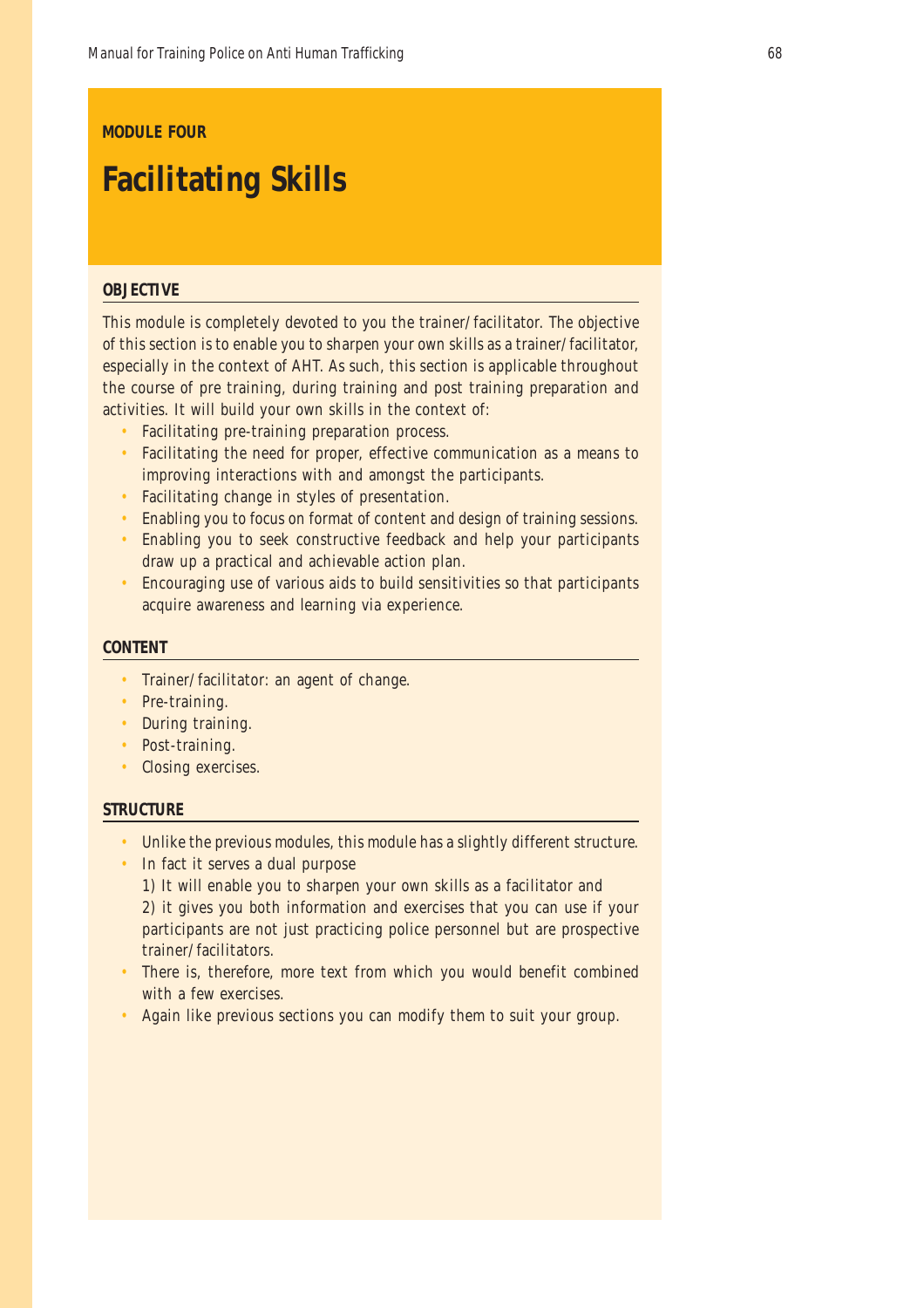**MODULE FOUR**

# Facilitating Skills

## OBJECTIVE

This module is completely devoted to you the trainer/facilitator. The objective of this section is to enable you to sharpen your own skills as a trainer/facilitator, especially in the context of AHT. As such, this section is applicable throughout the course of pre training, during training and post training preparation and activities. It will build your own skills in the context of:

- Facilitating pre-training preparation process.
- Facilitating the need for proper, effective communication as a means to improving interactions with and amongst the participants.
- Facilitating change in styles of presentation.
- Enabling you to focus on format of content and design of training sessions.
- Enabling you to seek constructive feedback and help your participants draw up a practical and achievable action plan.
- Encouraging use of various aids to build sensitivities so that participants acquire awareness and learning via experience.

## CONTENT

- Trainer/facilitator: an agent of change.
- Pre-training.
- During training.
- Post-training.
- Closing exercises.

## STRUCTURE

- Unlike the previous modules, this module has a slightly different structure.
- In fact it serves a dual purpose

  1) It will enable you to sharpen your own skills as a facilitator and

  2) it gives you both information and exercises that you can use if your participants are not just practicing police personnel but are prospective trainer/facilitators.
- There is, therefore, more text from which you would benefit combined with a few exercises.
- Again like previous sections you can modify them to suit your group.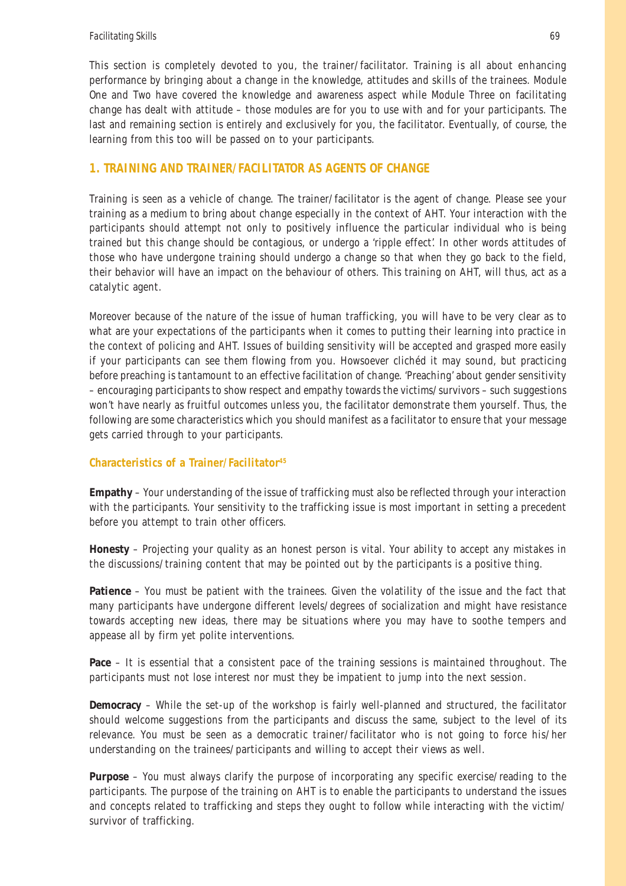This section is completely devoted to you, the trainer/facilitator. Training is all about enhancing performance by bringing about a change in the knowledge, attitudes and skills of the trainees. Module One and Two have covered the knowledge and awareness aspect while Module Three on facilitating change has dealt with attitude – those modules are for you to use with and for your participants. The last and remaining section is entirely and exclusively for you, the facilitator. Eventually, of course, the learning from this too will be passed on to your participants.

## 1. TRAINING AND TRAINER/FACILITATOR AS AGENTS OF CHANGE

Training is seen as a vehicle of change. The trainer/facilitator is the agent of change. Please see your training as a medium to bring about change especially in the context of AHT. Your interaction with the participants should attempt not only to positively influence the particular individual who is being trained but this change should be contagious, or undergo a 'ripple effect'. In other words attitudes of those who have undergone training should undergo a change so that when they go back to the field, their behavior will have an impact on the behaviour of others. This training on AHT, will thus, act as a catalytic agent.

Moreover because of the nature of the issue of human trafficking, you will have to be very clear as to what are your expectations of the participants when it comes to putting their learning into practice in the context of policing and AHT. Issues of building sensitivity will be accepted and grasped more easily if your participants can see them flowing from you. Howsoever clichéd it may sound, but practicing before preaching is tantamount to an effective facilitation of change. 'Preaching' about gender sensitivity – encouraging participants to show respect and empathy towards the victims/survivors – such suggestions won't have nearly as fruitful outcomes unless you, the facilitator demonstrate them yourself. Thus, the following are some characteristics which you should manifest as a facilitator to ensure that your message gets carried through to your participants.

### Characteristics of a Trainer/Facilitator[45]

**Empathy** – Your understanding of the issue of trafficking must also be reflected through your interaction with the participants. Your sensitivity to the trafficking issue is most important in setting a precedent before you attempt to train other officers.

**Honesty** – Projecting your quality as an honest person is vital. Your ability to accept any mistakes in the discussions/training content that may be pointed out by the participants is a positive thing.

**Patience** – You must be patient with the trainees. Given the volatility of the issue and the fact that many participants have undergone different levels/degrees of socialization and might have resistance towards accepting new ideas, there may be situations where you may have to soothe tempers and appease all by firm yet polite interventions.

**Pace** – It is essential that a consistent pace of the training sessions is maintained throughout. The participants must not lose interest nor must they be impatient to jump into the next session.

**Democracy** – While the set-up of the workshop is fairly well-planned and structured, the facilitator should welcome suggestions from the participants and discuss the same, subject to the level of its relevance. You must be seen as a democratic trainer/facilitator who is not going to force his/her understanding on the trainees/participants and willing to accept their views as well.

**Purpose** – You must always clarify the purpose of incorporating any specific exercise/reading to the participants. The purpose of the training on AHT is to enable the participants to understand the issues and concepts related to trafficking and steps they ought to follow while interacting with the victim/survivor of trafficking.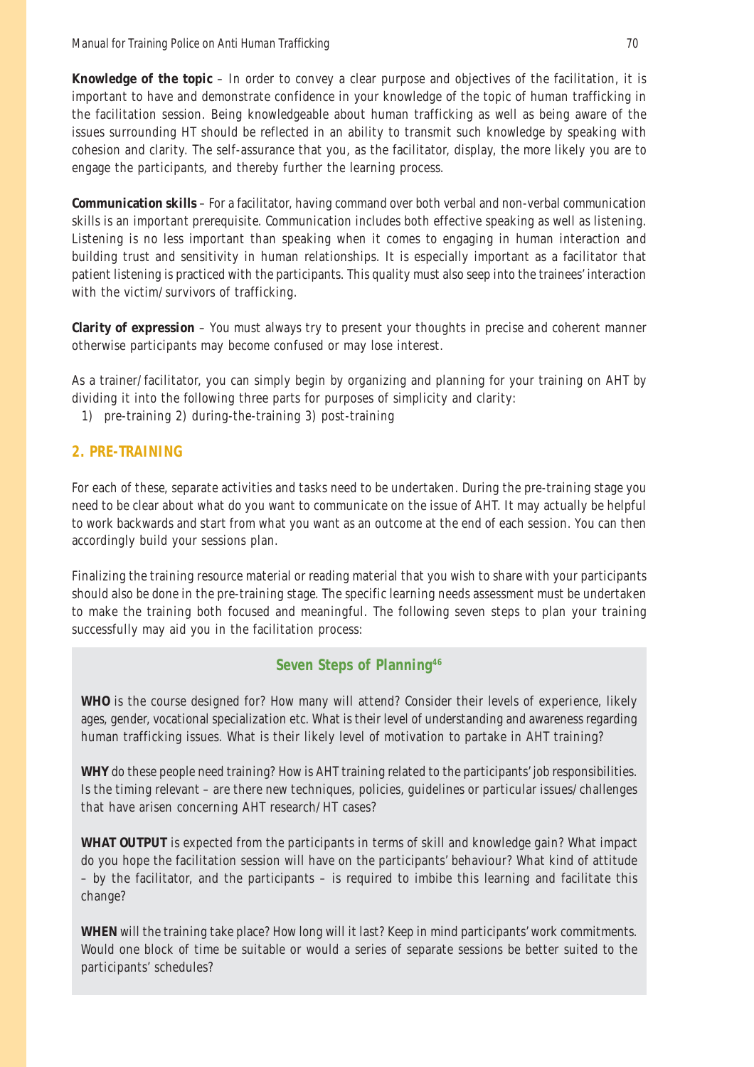**Knowledge of the topic** – In order to convey a clear purpose and objectives of the facilitation, it is important to have and demonstrate confidence in your knowledge of the topic of human trafficking in the facilitation session. Being knowledgeable about human trafficking as well as being aware of the issues surrounding HT should be reflected in an ability to transmit such knowledge by speaking with cohesion and clarity. The self-assurance that you, as the facilitator, display, the more likely you are to engage the participants, and thereby further the learning process.

**Communication skills** – For a facilitator, having command over both verbal and non-verbal communication skills is an important prerequisite. Communication includes both effective speaking as well as listening. Listening is no less important than speaking when it comes to engaging in human interaction and building trust and sensitivity in human relationships. It is especially important as a facilitator that patient listening is practiced with the participants. This quality must also seep into the trainees' interaction with the victim/survivors of trafficking.

**Clarity of expression** – You must always try to present your thoughts in precise and coherent manner otherwise participants may become confused or may lose interest.

As a trainer/facilitator, you can simply begin by organizing and planning for your training on AHT by dividing it into the following three parts for purposes of simplicity and clarity:

1) pre-training 2) during-the-training 3) post-training

## 2. PRE-TRAINING

For each of these, separate activities and tasks need to be undertaken. During the pre-training stage you need to be clear about what do you want to communicate on the issue of AHT. It may actually be helpful to work backwards and start from what you want as an outcome at the end of each session. You can then accordingly build your sessions plan.

Finalizing the training resource material or reading material that you wish to share with your participants should also be done in the pre-training stage. The specific learning needs assessment must be undertaken to make the training both focused and meaningful. The following seven steps to plan your training successfully may aid you in the facilitation process:

### Seven Steps of Planning[46]

**WHO** is the course designed for? How many will attend? Consider their levels of experience, likely ages, gender, vocational specialization etc. What is their level of understanding and awareness regarding human trafficking issues. What is their likely level of motivation to partake in AHT training?

**WHY** do these people need training? How is AHT training related to the participants' job responsibilities. Is the timing relevant – are there new techniques, policies, guidelines or particular issues/challenges that have arisen concerning AHT research/HT cases?

**WHAT OUTPUT** is expected from the participants in terms of skill and knowledge gain? What impact do you hope the facilitation session will have on the participants' behaviour? What kind of attitude – by the facilitator, and the participants – is required to imbibe this learning and facilitate this change?

**WHEN** will the training take place? How long will it last? Keep in mind participants' work commitments. Would one block of time be suitable or would a series of separate sessions be better suited to the participants' schedules?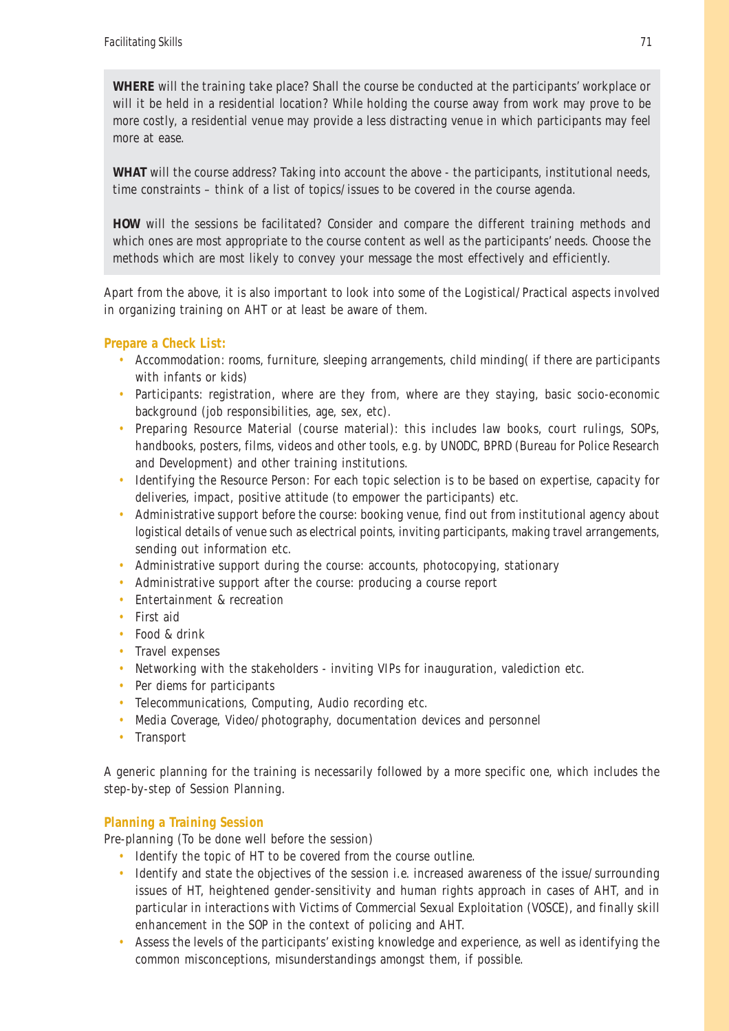**WHERE** will the training take place? Shall the course be conducted at the participants' workplace or will it be held in a residential location? While holding the course away from work may prove to be more costly, a residential venue may provide a less distracting venue in which participants may feel more at ease.

**WHAT** will the course address? Taking into account the above - the participants, institutional needs, time constraints – think of a list of topics/issues to be covered in the course agenda.

**HOW** will the sessions be facilitated? Consider and compare the different training methods and which ones are most appropriate to the course content as well as the participants' needs. Choose the methods which are most likely to convey your message the most effectively and efficiently.

Apart from the above, it is also important to look into some of the Logistical/Practical aspects involved in organizing training on AHT or at least be aware of them.

**Prepare a Check List:**

- Accommodation: rooms, furniture, sleeping arrangements, child minding( if there are participants with infants or kids)
- Participants: registration, where are they from, where are they staying, basic socio-economic background (job responsibilities, age, sex, etc).
- Preparing Resource Material (course material): this includes law books, court rulings, SOPs, handbooks, posters, films, videos and other tools, e.g. by UNODC, BPRD (Bureau for Police Research and Development) and other training institutions.
- Identifying the Resource Person: For each topic selection is to be based on expertise, capacity for deliveries, impact, positive attitude (to empower the participants) etc.
- Administrative support before the course: booking venue, find out from institutional agency about logistical details of venue such as electrical points, inviting participants, making travel arrangements, sending out information etc.
- Administrative support during the course: accounts, photocopying, stationary
- Administrative support after the course: producing a course report
- Entertainment & recreation
- First aid
- Food & drink
- Travel expenses
- Networking with the stakeholders - inviting VIPs for inauguration, valediction etc.
- Per diems for participants
- Telecommunications, Computing, Audio recording etc.
- Media Coverage, Video/photography, documentation devices and personnel
- Transport

A generic planning for the training is necessarily followed by a more specific one, which includes the step-by-step of Session Planning.

**Planning a Training Session**

Pre-planning (To be done well before the session)

- Identify the topic of HT to be covered from the course outline.
- Identify and state the objectives of the session i.e. increased awareness of the issue/surrounding issues of HT, heightened gender-sensitivity and human rights approach in cases of AHT, and in particular in interactions with Victims of Commercial Sexual Exploitation (VOSCE), and finally skill enhancement in the SOP in the context of policing and AHT.
- Assess the levels of the participants' existing knowledge and experience, as well as identifying the common misconceptions, misunderstandings amongst them, if possible.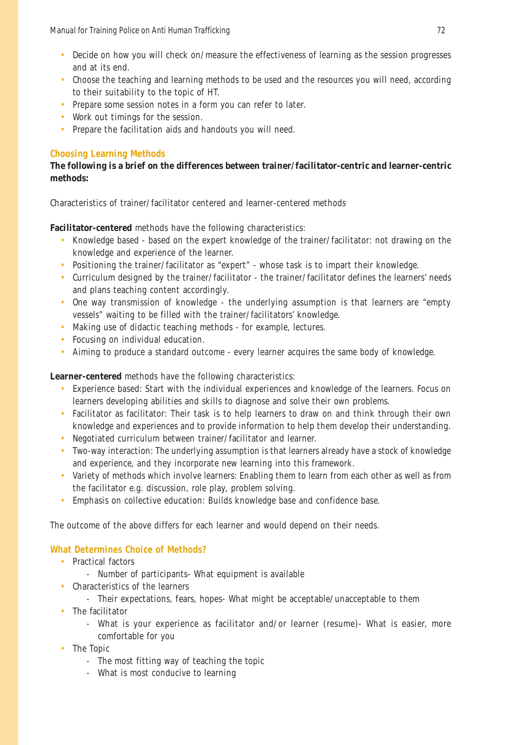- Decide on how you will check on/measure the effectiveness of learning as the session progresses and at its end.
- Choose the teaching and learning methods to be used and the resources you will need, according to their suitability to the topic of HT.
- Prepare some session notes in a form you can refer to later.
- Work out timings for the session.
- Prepare the facilitation aids and handouts you will need.

### Choosing Learning Methods

**The following is a brief on the differences between trainer/facilitator-centric and learner-centric methods:**

Characteristics of trainer/facilitator centered and learner-centered methods

**Facilitator-centered** methods have the following characteristics:

- Knowledge based - based on the expert knowledge of the trainer/facilitator: not drawing on the knowledge and experience of the learner.
- Positioning the trainer/facilitator as "expert" - whose task is to impart their knowledge.
- Curriculum designed by the trainer/facilitator - the trainer/facilitator defines the learners' needs and plans teaching content accordingly.
- One way transmission of knowledge - the underlying assumption is that learners are "empty vessels" waiting to be filled with the trainer/facilitators' knowledge.
- Making use of didactic teaching methods - for example, lectures.
- Focusing on individual education.
- Aiming to produce a standard outcome - every learner acquires the same body of knowledge.

**Learner-centered** methods have the following characteristics:

- Experience based: Start with the individual experiences and knowledge of the learners. Focus on learners developing abilities and skills to diagnose and solve their own problems.
- Facilitator as facilitator: Their task is to help learners to draw on and think through their own knowledge and experiences and to provide information to help them develop their understanding.
- Negotiated curriculum between trainer/facilitator and learner.
- Two-way interaction: The underlying assumption is that learners already have a stock of knowledge and experience, and they incorporate new learning into this framework.
- Variety of methods which involve learners: Enabling them to learn from each other as well as from the facilitator e.g. discussion, role play, problem solving.
- Emphasis on collective education: Builds knowledge base and confidence base.

The outcome of the above differs for each learner and would depend on their needs.

### What Determines Choice of Methods?

- Practical factors
  - Number of participants- What equipment is available
- Characteristics of the learners
  - Their expectations, fears, hopes- What might be acceptable/unacceptable to them
- The facilitator
  - What is your experience as facilitator and/or learner (resume)- What is easier, more comfortable for you
- The Topic
  - The most fitting way of teaching the topic
  - What is most conducive to learning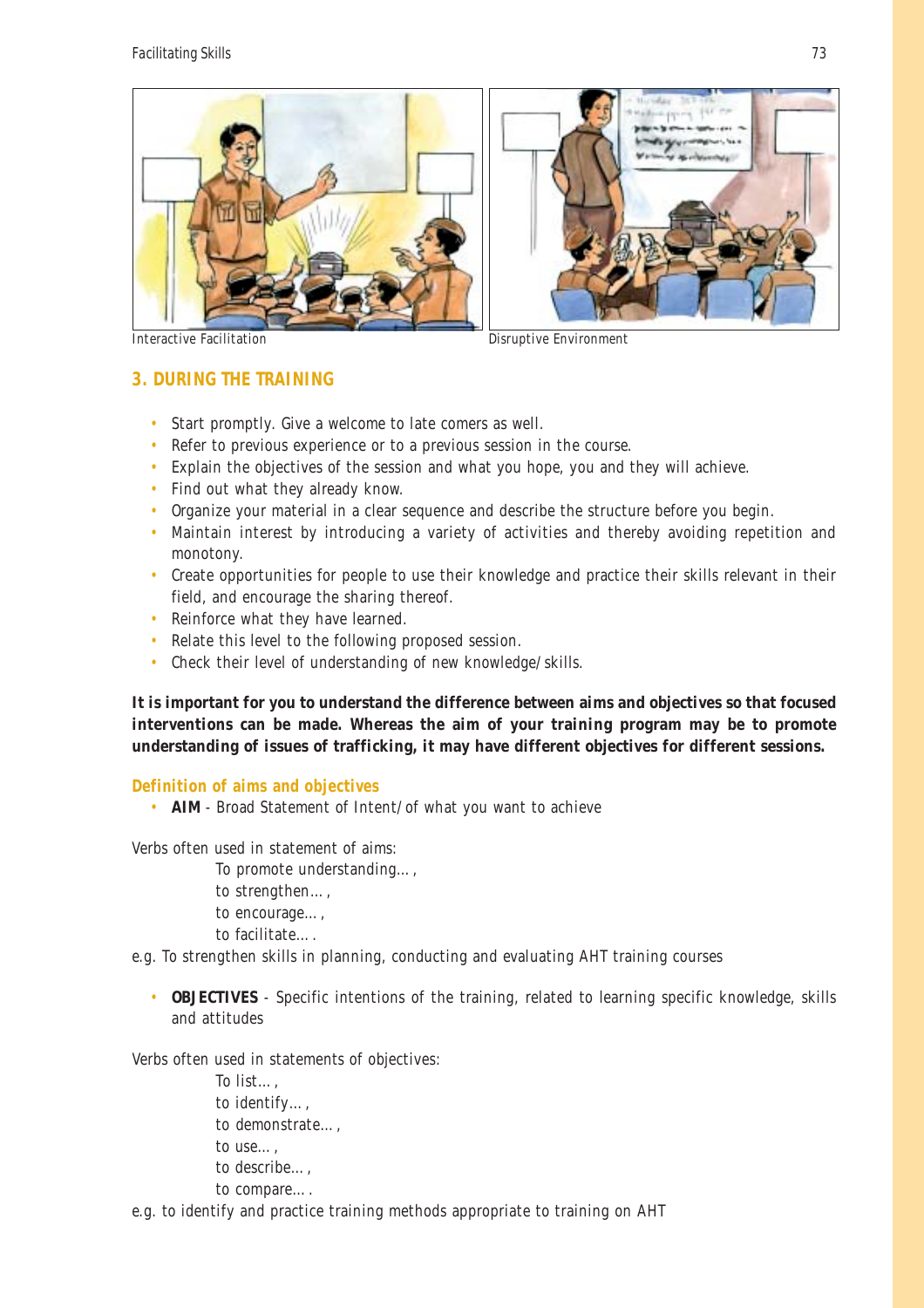Interactive Facilitation

Disruptive Environment

## 3. DURING THE TRAINING

- Start promptly. Give a welcome to late comers as well.
- Refer to previous experience or to a previous session in the course.
- Explain the objectives of the session and what you hope, you and they will achieve.
- Find out what they already know.
- Organize your material in a clear sequence and describe the structure before you begin.
- Maintain interest by introducing a variety of activities and thereby avoiding repetition and monotony.
- Create opportunities for people to use their knowledge and practice their skills relevant in their field, and encourage the sharing thereof.
- Reinforce what they have learned.
- Relate this level to the following proposed session.
- Check their level of understanding of new knowledge/skills.

**It is important for you to understand the difference between aims and objectives so that focused interventions can be made. Whereas the aim of your training program may be to promote understanding of issues of trafficking, it may have different objectives for different sessions.**

### Definition of aims and objectives

- **AIM** - Broad Statement of Intent/of what you want to achieve

Verbs often used in statement of aims:

To promote understanding…,
to strengthen…,
to encourage…,
to facilitate….

e.g. To strengthen skills in planning, conducting and evaluating AHT training courses

- **OBJECTIVES** - Specific intentions of the training, related to learning specific knowledge, skills and attitudes

Verbs often used in statements of objectives:

To list…,
to identify…,
to demonstrate…,
to use…,
to describe…,
to compare….

e.g. to identify and practice training methods appropriate to training on AHT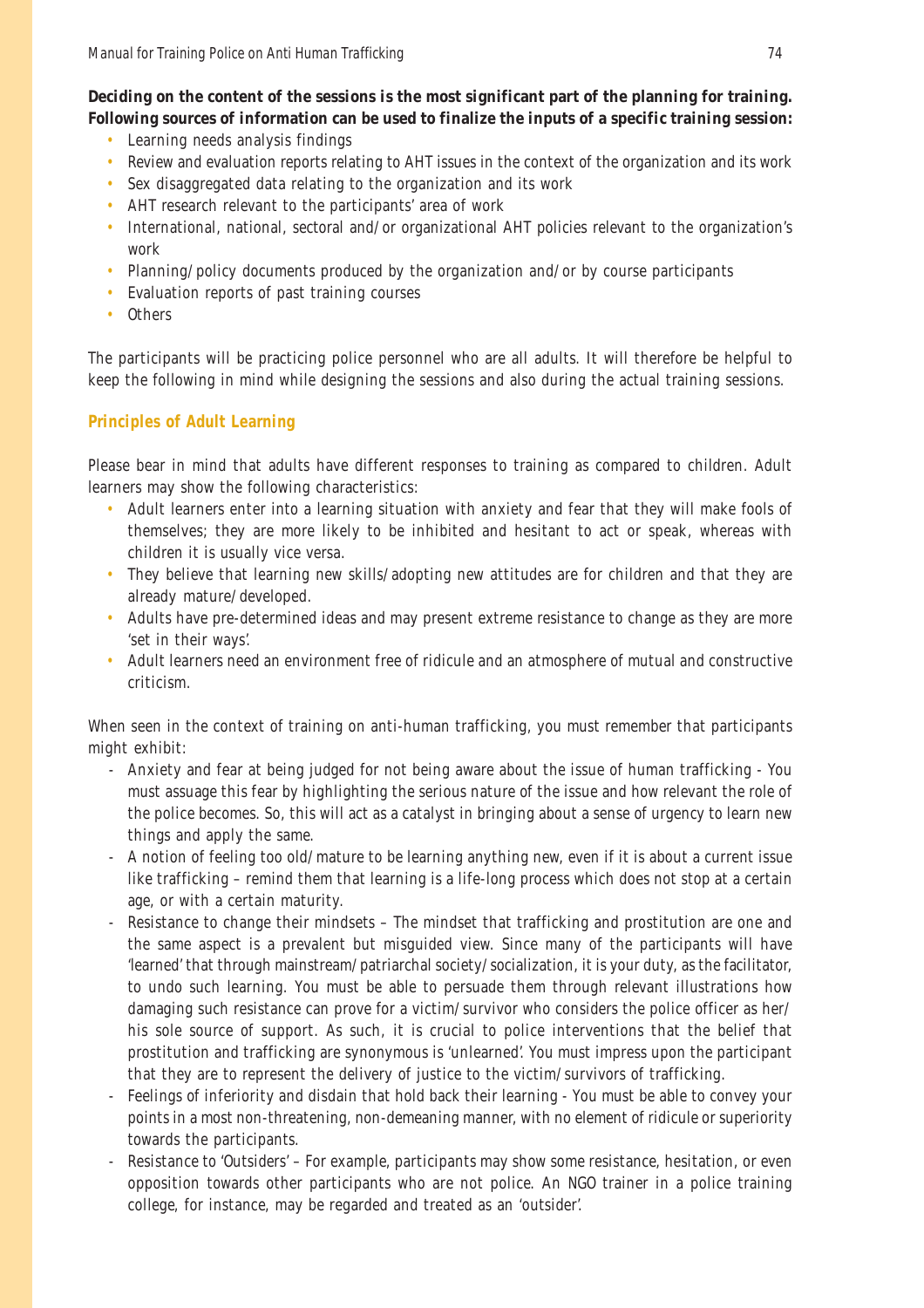**Deciding on the content of the sessions is the most significant part of the planning for training. Following sources of information can be used to finalize the inputs of a specific training session:**

- Learning needs analysis findings
- Review and evaluation reports relating to AHT issues in the context of the organization and its work
- Sex disaggregated data relating to the organization and its work
- AHT research relevant to the participants' area of work
- International, national, sectoral and/or organizational AHT policies relevant to the organization's work
- Planning/policy documents produced by the organization and/or by course participants
- Evaluation reports of past training courses
- Others

The participants will be practicing police personnel who are all adults. It will therefore be helpful to keep the following in mind while designing the sessions and also during the actual training sessions.

### Principles of Adult Learning

Please bear in mind that adults have different responses to training as compared to children. Adult learners may show the following characteristics:

- Adult learners enter into a learning situation with anxiety and fear that they will make fools of themselves; they are more likely to be inhibited and hesitant to act or speak, whereas with children it is usually vice versa.
- They believe that learning new skills/adopting new attitudes are for children and that they are already mature/developed.
- Adults have pre-determined ideas and may present extreme resistance to change as they are more 'set in their ways'.
- Adult learners need an environment free of ridicule and an atmosphere of mutual and constructive criticism.

When seen in the context of training on anti-human trafficking, you must remember that participants might exhibit:

- Anxiety and fear at being judged for not being aware about the issue of human trafficking - You must assuage this fear by highlighting the serious nature of the issue and how relevant the role of the police becomes. So, this will act as a catalyst in bringing about a sense of urgency to learn new things and apply the same.
- A notion of feeling too old/mature to be learning anything new, even if it is about a current issue like trafficking – remind them that learning is a life-long process which does not stop at a certain age, or with a certain maturity.
- Resistance to change their mindsets – The mindset that trafficking and prostitution are one and the same aspect is a prevalent but misguided view. Since many of the participants will have 'learned' that through mainstream/patriarchal society/socialization, it is your duty, as the facilitator, to undo such learning. You must be able to persuade them through relevant illustrations how damaging such resistance can prove for a victim/survivor who considers the police officer as her/his sole source of support. As such, it is crucial to police interventions that the belief that prostitution and trafficking are synonymous is 'unlearned'. You must impress upon the participant that they are to represent the delivery of justice to the victim/survivors of trafficking.
- Feelings of inferiority and disdain that hold back their learning - You must be able to convey your points in a most non-threatening, non-demeaning manner, with no element of ridicule or superiority towards the participants.
- Resistance to 'Outsiders' – For example, participants may show some resistance, hesitation, or even opposition towards other participants who are not police. An NGO trainer in a police training college, for instance, may be regarded and treated as an 'outsider'.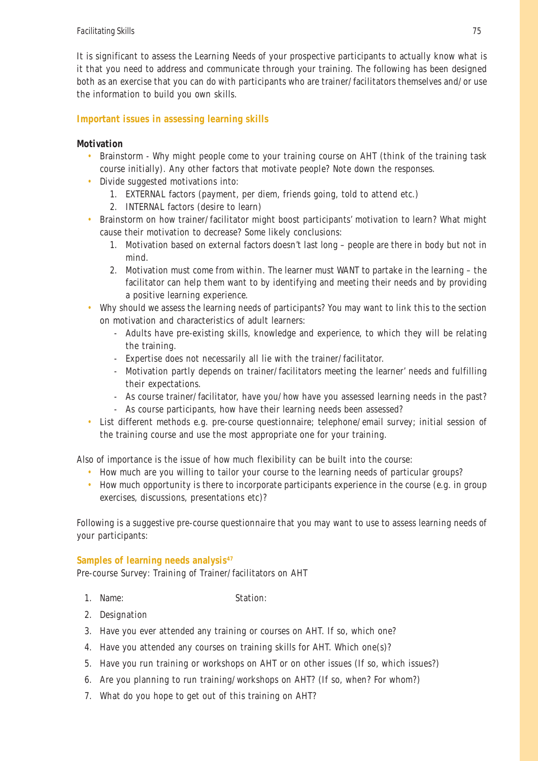It is significant to assess the Learning Needs of your prospective participants to actually know what is it that you need to address and communicate through your training. The following has been designed both as an exercise that you can do with participants who are trainer/facilitators themselves and/or use the information to build you own skills.

### Important issues in assessing learning skills

**Motivation**

- Brainstorm - Why might people come to your training course on AHT (think of the training task course initially). Any other factors that motivate people? Note down the responses.
- Divide suggested motivations into:
  1. EXTERNAL factors (payment, per diem, friends going, told to attend etc.)
  2. INTERNAL factors (desire to learn)
- Brainstorm on how trainer/facilitator might boost participants' motivation to learn? What might cause their motivation to decrease? Some likely conclusions:
  1. Motivation based on external factors doesn't last long – people are there in body but not in mind.
  2. Motivation must come from within. The learner must WANT to partake in the learning – the facilitator can help them want to by identifying and meeting their needs and by providing a positive learning experience.
- Why should we assess the learning needs of participants? You may want to link this to the section on motivation and characteristics of adult learners:
  - Adults have pre-existing skills, knowledge and experience, to which they will be relating the training.
  - Expertise does not necessarily all lie with the trainer/facilitator.
  - Motivation partly depends on trainer/facilitators meeting the learner' needs and fulfilling their expectations.
  - As course trainer/facilitator, have you/how have you assessed learning needs in the past?
  - As course participants, how have their learning needs been assessed?
- List different methods e.g. pre-course questionnaire; telephone/email survey; initial session of the training course and use the most appropriate one for your training.

Also of importance is the issue of how much flexibility can be built into the course:

- How much are you willing to tailor your course to the learning needs of particular groups?
- How much opportunity is there to incorporate participants experience in the course (e.g. in group exercises, discussions, presentations etc)?

Following is a suggestive pre-course questionnaire that you may want to use to assess learning needs of your participants:

### Samples of learning needs analysis[47]

Pre-course Survey: Training of Trainer/facilitators on AHT

1. Name: Station:
2. Designation
3. Have you ever attended any training or courses on AHT. If so, which one?
4. Have you attended any courses on training skills for AHT. Which one(s)?
5. Have you run training or workshops on AHT or on other issues (If so, which issues?)
6. Are you planning to run training/workshops on AHT? (If so, when? For whom?)
7. What do you hope to get out of this training on AHT?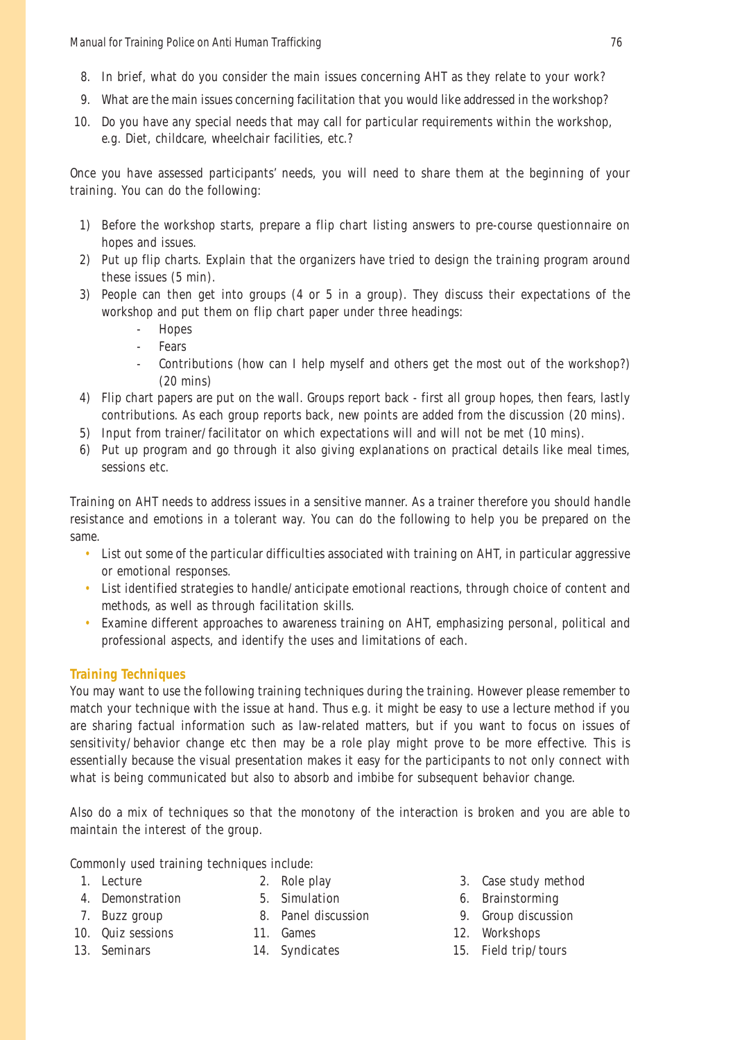8. In brief, what do you consider the main issues concerning AHT as they relate to your work?
9. What are the main issues concerning facilitation that you would like addressed in the workshop?
10. Do you have any special needs that may call for particular requirements within the workshop, e.g. Diet, childcare, wheelchair facilities, etc.?

Once you have assessed participants' needs, you will need to share them at the beginning of your training. You can do the following:

1) Before the workshop starts, prepare a flip chart listing answers to pre-course questionnaire on hopes and issues.
2) Put up flip charts. Explain that the organizers have tried to design the training program around these issues (5 min).
3) People can then get into groups (4 or 5 in a group). They discuss their expectations of the workshop and put them on flip chart paper under three headings:
   - Hopes
   - Fears
   - Contributions (how can I help myself and others get the most out of the workshop?) (20 mins)
4) Flip chart papers are put on the wall. Groups report back - first all group hopes, then fears, lastly contributions. As each group reports back, new points are added from the discussion (20 mins).
5) Input from trainer/facilitator on which expectations will and will not be met (10 mins).
6) Put up program and go through it also giving explanations on practical details like meal times, sessions etc.

Training on AHT needs to address issues in a sensitive manner. As a trainer therefore you should handle resistance and emotions in a tolerant way. You can do the following to help you be prepared on the same.

- List out some of the particular difficulties associated with training on AHT, in particular aggressive or emotional responses.
- List identified strategies to handle/anticipate emotional reactions, through choice of content and methods, as well as through facilitation skills.
- Examine different approaches to awareness training on AHT, emphasizing personal, political and professional aspects, and identify the uses and limitations of each.

### Training Techniques

You may want to use the following training techniques during the training. However please remember to match your technique with the issue at hand. Thus e.g. it might be easy to use a lecture method if you are sharing factual information such as law-related matters, but if you want to focus on issues of sensitivity/behavior change etc then may be a role play might prove to be more effective. This is essentially because the visual presentation makes it easy for the participants to not only connect with what is being communicated but also to absorb and imbibe for subsequent behavior change.

Also do a mix of techniques so that the monotony of the interaction is broken and you are able to maintain the interest of the group.

Commonly used training techniques include:

1. Lecture
2. Role play
3. Case study method
4. Demonstration
5. Simulation
6. Brainstorming
7. Buzz group
8. Panel discussion
9. Group discussion
10. Quiz sessions
11. Games
12. Workshops
13. Seminars
14. Syndicates
15. Field trip/tours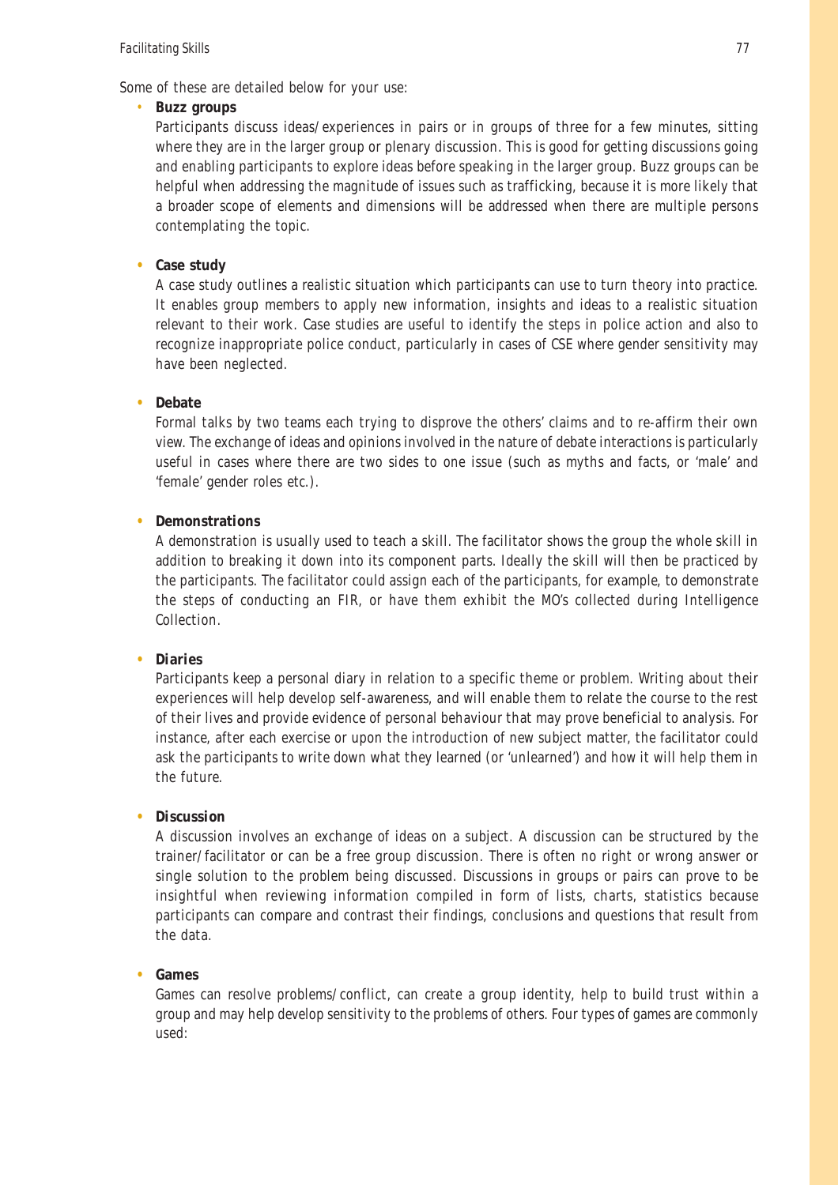Some of these are detailed below for your use:

- **Buzz groups**

  Participants discuss ideas/experiences in pairs or in groups of three for a few minutes, sitting where they are in the larger group or plenary discussion. This is good for getting discussions going and enabling participants to explore ideas before speaking in the larger group. Buzz groups can be helpful when addressing the magnitude of issues such as trafficking, because it is more likely that a broader scope of elements and dimensions will be addressed when there are multiple persons contemplating the topic.

- **Case study**

  A case study outlines a realistic situation which participants can use to turn theory into practice. It enables group members to apply new information, insights and ideas to a realistic situation relevant to their work. Case studies are useful to identify the steps in police action and also to recognize inappropriate police conduct, particularly in cases of CSE where gender sensitivity may have been neglected.

- **Debate**

  Formal talks by two teams each trying to disprove the others' claims and to re-affirm their own view. The exchange of ideas and opinions involved in the nature of debate interactions is particularly useful in cases where there are two sides to one issue (such as myths and facts, or 'male' and 'female' gender roles etc.).

- **Demonstrations**

  A demonstration is usually used to teach a skill. The facilitator shows the group the whole skill in addition to breaking it down into its component parts. Ideally the skill will then be practiced by the participants. The facilitator could assign each of the participants, for example, to demonstrate the steps of conducting an FIR, or have them exhibit the MO's collected during Intelligence Collection.

- **Diaries**

  Participants keep a personal diary in relation to a specific theme or problem. Writing about their experiences will help develop self-awareness, and will enable them to relate the course to the rest of their lives and provide evidence of personal behaviour that may prove beneficial to analysis. For instance, after each exercise or upon the introduction of new subject matter, the facilitator could ask the participants to write down what they learned (or 'unlearned') and how it will help them in the future.

- **Discussion**

  A discussion involves an exchange of ideas on a subject. A discussion can be structured by the trainer/facilitator or can be a free group discussion. There is often no right or wrong answer or single solution to the problem being discussed. Discussions in groups or pairs can prove to be insightful when reviewing information compiled in form of lists, charts, statistics because participants can compare and contrast their findings, conclusions and questions that result from the data.

- **Games**

  Games can resolve problems/conflict, can create a group identity, help to build trust within a group and may help develop sensitivity to the problems of others. Four types of games are commonly used: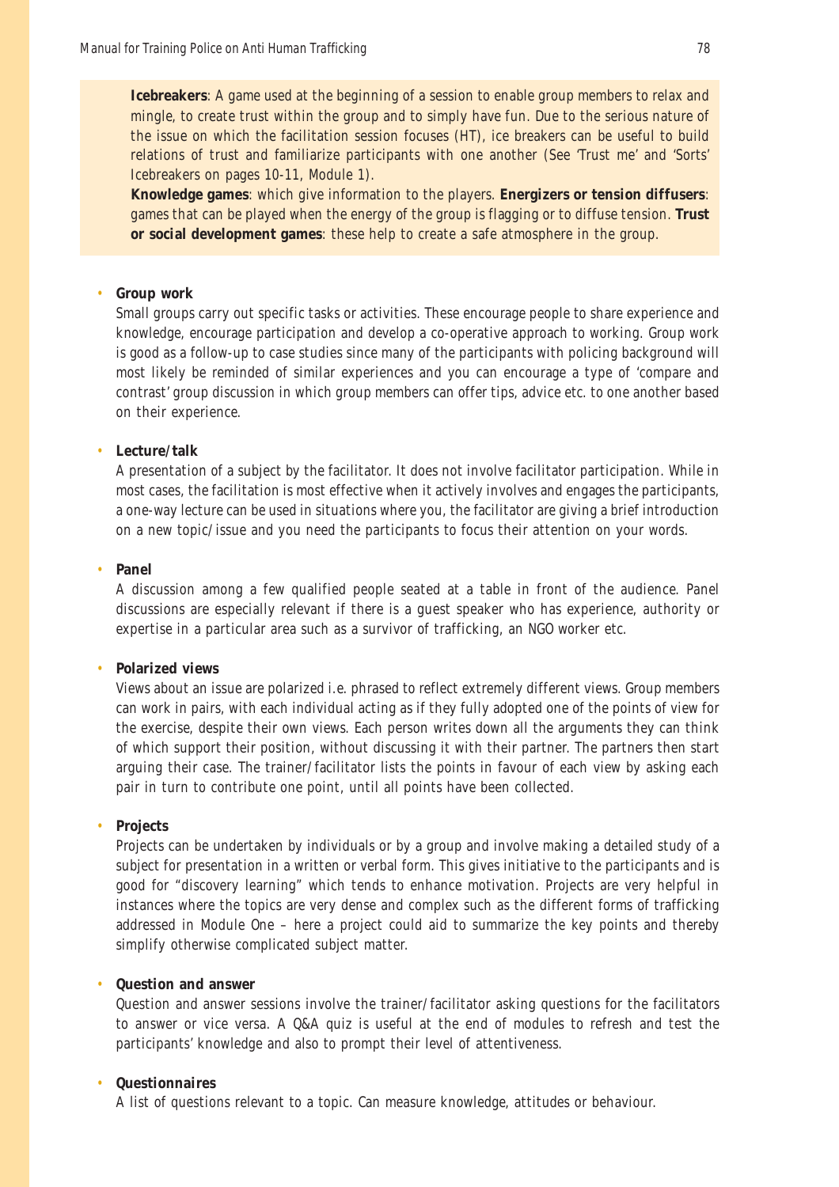**Icebreakers**: A game used at the beginning of a session to enable group members to relax and mingle, to create trust within the group and to simply have fun. Due to the serious nature of the issue on which the facilitation session focuses (HT), ice breakers can be useful to build relations of trust and familiarize participants with one another (See 'Trust me' and 'Sorts' Icebreakers on pages 10-11, Module 1).

**Knowledge games**: which give information to the players. **Energizers or tension diffusers**: games that can be played when the energy of the group is flagging or to diffuse tension. **Trust or social development games**: these help to create a safe atmosphere in the group.

- **Group work**

  Small groups carry out specific tasks or activities. These encourage people to share experience and knowledge, encourage participation and develop a co-operative approach to working. Group work is good as a follow-up to case studies since many of the participants with policing background will most likely be reminded of similar experiences and you can encourage a type of 'compare and contrast' group discussion in which group members can offer tips, advice etc. to one another based on their experience.

- **Lecture/talk**

  A presentation of a subject by the facilitator. It does not involve facilitator participation. While in most cases, the facilitation is most effective when it actively involves and engages the participants, a one-way lecture can be used in situations where you, the facilitator are giving a brief introduction on a new topic/issue and you need the participants to focus their attention on your words.

- **Panel**

  A discussion among a few qualified people seated at a table in front of the audience. Panel discussions are especially relevant if there is a guest speaker who has experience, authority or expertise in a particular area such as a survivor of trafficking, an NGO worker etc.

- **Polarized views**

  Views about an issue are polarized i.e. phrased to reflect extremely different views. Group members can work in pairs, with each individual acting as if they fully adopted one of the points of view for the exercise, despite their own views. Each person writes down all the arguments they can think of which support their position, without discussing it with their partner. The partners then start arguing their case. The trainer/facilitator lists the points in favour of each view by asking each pair in turn to contribute one point, until all points have been collected.

- **Projects**

  Projects can be undertaken by individuals or by a group and involve making a detailed study of a subject for presentation in a written or verbal form. This gives initiative to the participants and is good for "discovery learning" which tends to enhance motivation. Projects are very helpful in instances where the topics are very dense and complex such as the different forms of trafficking addressed in Module One – here a project could aid to summarize the key points and thereby simplify otherwise complicated subject matter.

- **Question and answer**

  Question and answer sessions involve the trainer/facilitator asking questions for the facilitators to answer or vice versa. A Q&A quiz is useful at the end of modules to refresh and test the participants' knowledge and also to prompt their level of attentiveness.

- **Questionnaires**

  A list of questions relevant to a topic. Can measure knowledge, attitudes or behaviour.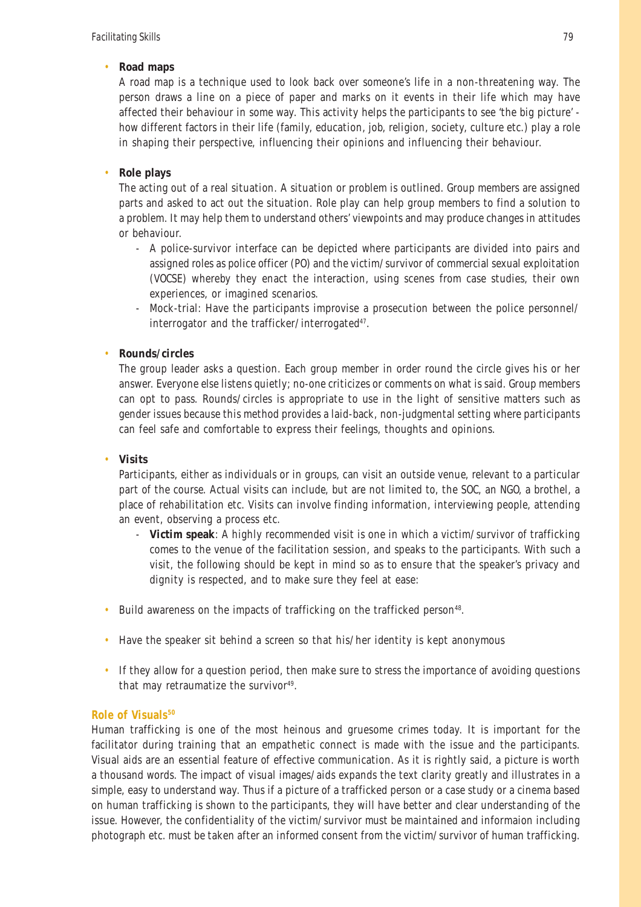- **Road maps**

  A road map is a technique used to look back over someone's life in a non-threatening way. The person draws a line on a piece of paper and marks on it events in their life which may have affected their behaviour in some way. This activity helps the participants to see 'the big picture' - how different factors in their life (family, education, job, religion, society, culture etc.) play a role in shaping their perspective, influencing their opinions and influencing their behaviour.

- **Role plays**

  The acting out of a real situation. A situation or problem is outlined. Group members are assigned parts and asked to act out the situation. Role play can help group members to find a solution to a problem. It may help them to understand others' viewpoints and may produce changes in attitudes or behaviour.

  - A police-survivor interface can be depicted where participants are divided into pairs and assigned roles as police officer (PO) and the victim/survivor of commercial sexual exploitation (VOCSE) whereby they enact the interaction, using scenes from case studies, their own experiences, or imagined scenarios.
  - Mock-trial: Have the participants improvise a prosecution between the police personnel/ interrogator and the trafficker/interrogated[47].

- **Rounds/circles**

  The group leader asks a question. Each group member in order round the circle gives his or her answer. Everyone else listens quietly; no-one criticizes or comments on what is said. Group members can opt to pass. Rounds/circles is appropriate to use in the light of sensitive matters such as gender issues because this method provides a laid-back, non-judgmental setting where participants can feel safe and comfortable to express their feelings, thoughts and opinions.

- **Visits**

  Participants, either as individuals or in groups, can visit an outside venue, relevant to a particular part of the course. Actual visits can include, but are not limited to, the SOC, an NGO, a brothel, a place of rehabilitation etc. Visits can involve finding information, interviewing people, attending an event, observing a process etc.

  - **Victim speak**: A highly recommended visit is one in which a victim/survivor of trafficking comes to the venue of the facilitation session, and speaks to the participants. With such a visit, the following should be kept in mind so as to ensure that the speaker's privacy and dignity is respected, and to make sure they feel at ease:

- Build awareness on the impacts of trafficking on the trafficked person[48].
- Have the speaker sit behind a screen so that his/her identity is kept anonymous
- If they allow for a question period, then make sure to stress the importance of avoiding questions that may retraumatize the survivor[49].

### Role of Visuals[50]

Human trafficking is one of the most heinous and gruesome crimes today. It is important for the facilitator during training that an empathetic connect is made with the issue and the participants. Visual aids are an essential feature of effective communication. As it is rightly said, a picture is worth a thousand words. The impact of visual images/aids expands the text clarity greatly and illustrates in a simple, easy to understand way. Thus if a picture of a trafficked person or a case study or a cinema based on human trafficking is shown to the participants, they will have better and clear understanding of the issue. However, the confidentiality of the victim/survivor must be maintained and informaion including photograph etc. must be taken after an informed consent from the victim/survivor of human trafficking.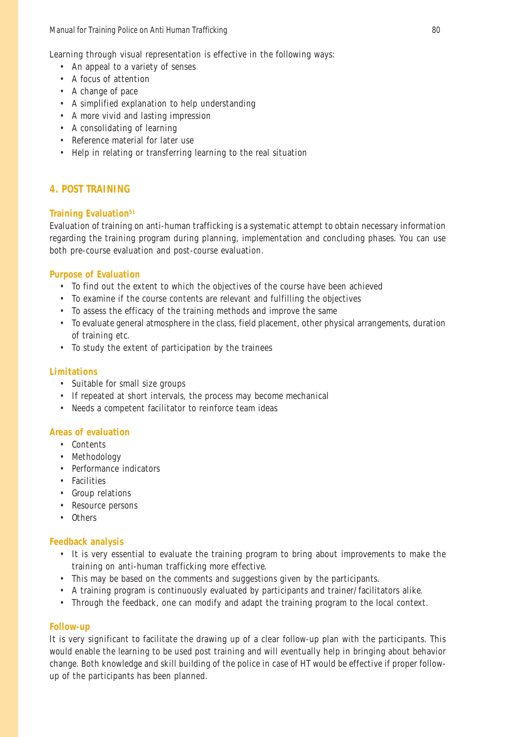Learning through visual representation is effective in the following ways:

- An appeal to a variety of senses
- A focus of attention
- A change of pace
- A simplified explanation to help understanding
- A more vivid and lasting impression
- A consolidating of learning
- Reference material for later use
- Help in relating or transferring learning to the real situation

## 4. POST TRAINING

### Training Evaluation[51]

Evaluation of training on anti-human trafficking is a systematic attempt to obtain necessary information regarding the training program during planning, implementation and concluding phases. You can use both pre-course evaluation and post-course evaluation.

### Purpose of Evaluation

- To find out the extent to which the objectives of the course have been achieved
- To examine if the course contents are relevant and fulfilling the objectives
- To assess the efficacy of the training methods and improve the same
- To evaluate general atmosphere in the class, field placement, other physical arrangements, duration of training etc.
- To study the extent of participation by the trainees

### Limitations

- Suitable for small size groups
- If repeated at short intervals, the process may become mechanical
- Needs a competent facilitator to reinforce team ideas

### Areas of evaluation

- Contents
- Methodology
- Performance indicators
- Facilities
- Group relations
- Resource persons
- Others

### Feedback analysis

- It is very essential to evaluate the training program to bring about improvements to make the training on anti-human trafficking more effective.
- This may be based on the comments and suggestions given by the participants.
- A training program is continuously evaluated by participants and trainer/facilitators alike.
- Through the feedback, one can modify and adapt the training program to the local context.

### Follow-up

It is very significant to facilitate the drawing up of a clear follow-up plan with the participants. This would enable the learning to be used post training and will eventually help in bringing about behavior change. Both knowledge and skill building of the police in case of HT would be effective if proper follow-up of the participants has been planned.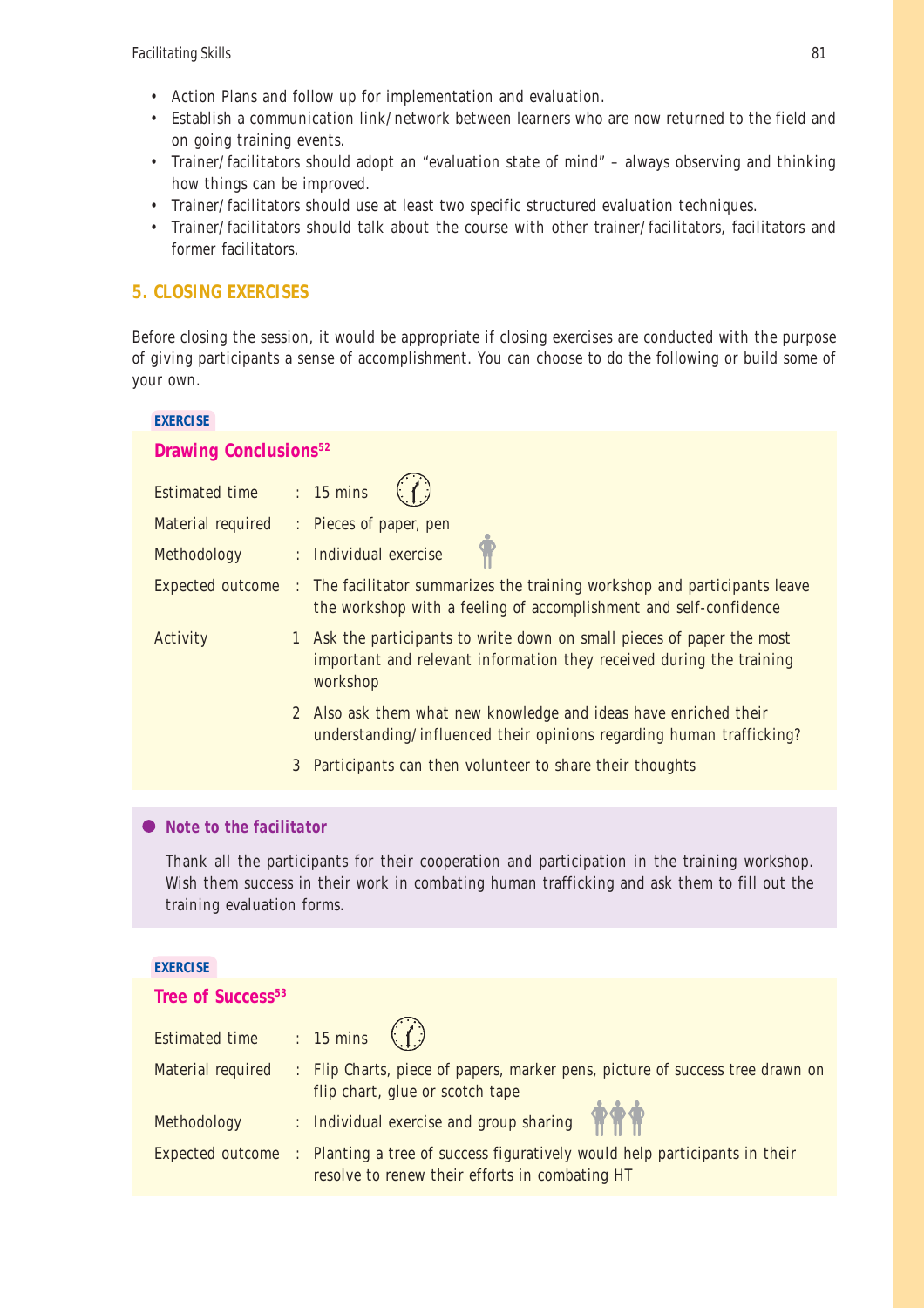- Action Plans and follow up for implementation and evaluation.
- Establish a communication link/network between learners who are now returned to the field and on going training events.
- Trainer/facilitators should adopt an "evaluation state of mind" – always observing and thinking how things can be improved.
- Trainer/facilitators should use at least two specific structured evaluation techniques.
- Trainer/facilitators should talk about the course with other trainer/facilitators, facilitators and former facilitators.

## 5. CLOSING EXERCISES

Before closing the session, it would be appropriate if closing exercises are conducted with the purpose of giving participants a sense of accomplishment. You can choose to do the following or build some of your own.

**EXERCISE**

### Drawing Conclusions[52]

| | | |
|---|---|---|
| Estimated time | : | 15 mins |
| Material required | : | Pieces of paper, pen |
| Methodology | : | Individual exercise |
| Expected outcome | : | The facilitator summarizes the training workshop and participants leave the workshop with a feeling of accomplishment and self-confidence |
| Activity | 1 | Ask the participants to write down on small pieces of paper the most important and relevant information they received during the training workshop |
| | 2 | Also ask them what new knowledge and ideas have enriched their understanding/influenced their opinions regarding human trafficking? |
| | 3 | Participants can then volunteer to share their thoughts |

**● *Note to the facilitator***

Thank all the participants for their cooperation and participation in the training workshop. Wish them success in their work in combating human trafficking and ask them to fill out the training evaluation forms.

**EXERCISE**

### Tree of Success[53]

| | | |
|---|---|---|
| Estimated time | : | 15 mins |
| Material required | : | Flip Charts, piece of papers, marker pens, picture of success tree drawn on flip chart, glue or scotch tape |
| Methodology | : | Individual exercise and group sharing |
| Expected outcome | : | Planting a tree of success figuratively would help participants in their resolve to renew their efforts in combating HT |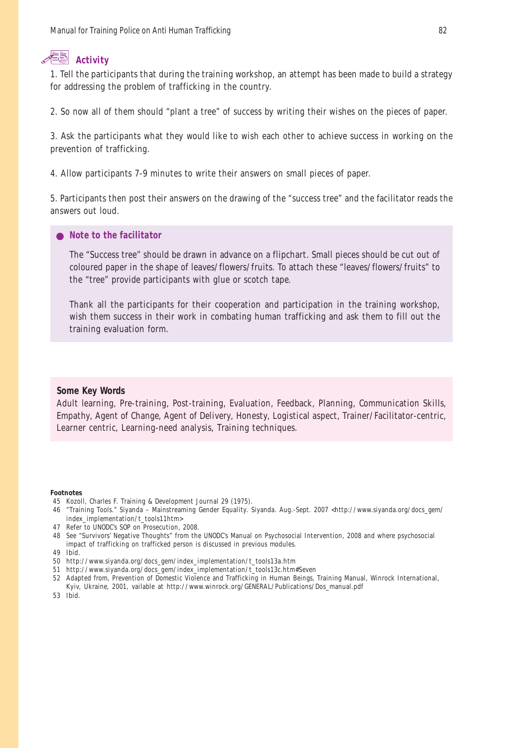### Activity

1. Tell the participants that during the training workshop, an attempt has been made to build a strategy for addressing the problem of trafficking in the country.

2. So now all of them should "plant a tree" of success by writing their wishes on the pieces of paper.

3. Ask the participants what they would like to wish each other to achieve success in working on the prevention of trafficking.

4. Allow participants 7-9 minutes to write their answers on small pieces of paper.

5. Participants then post their answers on the drawing of the "success tree" and the facilitator reads the answers out loud.

**Note to the facilitator**

The "Success tree" should be drawn in advance on a flipchart. Small pieces should be cut out of coloured paper in the shape of leaves/flowers/fruits. To attach these "leaves/flowers/fruits" to the "tree" provide participants with glue or scotch tape.

Thank all the participants for their cooperation and participation in the training workshop, wish them success in their work in combating human trafficking and ask them to fill out the training evaluation form.

**Some Key Words**

Adult learning, Pre-training, Post-training, Evaluation, Feedback, Planning, Communication Skills, Empathy, Agent of Change, Agent of Delivery, Honesty, Logistical aspect, Trainer/Facilitator-centric, Learner centric, Learning-need analysis, Training techniques.

**Footnotes**

45 Kozoll, Charles F. Training & Development Journal 29 (1975).

46 "Training Tools." Siyanda – Mainstreaming Gender Equality. Siyanda. Aug.-Sept. 2007 <http://www.siyanda.org/docs_gem/index_implementation/t_tools11htm>

47 Refer to UNODC's SOP on Prosecution, 2008.

48 See "Survivors' Negative Thoughts" from the UNODC's Manual on Psychosocial Intervention, 2008 and where psychosocial impact of trafficking on trafficked person is discussed in previous modules.

49 Ibid.

50 http://www.siyanda.org/docs_gem/index_implementation/t_tools13a.htm

51 http://www.siyanda.org/docs_gem/index_implementation/t_tools13c.htm#Seven

52 Adapted from, Prevention of Domestic Violence and Trafficking in Human Beings, Training Manual, Winrock International, Kyiv, Ukraine, 2001, vailable at http://www.winrock.org/GENERAL/Publications/Dos_manual.pdf

53 Ibid.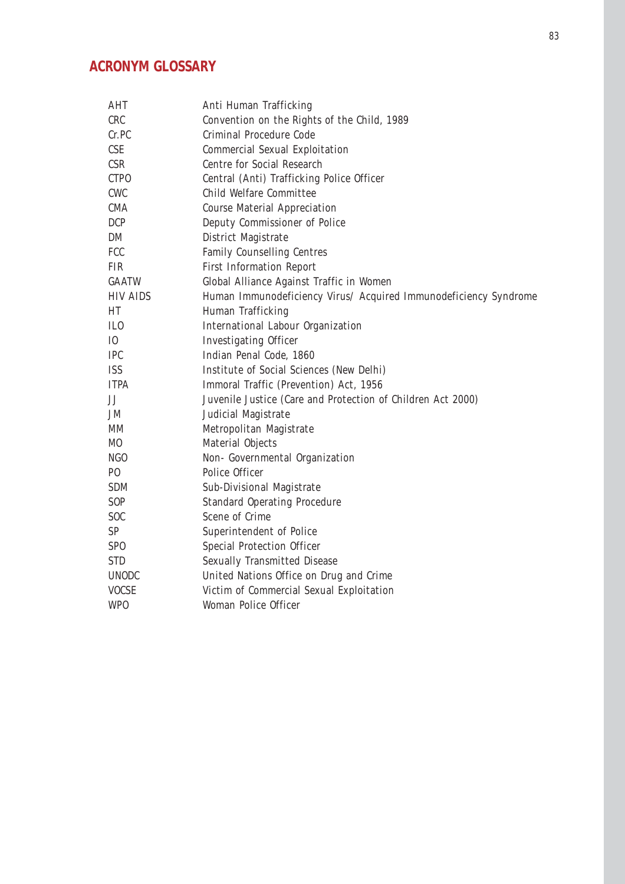## ACRONYM GLOSSARY

| | |
|---|---|
| AHT | Anti Human Trafficking |
| CRC | Convention on the Rights of the Child, 1989 |
| Cr.PC | Criminal Procedure Code |
| CSE | Commercial Sexual Exploitation |
| CSR | Centre for Social Research |
| CTPO | Central (Anti) Trafficking Police Officer |
| CWC | Child Welfare Committee |
| CMA | Course Material Appreciation |
| DCP | Deputy Commissioner of Police |
| DM | District Magistrate |
| FCC | Family Counselling Centres |
| FIR | First Information Report |
| GAATW | Global Alliance Against Traffic in Women |
| HIV AIDS | Human Immunodeficiency Virus/ Acquired Immunodeficiency Syndrome |
| HT | Human Trafficking |
| ILO | International Labour Organization |
| IO | Investigating Officer |
| IPC | Indian Penal Code, 1860 |
| ISS | Institute of Social Sciences (New Delhi) |
| ITPA | Immoral Traffic (Prevention) Act, 1956 |
| JJ | Juvenile Justice (Care and Protection of Children Act 2000) |
| JM | Judicial Magistrate |
| MM | Metropolitan Magistrate |
| MO | Material Objects |
| NGO | Non- Governmental Organization |
| PO | Police Officer |
| SDM | Sub-Divisional Magistrate |
| SOP | Standard Operating Procedure |
| SOC | Scene of Crime |
| SP | Superintendent of Police |
| SPO | Special Protection Officer |
| STD | Sexually Transmitted Disease |
| UNODC | United Nations Office on Drug and Crime |
| VOCSE | Victim of Commercial Sexual Exploitation |
| WPO | Woman Police Officer |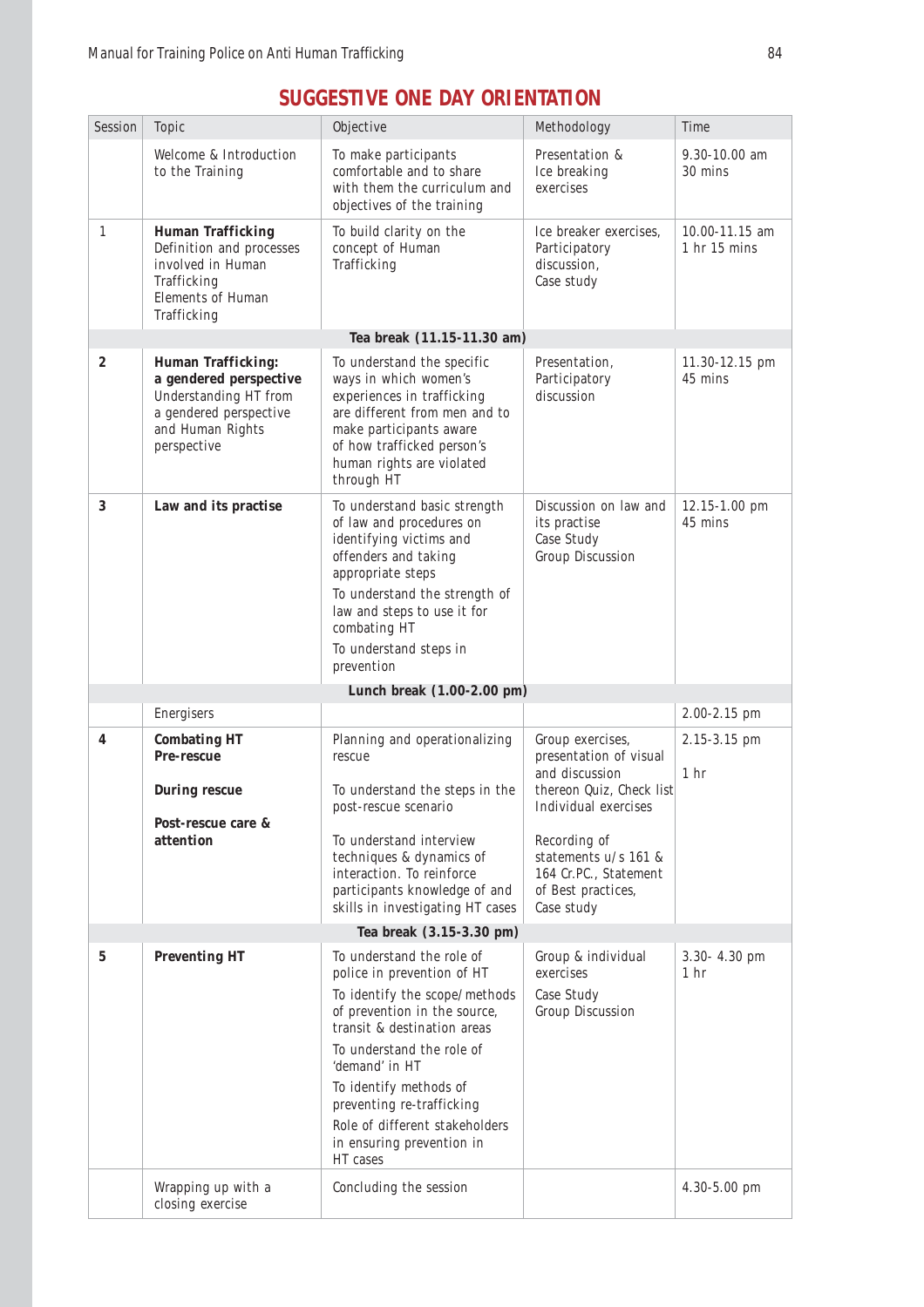# SUGGESTIVE ONE DAY ORIENTATION

| Session | Topic | Objective | Methodology | Time |
|---|---|---|---|---|
| | Welcome & Introduction to the Training | To make participants comfortable and to share with them the curriculum and objectives of the training | Presentation & Ice breaking exercises | 9.30-10.00 am 30 mins |
| 1 | **Human Trafficking** Definition and processes involved in Human Trafficking Elements of Human Trafficking | To build clarity on the concept of Human Trafficking | Ice breaker exercises, Participatory discussion, Case study | 10.00-11.15 am 1 hr 15 mins |
| | | **Tea break (11.15-11.30 am)** | | |
| **2** | **Human Trafficking: a gendered perspective** Understanding HT from a gendered perspective and Human Rights perspective | To understand the specific ways in which women's experiences in trafficking are different from men and to make participants aware of how trafficked person's human rights are violated through HT | Presentation, Participatory discussion | 11.30-12.15 pm 45 mins |
| **3** | **Law and its practise** | To understand basic strength of law and procedures on identifying victims and offenders and taking appropriate steps<br>To understand the strength of law and steps to use it for combating HT<br>To understand steps in prevention | Discussion on law and its practise Case Study Group Discussion | 12.15-1.00 pm 45 mins |
| | | **Lunch break (1.00-2.00 pm)** | | |
| | Energisers | | | 2.00-2.15 pm |
| **4** | **Combating HT**<br>**Pre-rescue**<br>**During rescue**<br>**Post-rescue care & attention** | Planning and operationalizing rescue<br>To understand the steps in the post-rescue scenario<br>To understand interview techniques & dynamics of interaction. To reinforce participants knowledge of and skills in investigating HT cases | Group exercises, presentation of visual and discussion thereon Quiz, Check list Individual exercises<br>Recording of statements u/s 161 & 164 Cr.PC., Statement of Best practices, Case study | 2.15-3.15 pm<br>1 hr |
| | | **Tea break (3.15-3.30 pm)** | | |
| **5** | **Preventing HT** | To understand the role of police in prevention of HT<br>To identify the scope/methods of prevention in the source, transit & destination areas<br>To understand the role of 'demand' in HT<br>To identify methods of preventing re-trafficking<br>Role of different stakeholders in ensuring prevention in HT cases | Group & individual exercises<br>Case Study<br>Group Discussion | 3.30- 4.30 pm<br>1 hr |
| | Wrapping up with a closing exercise | Concluding the session | | 4.30-5.00 pm |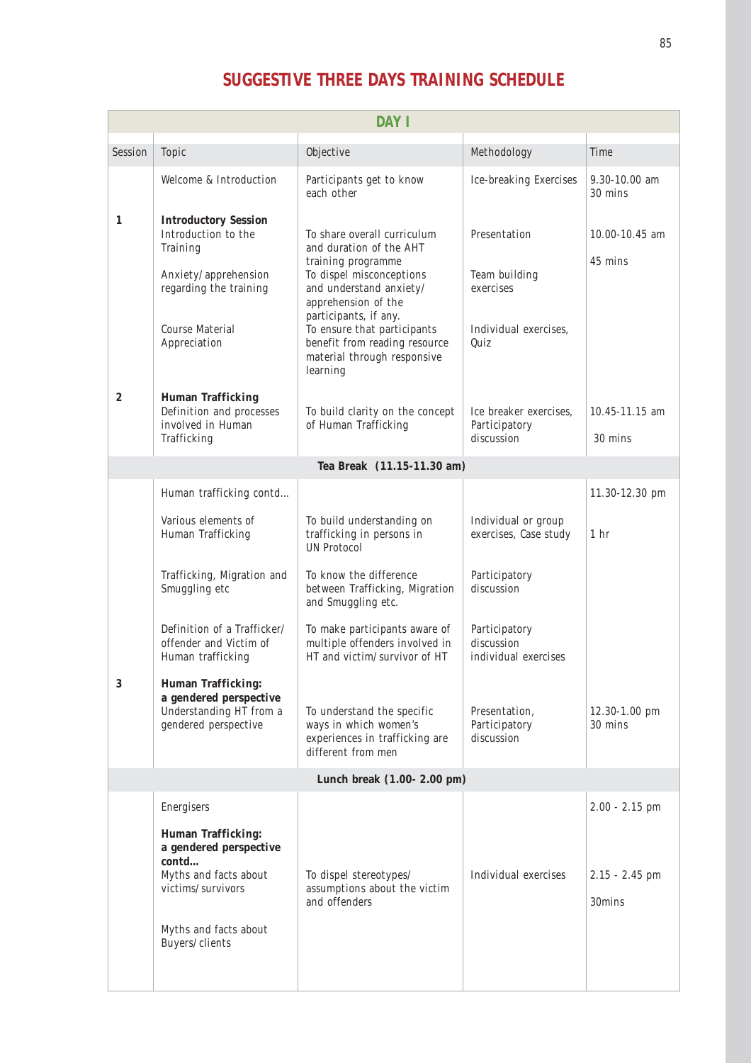# SUGGESTIVE THREE DAYS TRAINING SCHEDULE

| DAY I | | | | |
|---|---|---|---|---|
| Session | Topic | Objective | Methodology | Time |
| | Welcome & Introduction | Participants get to know each other | Ice-breaking Exercises | 9.30-10.00 am 30 mins |
| 1 | **Introductory Session** Introduction to the Training | To share overall curriculum and duration of the AHT training programme | Presentation | 10.00-10.45 am 45 mins |
| | Anxiety/apprehension regarding the training | To dispel misconceptions and understand anxiety/ apprehension of the participants, if any. | Team building exercises | |
| | Course Material Appreciation | To ensure that participants benefit from reading resource material through responsive learning | Individual exercises, Quiz | |
| 2 | **Human Trafficking** Definition and processes involved in Human Trafficking | To build clarity on the concept of Human Trafficking | Ice breaker exercises, Participatory discussion | 10.45-11.15 am 30 mins |
| **Tea Break (11.15-11.30 am)** | | | | |
| | Human trafficking contd… | | | 11.30-12.30 pm |
| | Various elements of Human Trafficking | To build understanding on trafficking in persons in UN Protocol | Individual or group exercises, Case study | 1 hr |
| | Trafficking, Migration and Smuggling etc | To know the difference between Trafficking, Migration and Smuggling etc. | Participatory discussion | |
| | Definition of a Trafficker/ offender and Victim of Human trafficking | To make participants aware of multiple offenders involved in HT and victim/survivor of HT | Participatory discussion individual exercises | |
| 3 | **Human Trafficking: a gendered perspective** Understanding HT from a gendered perspective | To understand the specific ways in which women's experiences in trafficking are different from men | Presentation, Participatory discussion | 12.30-1.00 pm 30 mins |
| **Lunch break (1.00- 2.00 pm)** | | | | |
| | Energisers | | | 2.00 - 2.15 pm |
| | **Human Trafficking: a gendered perspective contd…** Myths and facts about victims/survivors | To dispel stereotypes/ assumptions about the victim and offenders | Individual exercises | 2.15 - 2.45 pm 30mins |
| | Myths and facts about Buyers/clients | | | |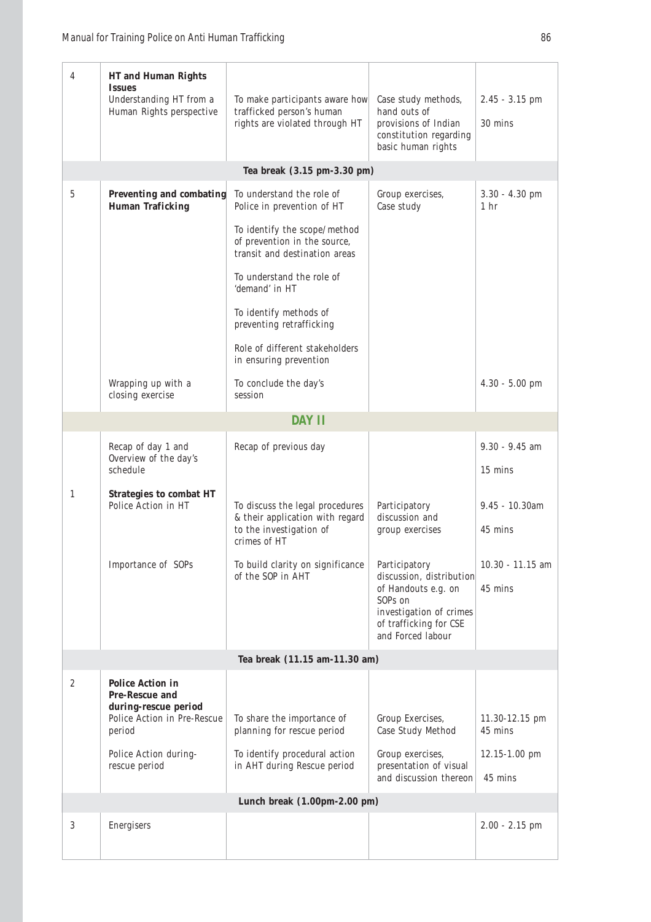| | | | | |
|---|---|---|---|---|
| 4 | **HT and Human Rights Issues**<br>Understanding HT from a Human Rights perspective | To make participants aware how trafficked person's human rights are violated through HT | Case study methods, hand outs of provisions of Indian constitution regarding basic human rights | 2.45 - 3.15 pm<br><br>30 mins |
| | | **Tea break (3.15 pm-3.30 pm)** | | |
| 5 | **Preventing and combating Human Traficking** | To understand the role of Police in prevention of HT<br><br>To identify the scope/method of prevention in the source, transit and destination areas<br><br>To understand the role of 'demand' in HT<br><br>To identify methods of preventing retrafficking<br><br>Role of different stakeholders in ensuring prevention | Group exercises, Case study | 3.30 - 4.30 pm<br>1 hr |
| | Wrapping up with a closing exercise | To conclude the day's session | | 4.30 - 5.00 pm |
| | | **DAY II** | | |
| | Recap of day 1 and Overview of the day's schedule | Recap of previous day | | 9.30 - 9.45 am<br><br>15 mins |
| 1 | **Strategies to combat HT**<br>Police Action in HT | To discuss the legal procedures & their application with regard to the investigation of crimes of HT | Participatory discussion and group exercises | 9.45 - 10.30am<br><br>45 mins |
| | Importance of SOPs | To build clarity on significance of the SOP in AHT | Participatory discussion, distribution of Handouts e.g. on SOPs on investigation of crimes of trafficking for CSE and Forced labour | 10.30 - 11.15 am<br><br>45 mins |
| | | **Tea break (11.15 am-11.30 am)** | | |
| 2 | **Police Action in Pre-Rescue and during-rescue period**<br>Police Action in Pre-Rescue period | To share the importance of planning for rescue period | Group Exercises, Case Study Method | 11.30-12.15 pm<br>45 mins |
| | Police Action during-rescue period | To identify procedural action in AHT during Rescue period | Group exercises, presentation of visual and discussion thereon | 12.15-1.00 pm<br><br>45 mins |
| | | **Lunch break (1.00pm-2.00 pm)** | | |
| 3 | Energisers | | | 2.00 - 2.15 pm |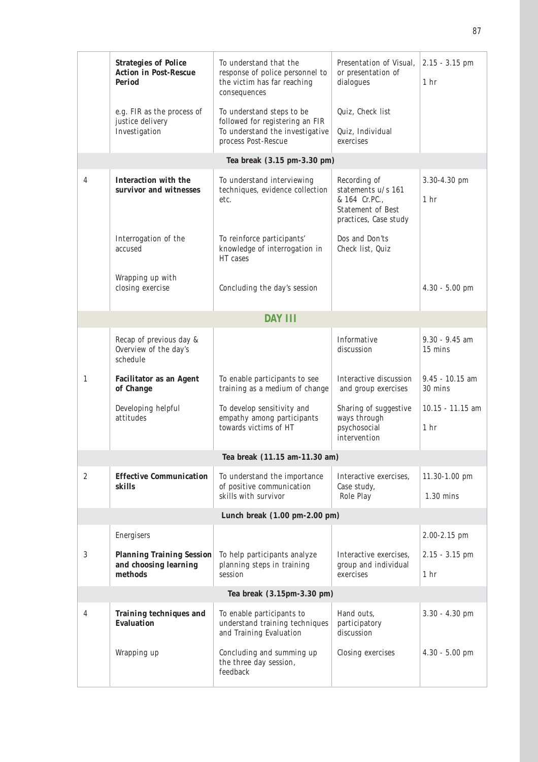| | | | | |
|---|---|---|---|---|
| | **Strategies of Police Action in Post-Rescue Period** | To understand that the response of police personnel to the victim has far reaching consequences | Presentation of Visual, or presentation of dialogues | 2.15 - 3.15 pm<br>1 hr |
| | e.g. FIR as the process of justice delivery<br>Investigation | To understand steps to be followed for registering an FIR<br>To understand the investigative process Post-Rescue | Quiz, Check list<br>Quiz, Individual exercises | |
| | | **Tea break (3.15 pm-3.30 pm)** | | |
| 4 | **Interaction with the survivor and witnesses** | To understand interviewing techniques, evidence collection etc. | Recording of statements u/s 161 & 164 Cr.PC., Statement of Best practices, Case study | 3.30-4.30 pm<br>1 hr |
| | Interrogation of the accused | To reinforce participants' knowledge of interrogation in HT cases | Dos and Don'ts Check list, Quiz | |
| | Wrapping up with closing exercise | Concluding the day's session | | 4.30 - 5.00 pm |
| | | **DAY III** | | |
| | Recap of previous day & Overview of the day's schedule | | Informative discussion | 9.30 - 9.45 am<br>15 mins |
| 1 | **Facilitator as an Agent of Change** | To enable participants to see training as a medium of change | Interactive discussion and group exercises | 9.45 - 10.15 am<br>30 mins |
| | Developing helpful attitudes | To develop sensitivity and empathy among participants towards victims of HT | Sharing of suggestive ways through psychosocial intervention | 10.15 - 11.15 am<br>1 hr |
| | | **Tea break (11.15 am-11.30 am)** | | |
| 2 | **Effective Communication skills** | To understand the importance of positive communication skills with survivor | Interactive exercises, Case study, Role Play | 11.30-1.00 pm<br>1.30 mins |
| | | **Lunch break (1.00 pm-2.00 pm)** | | |
| | Energisers | | | 2.00-2.15 pm |
| 3 | **Planning Training Session and choosing learning methods** | To help participants analyze planning steps in training session | Interactive exercises, group and individual exercises | 2.15 - 3.15 pm<br>1 hr |
| | | **Tea break (3.15pm-3.30 pm)** | | |
| 4 | **Training techniques and Evaluation** | To enable participants to understand training techniques and Training Evaluation | Hand outs, participatory discussion | 3.30 - 4.30 pm |
| | Wrapping up | Concluding and summing up the three day session, feedback | Closing exercises | 4.30 - 5.00 pm |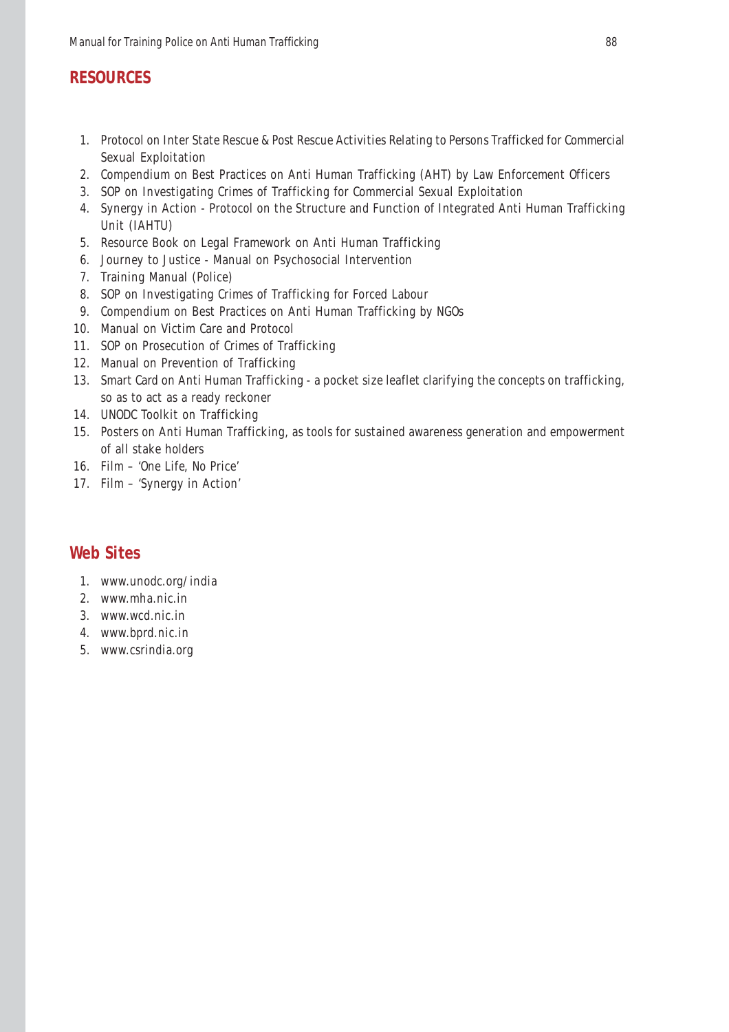## RESOURCES

1. Protocol on Inter State Rescue & Post Rescue Activities Relating to Persons Trafficked for Commercial Sexual Exploitation
2. Compendium on Best Practices on Anti Human Trafficking (AHT) by Law Enforcement Officers
3. SOP on Investigating Crimes of Trafficking for Commercial Sexual Exploitation
4. Synergy in Action - Protocol on the Structure and Function of Integrated Anti Human Trafficking Unit (IAHTU)
5. Resource Book on Legal Framework on Anti Human Trafficking
6. Journey to Justice - Manual on Psychosocial Intervention
7. Training Manual (Police)
8. SOP on Investigating Crimes of Trafficking for Forced Labour
9. Compendium on Best Practices on Anti Human Trafficking by NGOs
10. Manual on Victim Care and Protocol
11. SOP on Prosecution of Crimes of Trafficking
12. Manual on Prevention of Trafficking
13. Smart Card on Anti Human Trafficking - a pocket size leaflet clarifying the concepts on trafficking, so as to act as a ready reckoner
14. UNODC Toolkit on Trafficking
15. Posters on Anti Human Trafficking, as tools for sustained awareness generation and empowerment of all stake holders
16. Film – 'One Life, No Price'
17. Film – 'Synergy in Action'

## Web Sites

1. www.unodc.org/india
2. www.mha.nic.in
3. www.wcd.nic.in
4. www.bprd.nic.in
5. www.csrindia.org